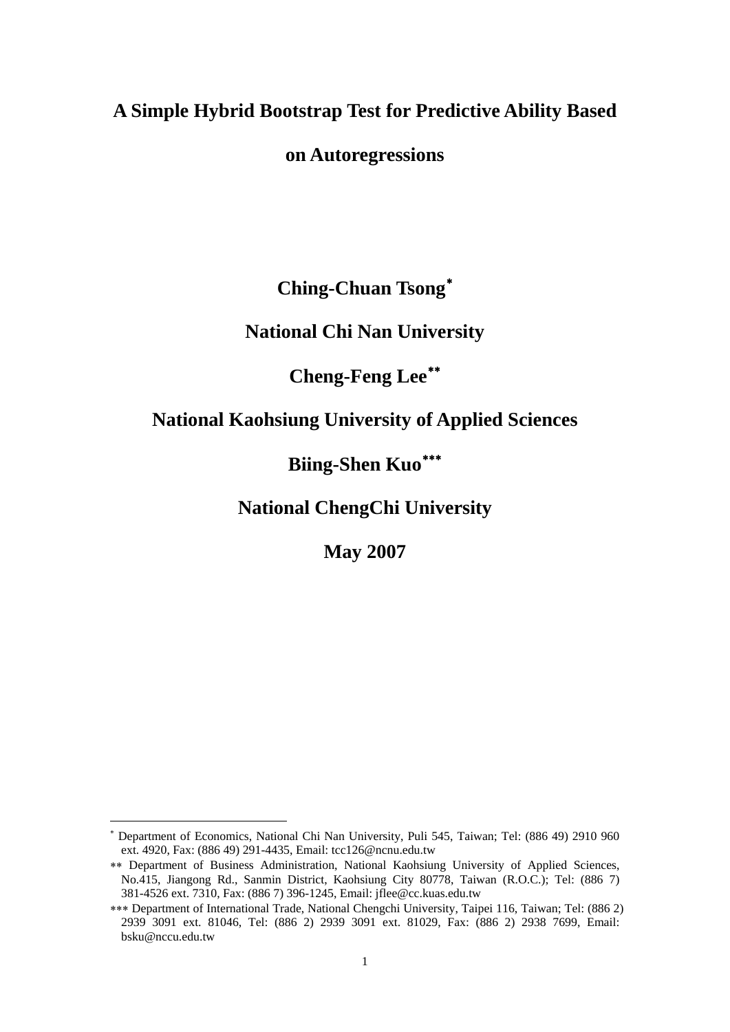# A Simple Hybrid Bootstrap Test for Predictive Ability Based on Autoregressions

**Ching-Chuan Tsong[*]**

**National Chi Nan University**

**Cheng-Feng Lee[**]**

**National Kaohsiung University of Applied Sciences**

**Biing-Shen Kuo[***]**

**National ChengChi University**

**May 2007**

---

[*] Department of Economics, National Chi Nan University, Puli 545, Taiwan; Tel: (886 49) 2910 960 ext. 4920, Fax: (886 49) 291-4435, Email: tcc126@ncnu.edu.tw

[**] Department of Business Administration, National Kaohsiung University of Applied Sciences, No.415, Jiangong Rd., Sanmin District, Kaohsiung City 80778, Taiwan (R.O.C.); Tel: (886 7) 381-4526 ext. 7310, Fax: (886 7) 396-1245, Email: jflee@cc.kuas.edu.tw

[***] Department of International Trade, National Chengchi University, Taipei 116, Taiwan; Tel: (886 2) 2939 3091 ext. 81046, Tel: (886 2) 2939 3091 ext. 81029, Fax: (886 2) 2938 7699, Email: bsku@nccu.edu.tw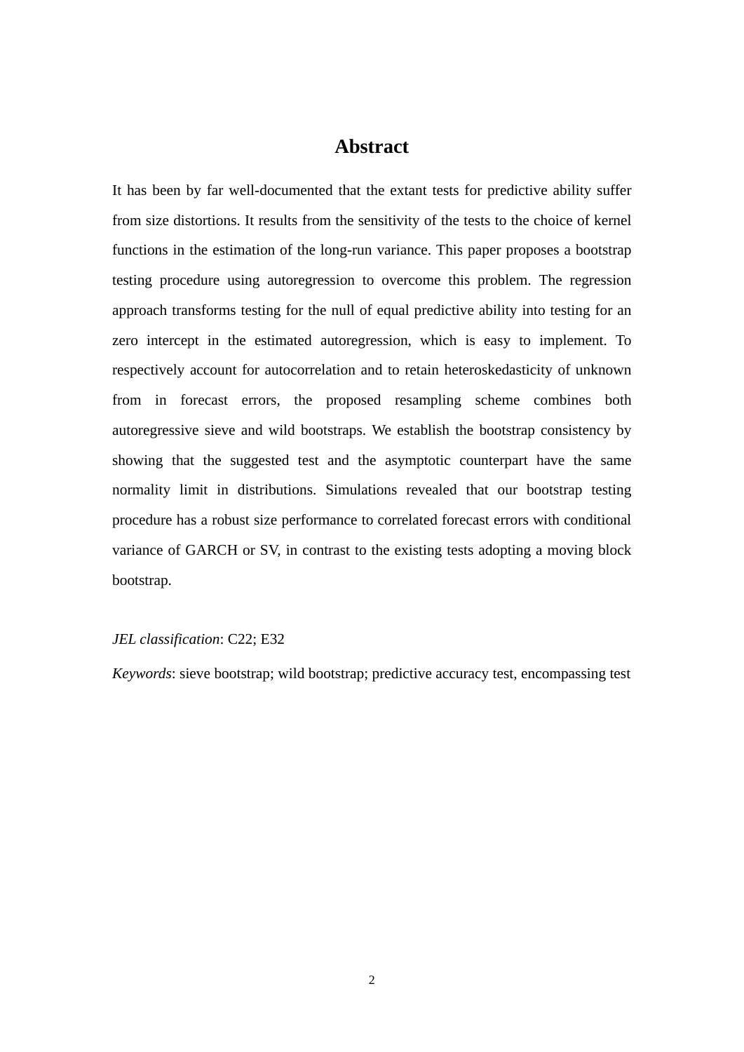# Abstract

It has been by far well-documented that the extant tests for predictive ability suffer from size distortions. It results from the sensitivity of the tests to the choice of kernel functions in the estimation of the long-run variance. This paper proposes a bootstrap testing procedure using autoregression to overcome this problem. The regression approach transforms testing for the null of equal predictive ability into testing for an zero intercept in the estimated autoregression, which is easy to implement. To respectively account for autocorrelation and to retain heteroskedasticity of unknown from in forecast errors, the proposed resampling scheme combines both autoregressive sieve and wild bootstraps. We establish the bootstrap consistency by showing that the suggested test and the asymptotic counterpart have the same normality limit in distributions. Simulations revealed that our bootstrap testing procedure has a robust size performance to correlated forecast errors with conditional variance of GARCH or SV, in contrast to the existing tests adopting a moving block bootstrap.

*JEL classification*: C22; E32

*Keywords*: sieve bootstrap; wild bootstrap; predictive accuracy test, encompassing test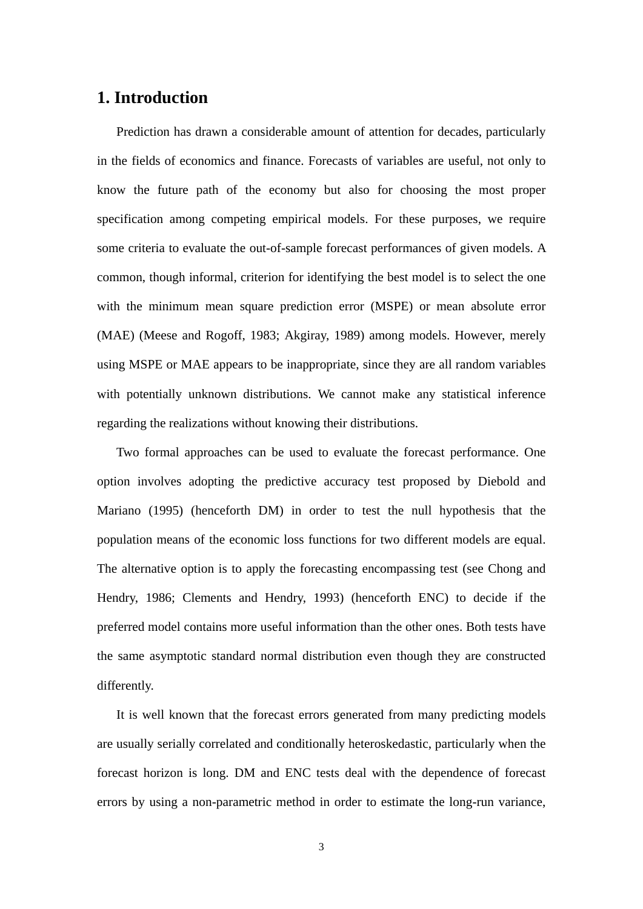# 1. Introduction

Prediction has drawn a considerable amount of attention for decades, particularly in the fields of economics and finance. Forecasts of variables are useful, not only to know the future path of the economy but also for choosing the most proper specification among competing empirical models. For these purposes, we require some criteria to evaluate the out-of-sample forecast performances of given models. A common, though informal, criterion for identifying the best model is to select the one with the minimum mean square prediction error (MSPE) or mean absolute error (MAE) (Meese and Rogoff, 1983; Akgiray, 1989) among models. However, merely using MSPE or MAE appears to be inappropriate, since they are all random variables with potentially unknown distributions. We cannot make any statistical inference regarding the realizations without knowing their distributions.

Two formal approaches can be used to evaluate the forecast performance. One option involves adopting the predictive accuracy test proposed by Diebold and Mariano (1995) (henceforth DM) in order to test the null hypothesis that the population means of the economic loss functions for two different models are equal. The alternative option is to apply the forecasting encompassing test (see Chong and Hendry, 1986; Clements and Hendry, 1993) (henceforth ENC) to decide if the preferred model contains more useful information than the other ones. Both tests have the same asymptotic standard normal distribution even though they are constructed differently.

It is well known that the forecast errors generated from many predicting models are usually serially correlated and conditionally heteroskedastic, particularly when the forecast horizon is long. DM and ENC tests deal with the dependence of forecast errors by using a non-parametric method in order to estimate the long-run variance,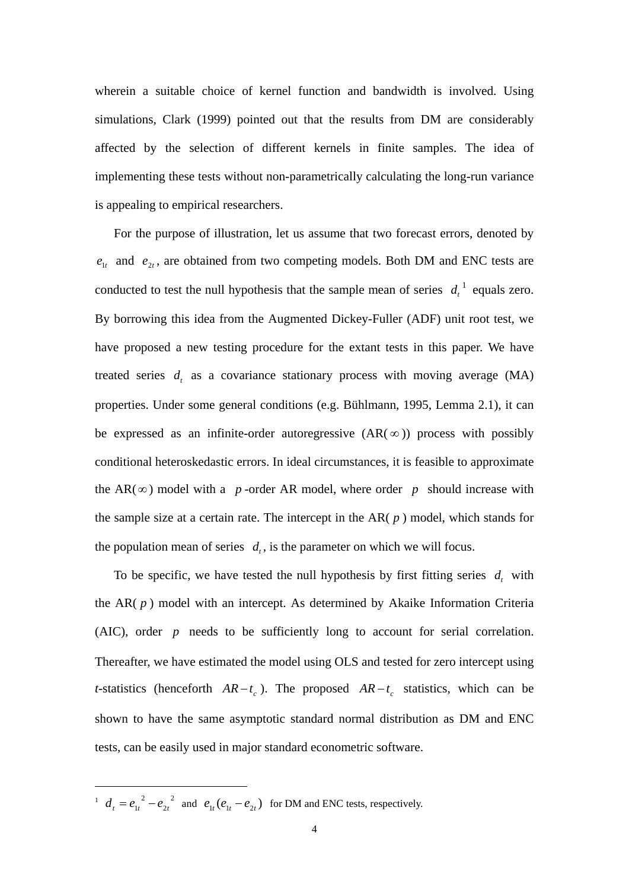wherein a suitable choice of kernel function and bandwidth is involved. Using simulations, Clark (1999) pointed out that the results from DM are considerably affected by the selection of different kernels in finite samples. The idea of implementing these tests without non-parametrically calculating the long-run variance is appealing to empirical researchers.

For the purpose of illustration, let us assume that two forecast errors, denoted by $e_{1t}$ and $e_{2t}$, are obtained from two competing models. Both DM and ENC tests are conducted to test the null hypothesis that the sample mean of series $d_t$ [1] equals zero. By borrowing this idea from the Augmented Dickey-Fuller (ADF) unit root test, we have proposed a new testing procedure for the extant tests in this paper. We have treated series $d_t$ as a covariance stationary process with moving average (MA) properties. Under some general conditions (e.g. Bühlmann, 1995, Lemma 2.1), it can be expressed as an infinite-order autoregressive (AR($\infty$)) process with possibly conditional heteroskedastic errors. In ideal circumstances, it is feasible to approximate the AR($\infty$) model with a $p$-order AR model, where order $p$ should increase with the sample size at a certain rate. The intercept in the AR($p$) model, which stands for the population mean of series $d_t$, is the parameter on which we will focus.

To be specific, we have tested the null hypothesis by first fitting series $d_t$ with the AR($p$) model with an intercept. As determined by Akaike Information Criteria (AIC), order $p$ needs to be sufficiently long to account for serial correlation. Thereafter, we have estimated the model using OLS and tested for zero intercept using *t*-statistics (henceforth $AR-t_c$). The proposed $AR-t_c$ statistics, which can be shown to have the same asymptotic standard normal distribution as DM and ENC tests, can be easily used in major standard econometric software.

---

[1] $d_t = e_{1t}{}^2 - e_{2t}{}^2$ and $e_{1t}(e_{1t} - e_{2t})$ for DM and ENC tests, respectively.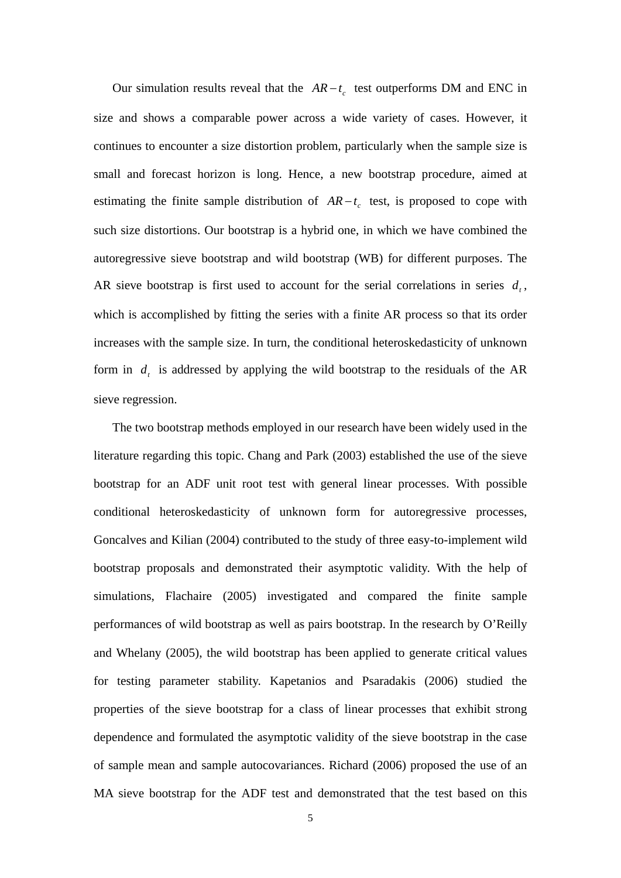Our simulation results reveal that the $AR-t_c$ test outperforms DM and ENC in size and shows a comparable power across a wide variety of cases. However, it continues to encounter a size distortion problem, particularly when the sample size is small and forecast horizon is long. Hence, a new bootstrap procedure, aimed at estimating the finite sample distribution of $AR-t_c$ test, is proposed to cope with such size distortions. Our bootstrap is a hybrid one, in which we have combined the autoregressive sieve bootstrap and wild bootstrap (WB) for different purposes. The AR sieve bootstrap is first used to account for the serial correlations in series $d_t$, which is accomplished by fitting the series with a finite AR process so that its order increases with the sample size. In turn, the conditional heteroskedasticity of unknown form in $d_t$ is addressed by applying the wild bootstrap to the residuals of the AR sieve regression.

The two bootstrap methods employed in our research have been widely used in the literature regarding this topic. Chang and Park (2003) established the use of the sieve bootstrap for an ADF unit root test with general linear processes. With possible conditional heteroskedasticity of unknown form for autoregressive processes, Goncalves and Kilian (2004) contributed to the study of three easy-to-implement wild bootstrap proposals and demonstrated their asymptotic validity. With the help of simulations, Flachaire (2005) investigated and compared the finite sample performances of wild bootstrap as well as pairs bootstrap. In the research by O'Reilly and Whelany (2005), the wild bootstrap has been applied to generate critical values for testing parameter stability. Kapetanios and Psaradakis (2006) studied the properties of the sieve bootstrap for a class of linear processes that exhibit strong dependence and formulated the asymptotic validity of the sieve bootstrap in the case of sample mean and sample autocovariances. Richard (2006) proposed the use of an MA sieve bootstrap for the ADF test and demonstrated that the test based on this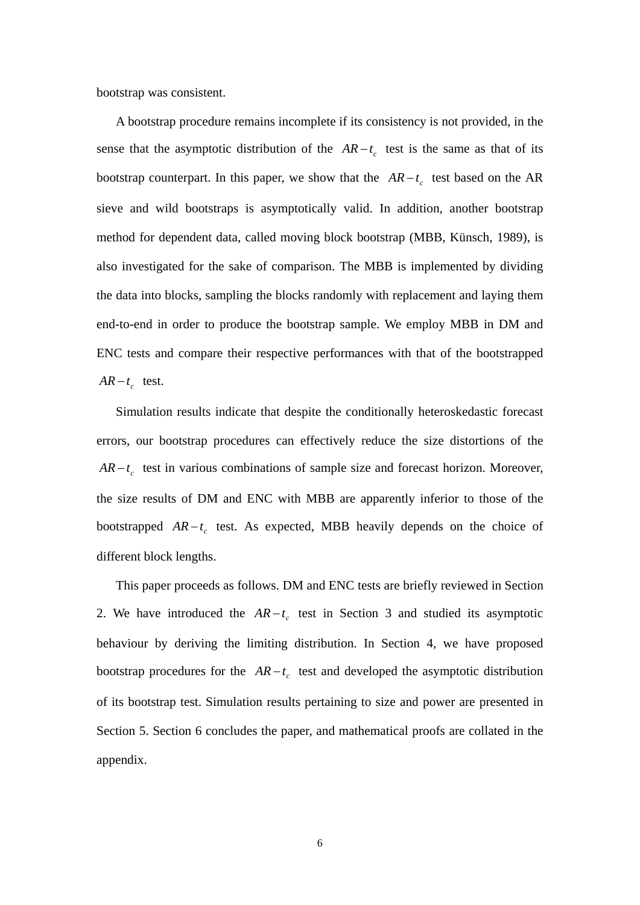bootstrap was consistent.

A bootstrap procedure remains incomplete if its consistency is not provided, in the sense that the asymptotic distribution of the $AR-t_c$ test is the same as that of its bootstrap counterpart. In this paper, we show that the $AR-t_c$ test based on the AR sieve and wild bootstraps is asymptotically valid. In addition, another bootstrap method for dependent data, called moving block bootstrap (MBB, Künsch, 1989), is also investigated for the sake of comparison. The MBB is implemented by dividing the data into blocks, sampling the blocks randomly with replacement and laying them end-to-end in order to produce the bootstrap sample. We employ MBB in DM and ENC tests and compare their respective performances with that of the bootstrapped $AR-t_c$ test.

Simulation results indicate that despite the conditionally heteroskedastic forecast errors, our bootstrap procedures can effectively reduce the size distortions of the $AR-t_c$ test in various combinations of sample size and forecast horizon. Moreover, the size results of DM and ENC with MBB are apparently inferior to those of the bootstrapped $AR-t_c$ test. As expected, MBB heavily depends on the choice of different block lengths.

This paper proceeds as follows. DM and ENC tests are briefly reviewed in Section 2. We have introduced the $AR-t_c$ test in Section 3 and studied its asymptotic behaviour by deriving the limiting distribution. In Section 4, we have proposed bootstrap procedures for the $AR-t_c$ test and developed the asymptotic distribution of its bootstrap test. Simulation results pertaining to size and power are presented in Section 5. Section 6 concludes the paper, and mathematical proofs are collated in the appendix.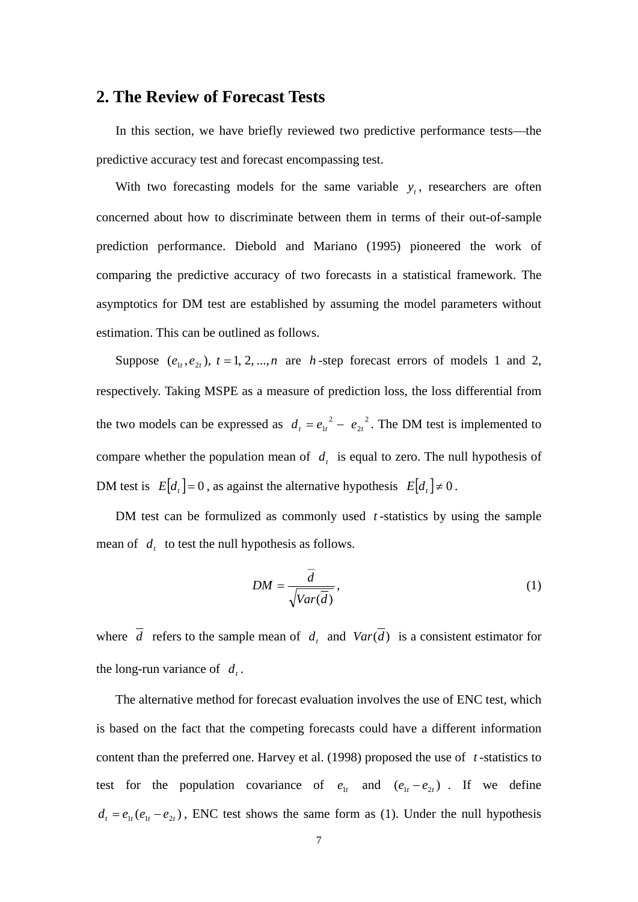## 2. The Review of Forecast Tests

In this section, we have briefly reviewed two predictive performance tests—the predictive accuracy test and forecast encompassing test.

With two forecasting models for the same variable $y_t$, researchers are often concerned about how to discriminate between them in terms of their out-of-sample prediction performance. Diebold and Mariano (1995) pioneered the work of comparing the predictive accuracy of two forecasts in a statistical framework. The asymptotics for DM test are established by assuming the model parameters without estimation. This can be outlined as follows.

Suppose $(e_{1t}, e_{2t})$, $t = 1, 2, ..., n$ are $h$-step forecast errors of models 1 and 2, respectively. Taking MSPE as a measure of prediction loss, the loss differential from the two models can be expressed as $d_t = e_{1t}^{\ 2} - e_{2t}^{\ 2}$. The DM test is implemented to compare whether the population mean of $d_t$ is equal to zero. The null hypothesis of DM test is $E[d_t] = 0$, as against the alternative hypothesis $E[d_t] \neq 0$.

DM test can be formulized as commonly used $t$-statistics by using the sample mean of $d_t$ to test the null hypothesis as follows.

$$DM = \frac{\bar{d}}{\sqrt{Var(\bar{d})}}, \tag{1}$$

where $\bar{d}$ refers to the sample mean of $d_t$ and $Var(\bar{d})$ is a consistent estimator for the long-run variance of $d_t$.

The alternative method for forecast evaluation involves the use of ENC test, which is based on the fact that the competing forecasts could have a different information content than the preferred one. Harvey et al. (1998) proposed the use of $t$-statistics to test for the population covariance of $e_{1t}$ and $(e_{1t} - e_{2t})$. If we define $d_t = e_{1t}(e_{1t} - e_{2t})$, ENC test shows the same form as (1). Under the null hypothesis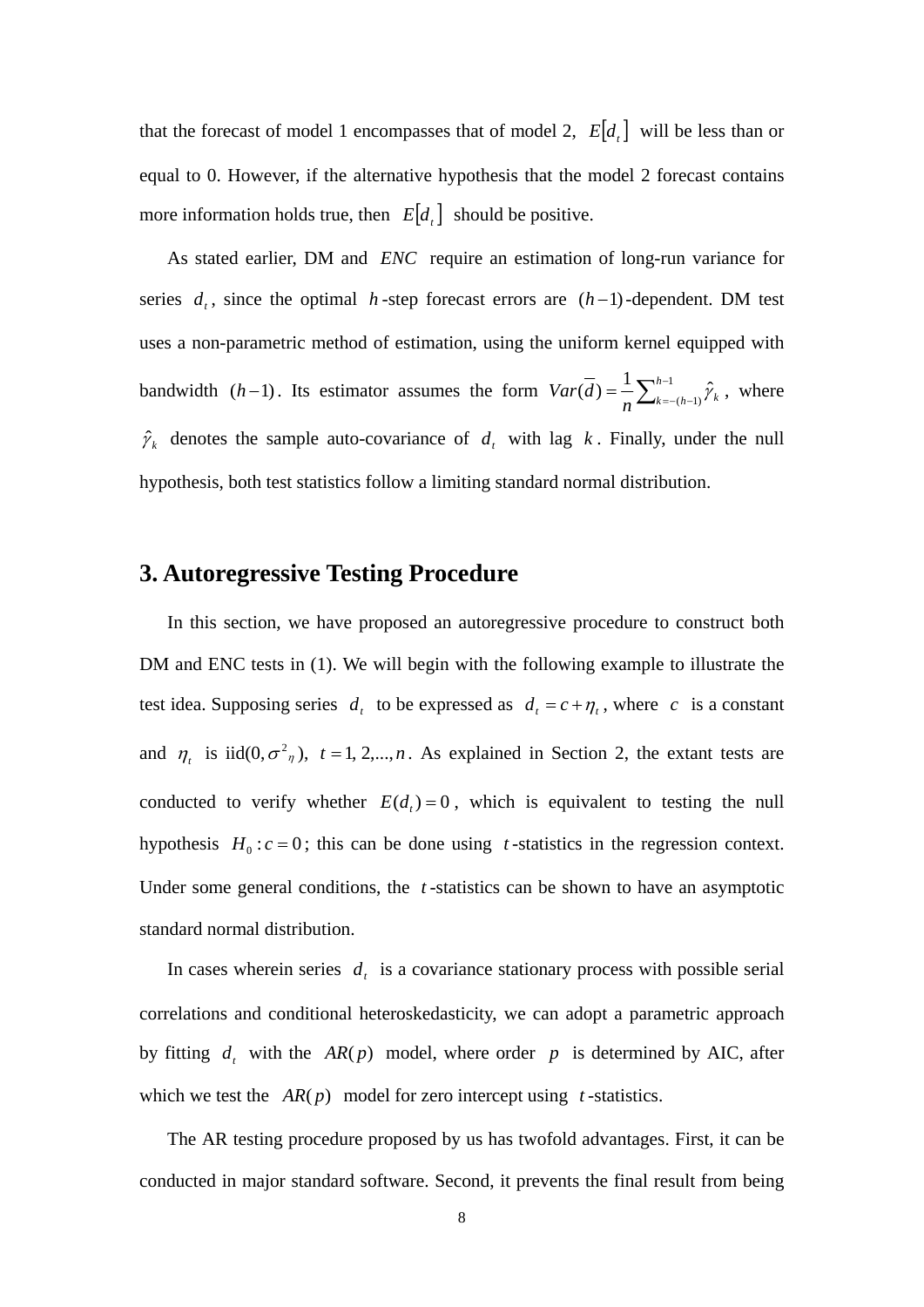that the forecast of model 1 encompasses that of model 2, $E[d_t]$ will be less than or equal to 0. However, if the alternative hypothesis that the model 2 forecast contains more information holds true, then $E[d_t]$ should be positive.

As stated earlier, DM and $ENC$ require an estimation of long-run variance for series $d_t$, since the optimal $h$-step forecast errors are $(h-1)$-dependent. DM test uses a non-parametric method of estimation, using the uniform kernel equipped with bandwidth $(h-1)$. Its estimator assumes the form $Var(\bar{d}) = \frac{1}{n}\sum_{k=-(h-1)}^{h-1}\hat{\gamma}_k$, where $\hat{\gamma}_k$ denotes the sample auto-covariance of $d_t$ with lag $k$. Finally, under the null hypothesis, both test statistics follow a limiting standard normal distribution.

## 3. Autoregressive Testing Procedure

In this section, we have proposed an autoregressive procedure to construct both DM and ENC tests in (1). We will begin with the following example to illustrate the test idea. Supposing series $d_t$ to be expressed as $d_t = c + \eta_t$, where $c$ is a constant and $\eta_t$ is iid$(0, \sigma^2{}_\eta)$, $t = 1, 2, ..., n$. As explained in Section 2, the extant tests are conducted to verify whether $E(d_t) = 0$, which is equivalent to testing the null hypothesis $H_0 : c = 0$; this can be done using $t$-statistics in the regression context. Under some general conditions, the $t$-statistics can be shown to have an asymptotic standard normal distribution.

In cases wherein series $d_t$ is a covariance stationary process with possible serial correlations and conditional heteroskedasticity, we can adopt a parametric approach by fitting $d_t$ with the $AR(p)$ model, where order $p$ is determined by AIC, after which we test the $AR(p)$ model for zero intercept using $t$-statistics.

The AR testing procedure proposed by us has twofold advantages. First, it can be conducted in major standard software. Second, it prevents the final result from being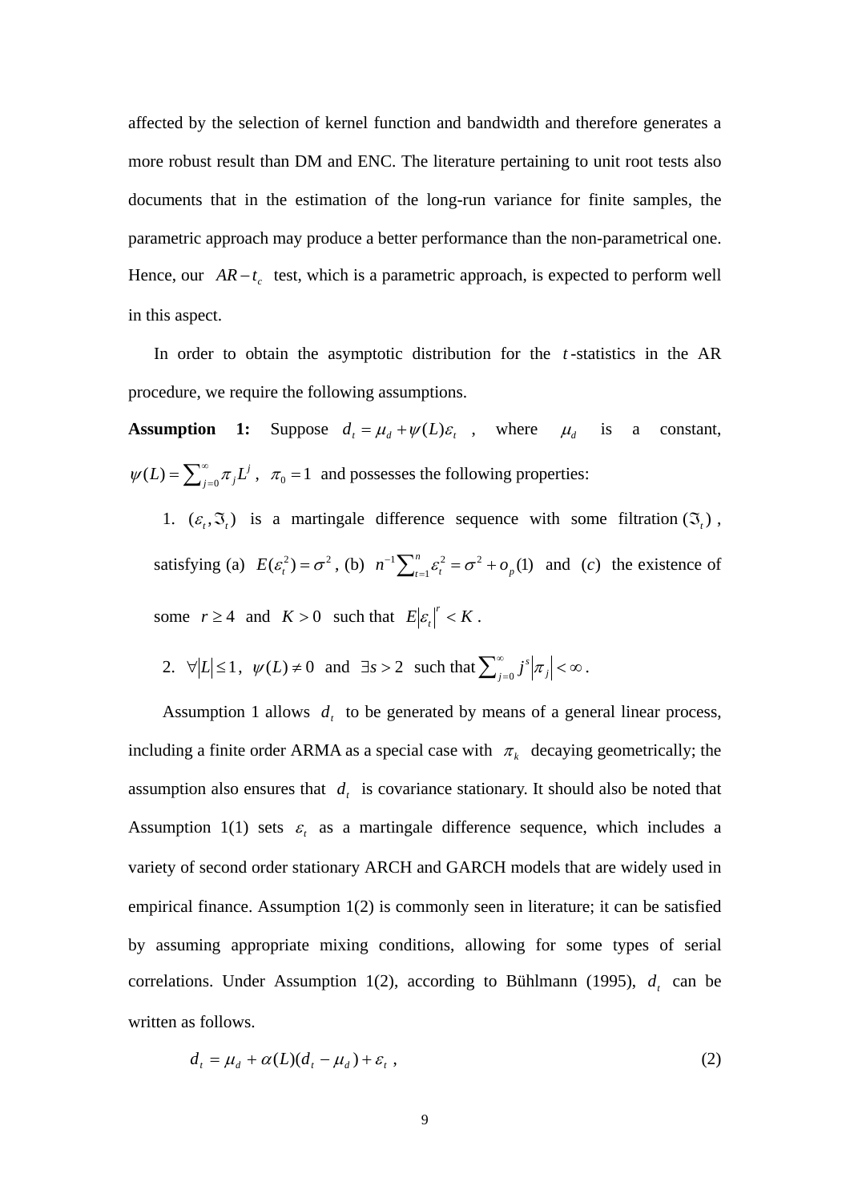affected by the selection of kernel function and bandwidth and therefore generates a more robust result than DM and ENC. The literature pertaining to unit root tests also documents that in the estimation of the long-run variance for finite samples, the parametric approach may produce a better performance than the non-parametrical one. Hence, our $AR-t_c$ test, which is a parametric approach, is expected to perform well in this aspect.

In order to obtain the asymptotic distribution for the $t$-statistics in the AR procedure, we require the following assumptions.

**Assumption 1:** Suppose $d_t = \mu_d + \psi(L)\varepsilon_t$ , where $\mu_d$ is a constant, $\psi(L) = \sum_{j=0}^{\infty} \pi_j L^j$ , $\pi_0 = 1$ and possesses the following properties:

1. $(\varepsilon_t, \Im_t)$ is a martingale difference sequence with some filtration $(\Im_t)$ , satisfying (a) $E(\varepsilon_t^2) = \sigma^2$ , (b) $n^{-1}\sum_{t=1}^{n} \varepsilon_t^2 = \sigma^2 + o_p(1)$ and $(c)$ the existence of some $r \geq 4$ and $K > 0$ such that $E|\varepsilon_t|^r < K$ .
2. $\forall |L| \leq 1$, $\psi(L) \neq 0$ and $\exists s > 2$ such that $\sum_{j=0}^{\infty} j^s |\pi_j| < \infty$ .

Assumption 1 allows $d_t$ to be generated by means of a general linear process, including a finite order ARMA as a special case with $\pi_k$ decaying geometrically; the assumption also ensures that $d_t$ is covariance stationary. It should also be noted that Assumption 1(1) sets $\varepsilon_t$ as a martingale difference sequence, which includes a variety of second order stationary ARCH and GARCH models that are widely used in empirical finance. Assumption 1(2) is commonly seen in literature; it can be satisfied by assuming appropriate mixing conditions, allowing for some types of serial correlations. Under Assumption 1(2), according to Bühlmann (1995), $d_t$ can be written as follows.

$$d_t = \mu_d + \alpha(L)(d_t - \mu_d) + \varepsilon_t \ , \tag{2}$$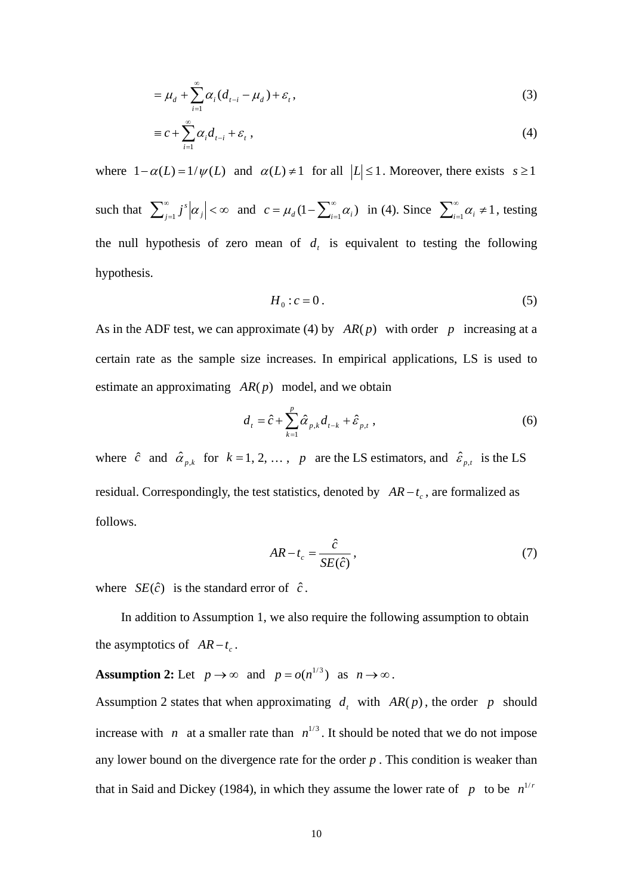$$= \mu_d + \sum_{i=1}^{\infty} \alpha_i (d_{t-i} - \mu_d) + \varepsilon_t , \tag{3}$$

$$\equiv c + \sum_{i=1}^{\infty} \alpha_i d_{t-i} + \varepsilon_t , \tag{4}$$

where $1-\alpha(L) = 1/\psi(L)$ and $\alpha(L) \neq 1$ for all $|L| \leq 1$. Moreover, there exists $s \geq 1$ such that $\sum_{j=1}^{\infty} j^s |\alpha_j| < \infty$ and $c = \mu_d (1 - \sum_{i=1}^{\infty} \alpha_i)$ in (4). Since $\sum_{i=1}^{\infty} \alpha_i \neq 1$, testing the null hypothesis of zero mean of $d_t$ is equivalent to testing the following hypothesis.

$$H_0 : c = 0 . \tag{5}$$

As in the ADF test, we can approximate (4) by $AR(p)$ with order $p$ increasing at a certain rate as the sample size increases. In empirical applications, LS is used to estimate an approximating $AR(p)$ model, and we obtain

$$d_t = \hat{c} + \sum_{k=1}^{p} \hat{\alpha}_{p,k} d_{t-k} + \hat{\varepsilon}_{p,t} , \tag{6}$$

where $\hat{c}$ and $\hat{\alpha}_{p,k}$ for $k = 1, 2, \ldots, p$ are the LS estimators, and $\hat{\varepsilon}_{p,t}$ is the LS residual. Correspondingly, the test statistics, denoted by $AR-t_c$, are formalized as follows.

$$AR-t_c = \frac{\hat{c}}{SE(\hat{c})} , \tag{7}$$

where $SE(\hat{c})$ is the standard error of $\hat{c}$.

In addition to Assumption 1, we also require the following assumption to obtain the asymptotics of $AR-t_c$.

**Assumption 2:** Let $p \to \infty$ and $p = o(n^{1/3})$ as $n \to \infty$.

Assumption 2 states that when approximating $d_t$ with $AR(p)$, the order $p$ should increase with $n$ at a smaller rate than $n^{1/3}$. It should be noted that we do not impose any lower bound on the divergence rate for the order $p$. This condition is weaker than that in Said and Dickey (1984), in which they assume the lower rate of $p$ to be $n^{1/r}$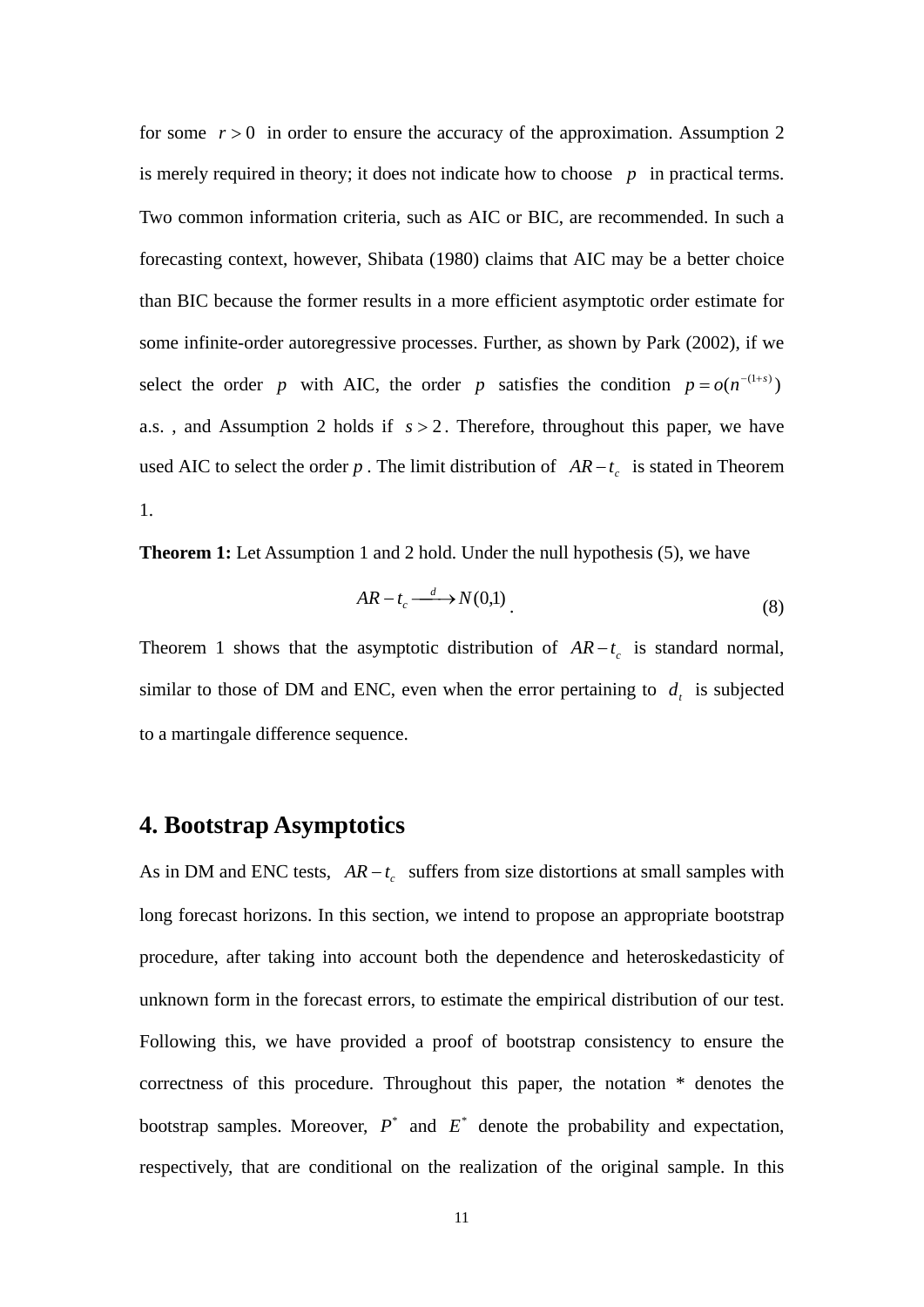for some $r > 0$ in order to ensure the accuracy of the approximation. Assumption 2 is merely required in theory; it does not indicate how to choose $p$ in practical terms. Two common information criteria, such as AIC or BIC, are recommended. In such a forecasting context, however, Shibata (1980) claims that AIC may be a better choice than BIC because the former results in a more efficient asymptotic order estimate for some infinite-order autoregressive processes. Further, as shown by Park (2002), if we select the order $p$ with AIC, the order $p$ satisfies the condition $p = o(n^{-(1+s)})$ a.s. , and Assumption 2 holds if $s > 2$. Therefore, throughout this paper, we have used AIC to select the order $p$. The limit distribution of $AR - t_c$ is stated in Theorem 1.

**Theorem 1:** Let Assumption 1 and 2 hold. Under the null hypothesis (5), we have

$$AR - t_c \xrightarrow{d} N(0,1) \quad (8)$$

Theorem 1 shows that the asymptotic distribution of $AR - t_c$ is standard normal, similar to those of DM and ENC, even when the error pertaining to $d_t$ is subjected to a martingale difference sequence.

## 4. Bootstrap Asymptotics

As in DM and ENC tests, $AR - t_c$ suffers from size distortions at small samples with long forecast horizons. In this section, we intend to propose an appropriate bootstrap procedure, after taking into account both the dependence and heteroskedasticity of unknown form in the forecast errors, to estimate the empirical distribution of our test. Following this, we have provided a proof of bootstrap consistency to ensure the correctness of this procedure. Throughout this paper, the notation * denotes the bootstrap samples. Moreover, $P^*$ and $E^*$ denote the probability and expectation, respectively, that are conditional on the realization of the original sample. In this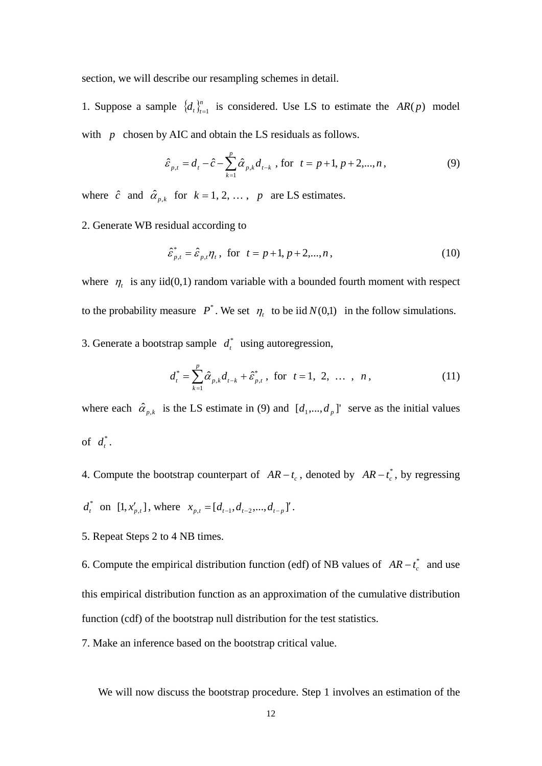section, we will describe our resampling schemes in detail.

1. Suppose a sample $\{d_t\}_{t=1}^{n}$ is considered. Use LS to estimate the $AR(p)$ model with $p$ chosen by AIC and obtain the LS residuals as follows.

$$\hat{\varepsilon}_{p,t} = d_t - \hat{c} - \sum_{k=1}^{p} \hat{\alpha}_{p,k} d_{t-k} \text{ , for } t = p+1, p+2, ..., n, \tag{9}$$

where $\hat{c}$ and $\hat{\alpha}_{p,k}$ for $k = 1, 2, \ldots, p$ are LS estimates.

2. Generate WB residual according to

$$\hat{\varepsilon}^{*}_{p,t} = \hat{\varepsilon}_{p,t}\eta_t \text{ , for } t = p+1, p+2, ..., n, \tag{10}$$

where $\eta_t$ is any iid(0,1) random variable with a bounded fourth moment with respect to the probability measure $P^*$. We set $\eta_t$ to be iid $N(0,1)$ in the follow simulations.

3. Generate a bootstrap sample $d_t^*$ using autoregression,

$$d_t^* = \sum_{k=1}^{p} \hat{\alpha}_{p,k} d_{t-k} + \hat{\varepsilon}^{*}_{p,t} \text{ , for } t = 1, 2, \ldots, n, \tag{11}$$

where each $\hat{\alpha}_{p,k}$ is the LS estimate in (9) and $[d_1, ..., d_p]'$ serve as the initial values of $d_t^*$.

4. Compute the bootstrap counterpart of $AR-t_c$, denoted by $AR-t_c^*$, by regressing $d_t^*$ on $[1, x'_{p,t}]$, where $x_{p,t} = [d_{t-1}, d_{t-2}, ..., d_{t-p}]'$.

5. Repeat Steps 2 to 4 NB times.

6. Compute the empirical distribution function (edf) of NB values of $AR-t_c^*$ and use this empirical distribution function as an approximation of the cumulative distribution function (cdf) of the bootstrap null distribution for the test statistics.

7. Make an inference based on the bootstrap critical value.

We will now discuss the bootstrap procedure. Step 1 involves an estimation of the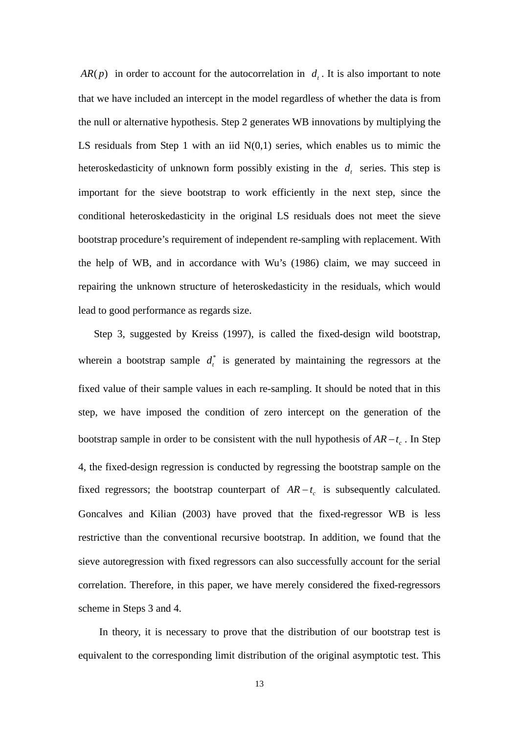$AR(p)$ in order to account for the autocorrelation in $d_t$. It is also important to note that we have included an intercept in the model regardless of whether the data is from the null or alternative hypothesis. Step 2 generates WB innovations by multiplying the LS residuals from Step 1 with an iid N(0,1) series, which enables us to mimic the heteroskedasticity of unknown form possibly existing in the $d_t$ series. This step is important for the sieve bootstrap to work efficiently in the next step, since the conditional heteroskedasticity in the original LS residuals does not meet the sieve bootstrap procedure's requirement of independent re-sampling with replacement. With the help of WB, and in accordance with Wu's (1986) claim, we may succeed in repairing the unknown structure of heteroskedasticity in the residuals, which would lead to good performance as regards size.

Step 3, suggested by Kreiss (1997), is called the fixed-design wild bootstrap, wherein a bootstrap sample $d_t^*$ is generated by maintaining the regressors at the fixed value of their sample values in each re-sampling. It should be noted that in this step, we have imposed the condition of zero intercept on the generation of the bootstrap sample in order to be consistent with the null hypothesis of $AR-t_c$. In Step 4, the fixed-design regression is conducted by regressing the bootstrap sample on the fixed regressors; the bootstrap counterpart of $AR-t_c$ is subsequently calculated. Goncalves and Kilian (2003) have proved that the fixed-regressor WB is less restrictive than the conventional recursive bootstrap. In addition, we found that the sieve autoregression with fixed regressors can also successfully account for the serial correlation. Therefore, in this paper, we have merely considered the fixed-regressors scheme in Steps 3 and 4.

In theory, it is necessary to prove that the distribution of our bootstrap test is equivalent to the corresponding limit distribution of the original asymptotic test. This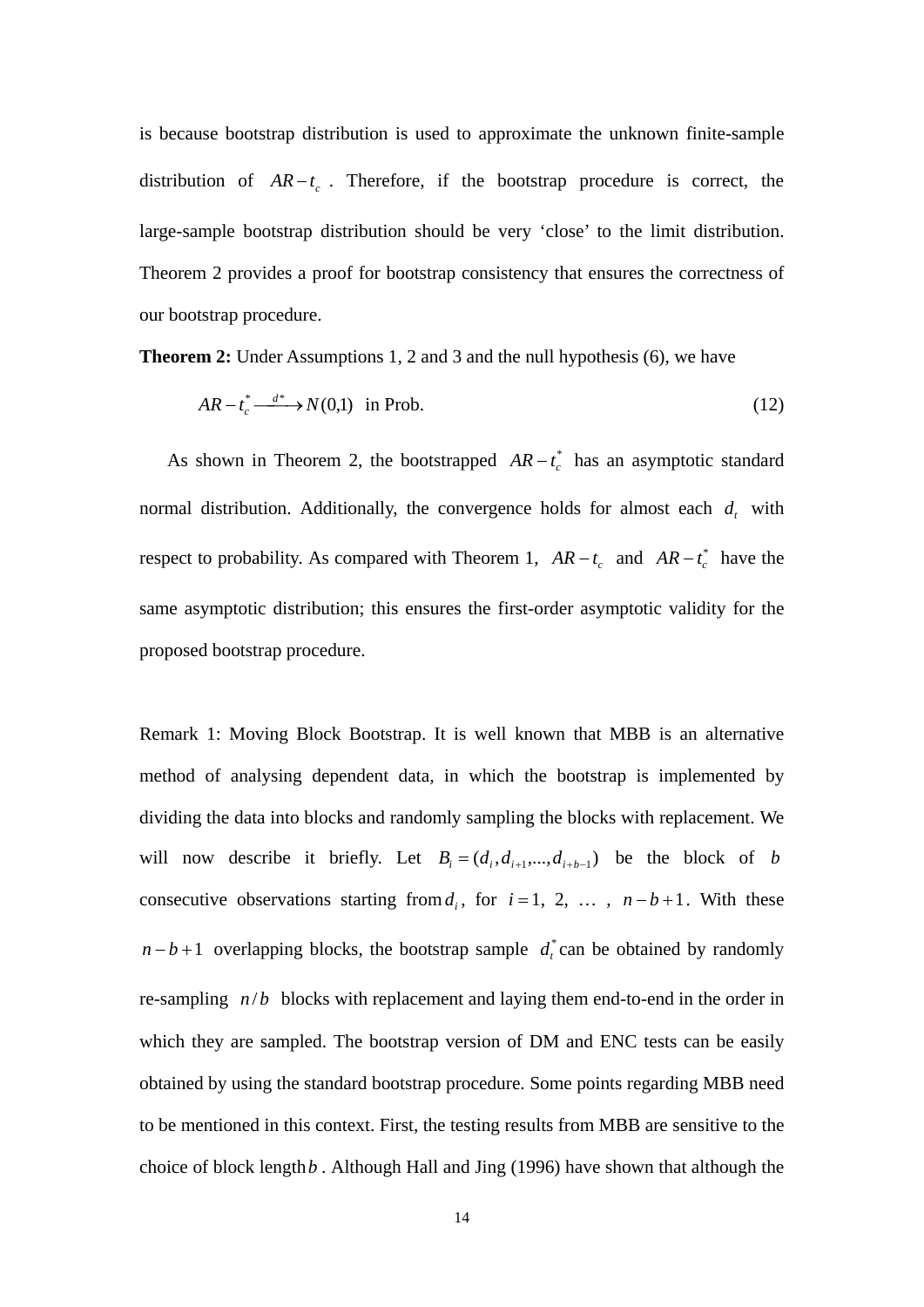is because bootstrap distribution is used to approximate the unknown finite-sample distribution of $AR-t_c$. Therefore, if the bootstrap procedure is correct, the large-sample bootstrap distribution should be very 'close' to the limit distribution. Theorem 2 provides a proof for bootstrap consistency that ensures the correctness of our bootstrap procedure.

**Theorem 2:** Under Assumptions 1, 2 and 3 and the null hypothesis (6), we have

$$AR-t_c^* \xrightarrow{d^*} N(0,1) \text{ in Prob.} \tag{12}$$

As shown in Theorem 2, the bootstrapped $AR-t_c^*$ has an asymptotic standard normal distribution. Additionally, the convergence holds for almost each $d_t$ with respect to probability. As compared with Theorem 1, $AR-t_c$ and $AR-t_c^*$ have the same asymptotic distribution; this ensures the first-order asymptotic validity for the proposed bootstrap procedure.

Remark 1: Moving Block Bootstrap. It is well known that MBB is an alternative method of analysing dependent data, in which the bootstrap is implemented by dividing the data into blocks and randomly sampling the blocks with replacement. We will now describe it briefly. Let $B_i = (d_i, d_{i+1}, ..., d_{i+b-1})$ be the block of $b$ consecutive observations starting from $d_i$, for $i = 1, 2, \ldots, n-b+1$. With these $n-b+1$ overlapping blocks, the bootstrap sample $d_t^*$ can be obtained by randomly re-sampling $n/b$ blocks with replacement and laying them end-to-end in the order in which they are sampled. The bootstrap version of DM and ENC tests can be easily obtained by using the standard bootstrap procedure. Some points regarding MBB need to be mentioned in this context. First, the testing results from MBB are sensitive to the choice of block length $b$. Although Hall and Jing (1996) have shown that although the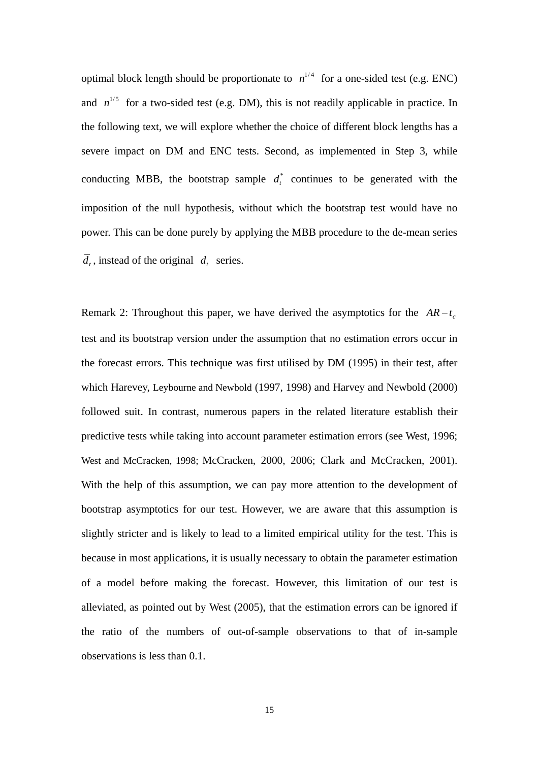optimal block length should be proportionate to $n^{1/4}$ for a one-sided test (e.g. ENC) and $n^{1/5}$ for a two-sided test (e.g. DM), this is not readily applicable in practice. In the following text, we will explore whether the choice of different block lengths has a severe impact on DM and ENC tests. Second, as implemented in Step 3, while conducting MBB, the bootstrap sample $d_t^*$ continues to be generated with the imposition of the null hypothesis, without which the bootstrap test would have no power. This can be done purely by applying the MBB procedure to the de-mean series $\bar{d}_t$, instead of the original $d_t$ series.

Remark 2: Throughout this paper, we have derived the asymptotics for the $AR-t_c$ test and its bootstrap version under the assumption that no estimation errors occur in the forecast errors. This technique was first utilised by DM (1995) in their test, after which Harevey, Leybourne and Newbold (1997, 1998) and Harvey and Newbold (2000) followed suit. In contrast, numerous papers in the related literature establish their predictive tests while taking into account parameter estimation errors (see West, 1996; West and McCracken, 1998; McCracken, 2000, 2006; Clark and McCracken, 2001). With the help of this assumption, we can pay more attention to the development of bootstrap asymptotics for our test. However, we are aware that this assumption is slightly stricter and is likely to lead to a limited empirical utility for the test. This is because in most applications, it is usually necessary to obtain the parameter estimation of a model before making the forecast. However, this limitation of our test is alleviated, as pointed out by West (2005), that the estimation errors can be ignored if the ratio of the numbers of out-of-sample observations to that of in-sample observations is less than 0.1.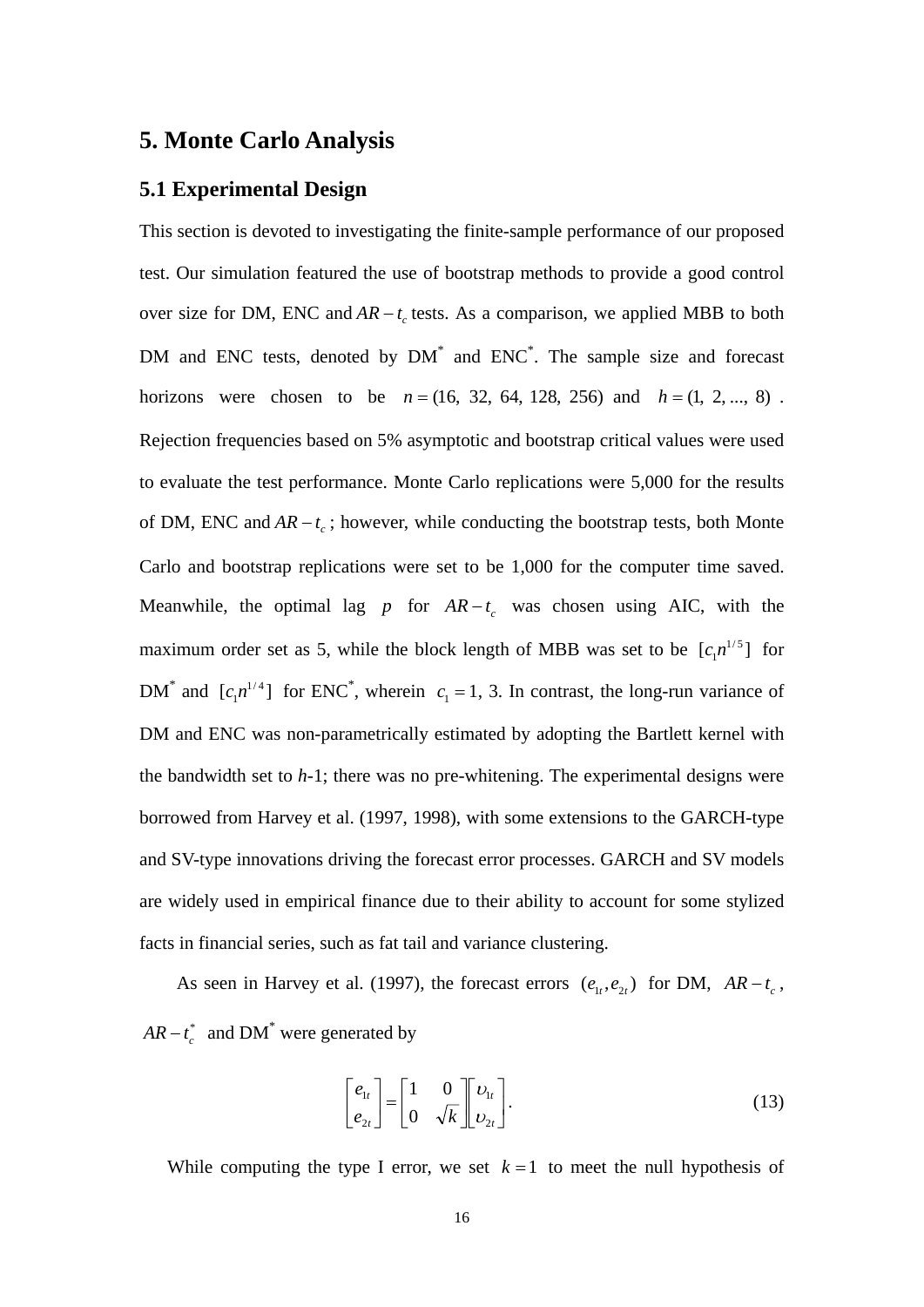# 5. Monte Carlo Analysis

## 5.1 Experimental Design

This section is devoted to investigating the finite-sample performance of our proposed test. Our simulation featured the use of bootstrap methods to provide a good control over size for DM, ENC and $AR-t_c$ tests. As a comparison, we applied MBB to both DM and ENC tests, denoted by DM$^*$ and ENC$^*$. The sample size and forecast horizons were chosen to be $n = (16,\ 32,\ 64,\ 128,\ 256)$ and $h = (1,\ 2, ...,\ 8)$. Rejection frequencies based on 5% asymptotic and bootstrap critical values were used to evaluate the test performance. Monte Carlo replications were 5,000 for the results of DM, ENC and $AR-t_c$; however, while conducting the bootstrap tests, both Monte Carlo and bootstrap replications were set to be 1,000 for the computer time saved. Meanwhile, the optimal lag $p$ for $AR-t_c$ was chosen using AIC, with the maximum order set as 5, while the block length of MBB was set to be $[c_1 n^{1/5}]$ for DM$^*$ and $[c_1 n^{1/4}]$ for ENC$^*$, wherein $c_1 = 1$, 3. In contrast, the long-run variance of DM and ENC was non-parametrically estimated by adopting the Bartlett kernel with the bandwidth set to *h*-1; there was no pre-whitening. The experimental designs were borrowed from Harvey et al. (1997, 1998), with some extensions to the GARCH-type and SV-type innovations driving the forecast error processes. GARCH and SV models are widely used in empirical finance due to their ability to account for some stylized facts in financial series, such as fat tail and variance clustering.

As seen in Harvey et al. (1997), the forecast errors $(e_{1t}, e_{2t})$ for DM, $AR-t_c$, $AR-t_c^*$ and DM$^*$ were generated by

$$\begin{bmatrix} e_{1t} \\ e_{2t} \end{bmatrix} = \begin{bmatrix} 1 & 0 \\ 0 & \sqrt{k} \end{bmatrix} \begin{bmatrix} \upsilon_{1t} \\ \upsilon_{2t} \end{bmatrix}. \tag{13}$$

While computing the type I error, we set $k = 1$ to meet the null hypothesis of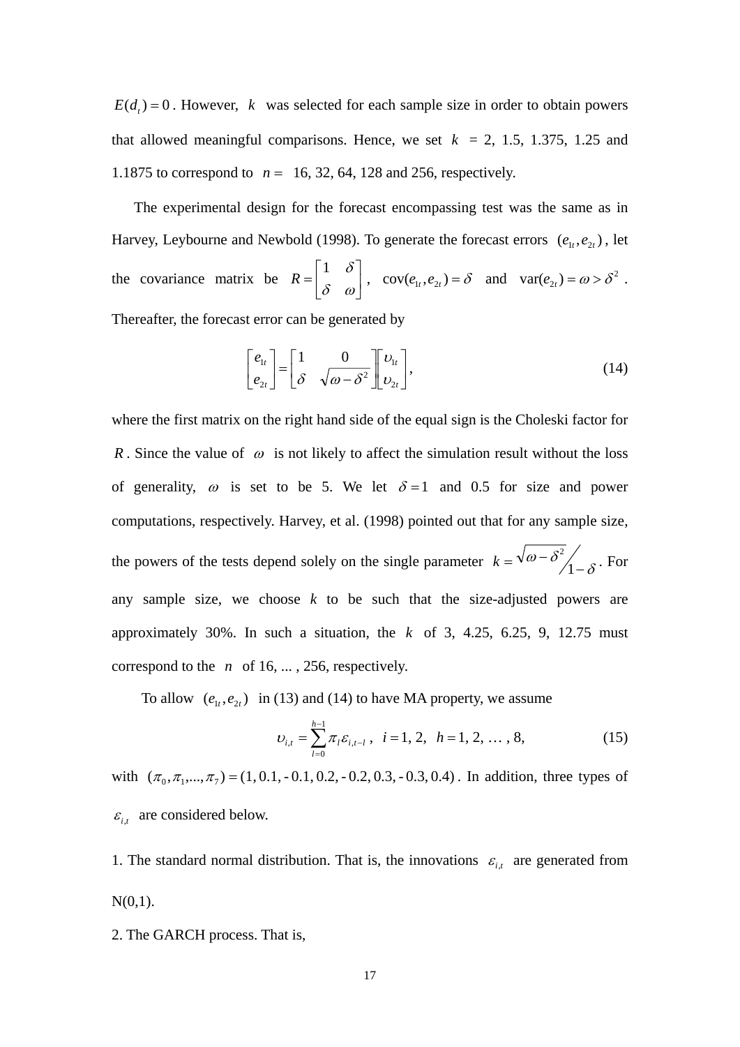$E(d_t) = 0$. However, $k$ was selected for each sample size in order to obtain powers that allowed meaningful comparisons. Hence, we set $k$ = 2, 1.5, 1.375, 1.25 and 1.1875 to correspond to $n =$ 16, 32, 64, 128 and 256, respectively.

The experimental design for the forecast encompassing test was the same as in Harvey, Leybourne and Newbold (1998). To generate the forecast errors $(e_{1t}, e_{2t})$, let the covariance matrix be $R = \begin{bmatrix} 1 & \delta \\ \delta & \omega \end{bmatrix}$, $\operatorname{cov}(e_{1t}, e_{2t}) = \delta$ and $\operatorname{var}(e_{2t}) = \omega > \delta^2$. Thereafter, the forecast error can be generated by

$$\begin{bmatrix} e_{1t} \\ e_{2t} \end{bmatrix} = \begin{bmatrix} 1 & 0 \\ \delta & \sqrt{\omega - \delta^2} \end{bmatrix} \begin{bmatrix} \upsilon_{1t} \\ \upsilon_{2t} \end{bmatrix}, \tag{14}$$

where the first matrix on the right hand side of the equal sign is the Choleski factor for $R$. Since the value of $\omega$ is not likely to affect the simulation result without the loss of generality, $\omega$ is set to be 5. We let $\delta = 1$ and 0.5 for size and power computations, respectively. Harvey, et al. (1998) pointed out that for any sample size, the powers of the tests depend solely on the single parameter $k = \sqrt{\omega - \delta^2} \big/ {1 - \delta}$. For any sample size, we choose $k$ to be such that the size-adjusted powers are approximately 30%. In such a situation, the $k$ of 3, 4.25, 6.25, 9, 12.75 must correspond to the $n$ of 16, ... , 256, respectively.

To allow $(e_{1t}, e_{2t})$ in (13) and (14) to have MA property, we assume

$$\upsilon_{i,t} = \sum_{l=0}^{h-1} \pi_l \varepsilon_{i,t-l}, \quad i = 1, 2, \quad h = 1, 2, \ldots, 8, \tag{15}$$

with $(\pi_0, \pi_1, ..., \pi_7) = (1, 0.1, -0.1, 0.2, -0.2, 0.3, -0.3, 0.4)$. In addition, three types of $\varepsilon_{i,t}$ are considered below.

1. The standard normal distribution. That is, the innovations $\varepsilon_{i,t}$ are generated from N(0,1).

2. The GARCH process. That is,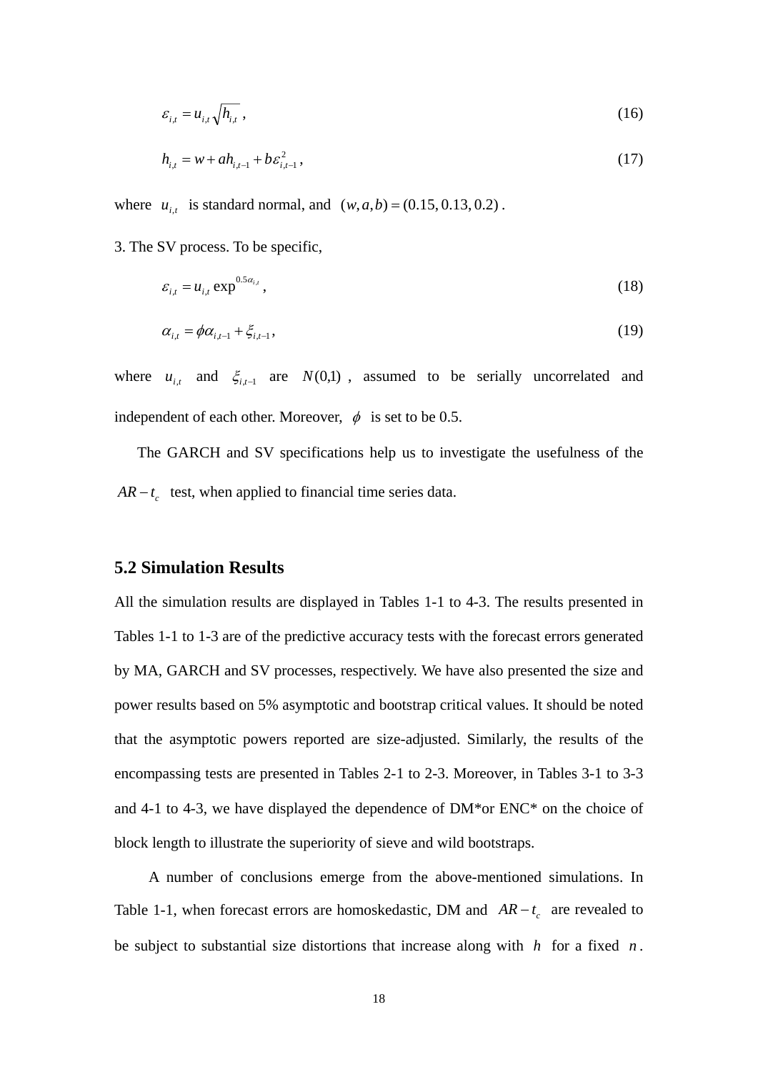$$\varepsilon_{i,t} = u_{i,t}\sqrt{h_{i,t}}\,, \tag{16}$$

$$h_{i,t} = w + ah_{i,t-1} + b\varepsilon_{i,t-1}^{2}\,, \tag{17}$$

where $u_{i,t}$ is standard normal, and $(w,a,b) = (0.15, 0.13, 0.2)$.

3. The SV process. To be specific,

$$\varepsilon_{i,t} = u_{i,t}\exp^{0.5\alpha_{i,t}}\,, \tag{18}$$

$$\alpha_{i,t} = \phi\alpha_{i,t-1} + \xi_{i,t-1}\,, \tag{19}$$

where $u_{i,t}$ and $\xi_{i,t-1}$ are $N(0,1)$, assumed to be serially uncorrelated and independent of each other. Moreover, $\phi$ is set to be 0.5.

The GARCH and SV specifications help us to investigate the usefulness of the $AR-t_c$ test, when applied to financial time series data.

## 5.2 Simulation Results

All the simulation results are displayed in Tables 1-1 to 4-3. The results presented in Tables 1-1 to 1-3 are of the predictive accuracy tests with the forecast errors generated by MA, GARCH and SV processes, respectively. We have also presented the size and power results based on 5% asymptotic and bootstrap critical values. It should be noted that the asymptotic powers reported are size-adjusted. Similarly, the results of the encompassing tests are presented in Tables 2-1 to 2-3. Moreover, in Tables 3-1 to 3-3 and 4-1 to 4-3, we have displayed the dependence of DM*or ENC* on the choice of block length to illustrate the superiority of sieve and wild bootstraps.

A number of conclusions emerge from the above-mentioned simulations. In Table 1-1, when forecast errors are homoskedastic, DM and $AR-t_c$ are revealed to be subject to substantial size distortions that increase along with $h$ for a fixed $n$.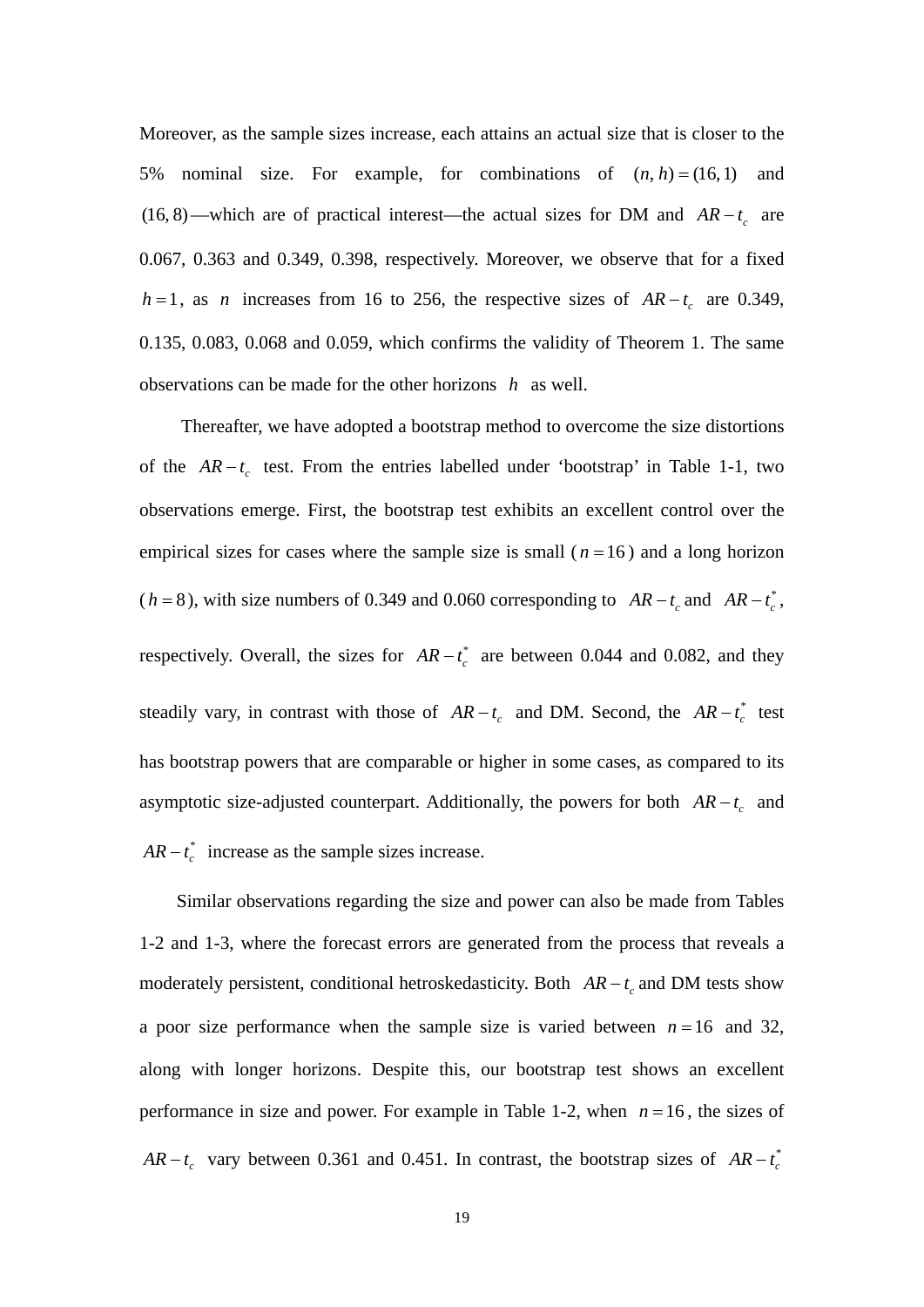Moreover, as the sample sizes increase, each attains an actual size that is closer to the 5% nominal size. For example, for combinations of $(n,h)=(16,1)$ and $(16,8)$—which are of practical interest—the actual sizes for DM and $AR-t_c$ are 0.067, 0.363 and 0.349, 0.398, respectively. Moreover, we observe that for a fixed $h=1$, as $n$ increases from 16 to 256, the respective sizes of $AR-t_c$ are 0.349, 0.135, 0.083, 0.068 and 0.059, which confirms the validity of Theorem 1. The same observations can be made for the other horizons $h$ as well.

Thereafter, we have adopted a bootstrap method to overcome the size distortions of the $AR-t_c$ test. From the entries labelled under 'bootstrap' in Table 1-1, two observations emerge. First, the bootstrap test exhibits an excellent control over the empirical sizes for cases where the sample size is small ($n=16$) and a long horizon ($h=8$), with size numbers of 0.349 and 0.060 corresponding to $AR-t_c$ and $AR-t_c^*$, respectively. Overall, the sizes for $AR-t_c^*$ are between 0.044 and 0.082, and they steadily vary, in contrast with those of $AR-t_c$ and DM. Second, the $AR-t_c^*$ test has bootstrap powers that are comparable or higher in some cases, as compared to its asymptotic size-adjusted counterpart. Additionally, the powers for both $AR-t_c$ and $AR-t_c^*$ increase as the sample sizes increase.

Similar observations regarding the size and power can also be made from Tables 1-2 and 1-3, where the forecast errors are generated from the process that reveals a moderately persistent, conditional hetroskedasticity. Both $AR-t_c$ and DM tests show a poor size performance when the sample size is varied between $n=16$ and 32, along with longer horizons. Despite this, our bootstrap test shows an excellent performance in size and power. For example in Table 1-2, when $n=16$, the sizes of $AR-t_c$ vary between 0.361 and 0.451. In contrast, the bootstrap sizes of $AR-t_c^*$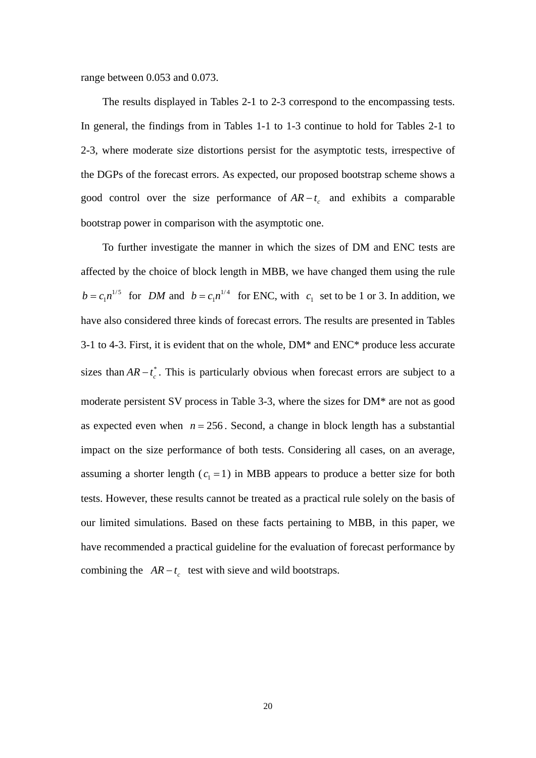range between 0.053 and 0.073.

The results displayed in Tables 2-1 to 2-3 correspond to the encompassing tests. In general, the findings from in Tables 1-1 to 1-3 continue to hold for Tables 2-1 to 2-3, where moderate size distortions persist for the asymptotic tests, irrespective of the DGPs of the forecast errors. As expected, our proposed bootstrap scheme shows a good control over the size performance of $AR-t_c$ and exhibits a comparable bootstrap power in comparison with the asymptotic one.

To further investigate the manner in which the sizes of DM and ENC tests are affected by the choice of block length in MBB, we have changed them using the rule $b = c_1 n^{1/5}$ for $DM$ and $b = c_1 n^{1/4}$ for ENC, with $c_1$ set to be 1 or 3. In addition, we have also considered three kinds of forecast errors. The results are presented in Tables 3-1 to 4-3. First, it is evident that on the whole, DM* and ENC* produce less accurate sizes than $AR-t_c^*$. This is particularly obvious when forecast errors are subject to a moderate persistent SV process in Table 3-3, where the sizes for DM* are not as good as expected even when $n = 256$. Second, a change in block length has a substantial impact on the size performance of both tests. Considering all cases, on an average, assuming a shorter length ($c_1 = 1$) in MBB appears to produce a better size for both tests. However, these results cannot be treated as a practical rule solely on the basis of our limited simulations. Based on these facts pertaining to MBB, in this paper, we have recommended a practical guideline for the evaluation of forecast performance by combining the $AR-t_c$ test with sieve and wild bootstraps.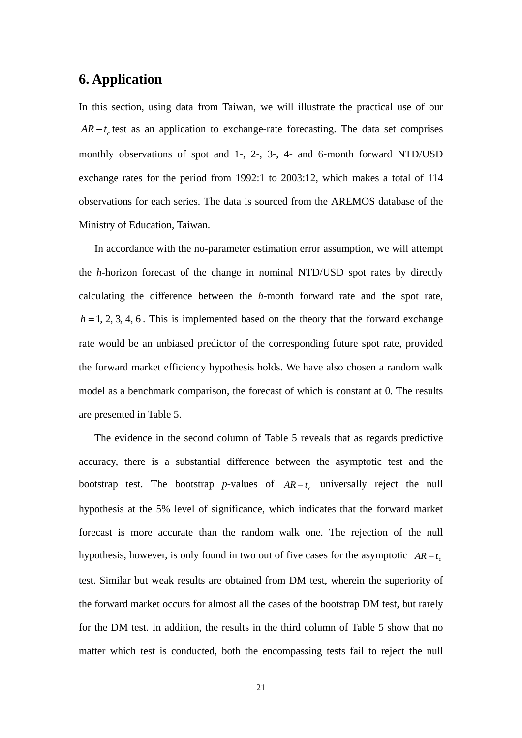## 6. Application

In this section, using data from Taiwan, we will illustrate the practical use of our $AR-t_c$ test as an application to exchange-rate forecasting. The data set comprises monthly observations of spot and 1-, 2-, 3-, 4- and 6-month forward NTD/USD exchange rates for the period from 1992:1 to 2003:12, which makes a total of 114 observations for each series. The data is sourced from the AREMOS database of the Ministry of Education, Taiwan.

In accordance with the no-parameter estimation error assumption, we will attempt the *h*-horizon forecast of the change in nominal NTD/USD spot rates by directly calculating the difference between the *h*-month forward rate and the spot rate, $h=1, 2, 3, 4, 6$. This is implemented based on the theory that the forward exchange rate would be an unbiased predictor of the corresponding future spot rate, provided the forward market efficiency hypothesis holds. We have also chosen a random walk model as a benchmark comparison, the forecast of which is constant at 0. The results are presented in Table 5.

The evidence in the second column of Table 5 reveals that as regards predictive accuracy, there is a substantial difference between the asymptotic test and the bootstrap test. The bootstrap *p*-values of $AR-t_c$ universally reject the null hypothesis at the 5% level of significance, which indicates that the forward market forecast is more accurate than the random walk one. The rejection of the null hypothesis, however, is only found in two out of five cases for the asymptotic $AR-t_c$ test. Similar but weak results are obtained from DM test, wherein the superiority of the forward market occurs for almost all the cases of the bootstrap DM test, but rarely for the DM test. In addition, the results in the third column of Table 5 show that no matter which test is conducted, both the encompassing tests fail to reject the null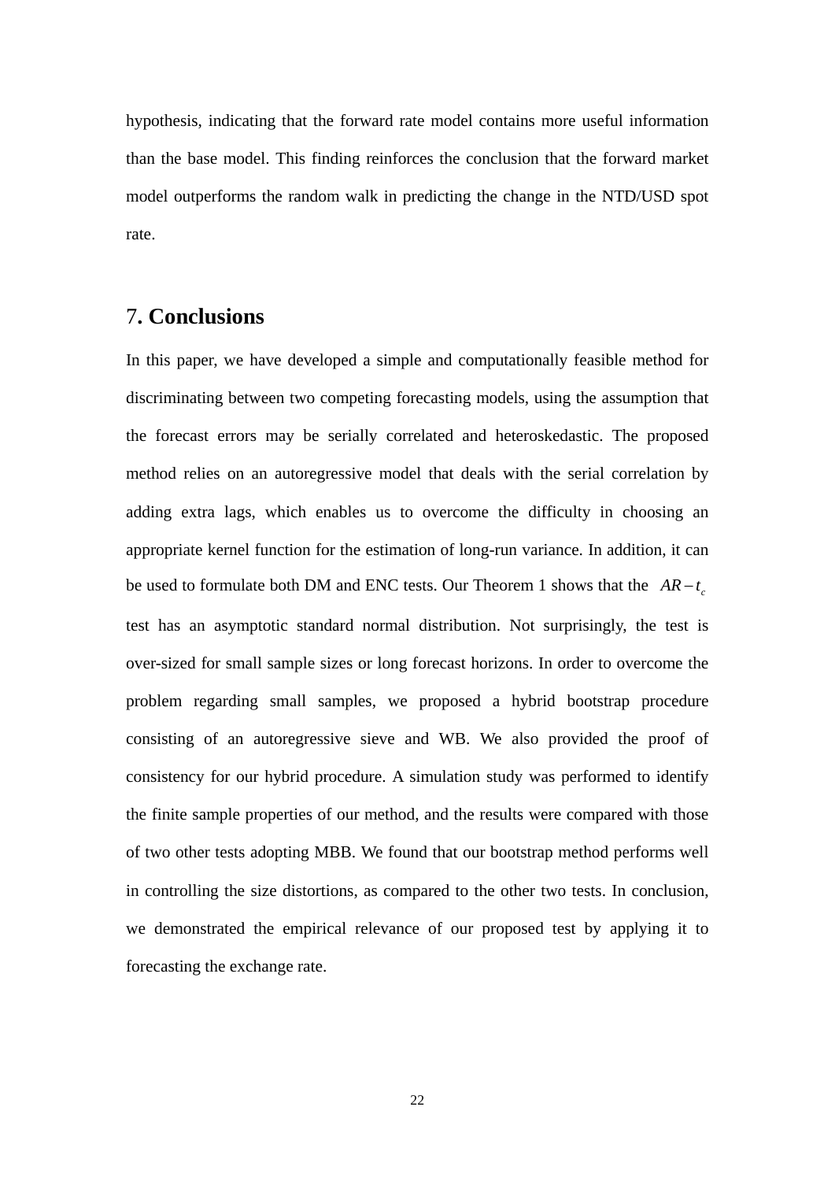hypothesis, indicating that the forward rate model contains more useful information than the base model. This finding reinforces the conclusion that the forward market model outperforms the random walk in predicting the change in the NTD/USD spot rate.

## 7. Conclusions

In this paper, we have developed a simple and computationally feasible method for discriminating between two competing forecasting models, using the assumption that the forecast errors may be serially correlated and heteroskedastic. The proposed method relies on an autoregressive model that deals with the serial correlation by adding extra lags, which enables us to overcome the difficulty in choosing an appropriate kernel function for the estimation of long-run variance. In addition, it can be used to formulate both DM and ENC tests. Our Theorem 1 shows that the $AR-t_c$ test has an asymptotic standard normal distribution. Not surprisingly, the test is over-sized for small sample sizes or long forecast horizons. In order to overcome the problem regarding small samples, we proposed a hybrid bootstrap procedure consisting of an autoregressive sieve and WB. We also provided the proof of consistency for our hybrid procedure. A simulation study was performed to identify the finite sample properties of our method, and the results were compared with those of two other tests adopting MBB. We found that our bootstrap method performs well in controlling the size distortions, as compared to the other two tests. In conclusion, we demonstrated the empirical relevance of our proposed test by applying it to forecasting the exchange rate.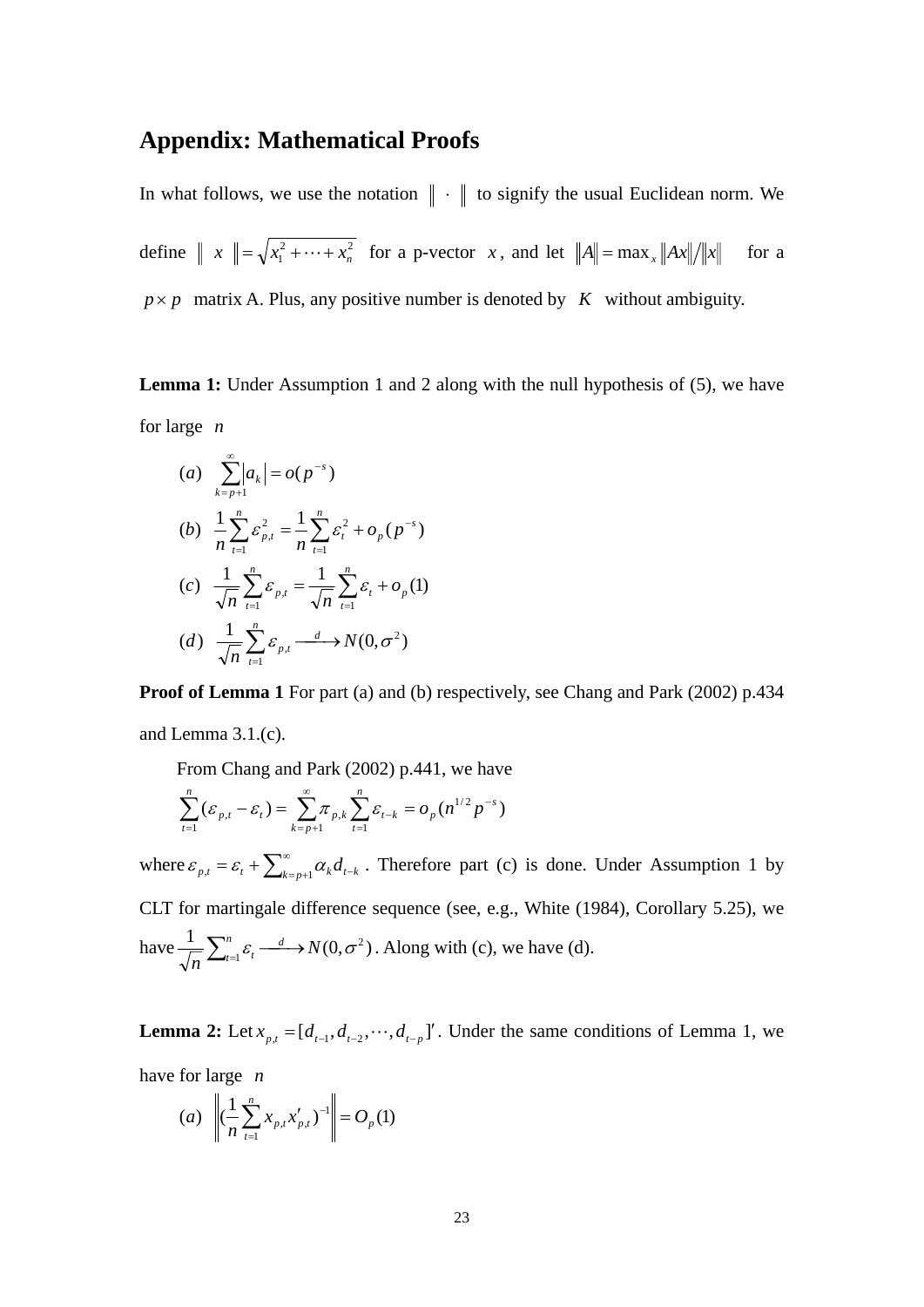# Appendix: Mathematical Proofs

In what follows, we use the notation $\| \cdot \|$ to signify the usual Euclidean norm. We define $\| x \| = \sqrt{x_1^2 + \cdots + x_n^2}$ for a p-vector $x$, and let $\|A\| = \max_x \|Ax\| / \|x\|$ for a $p \times p$ matrix A. Plus, any positive number is denoted by $K$ without ambiguity.

**Lemma 1:** Under Assumption 1 and 2 along with the null hypothesis of (5), we have for large $n$

$$(a) \quad \sum_{k=p+1}^{\infty} |a_k| = o(p^{-s})$$

$$(b) \quad \frac{1}{n}\sum_{t=1}^{n} \varepsilon_{p,t}^2 = \frac{1}{n}\sum_{t=1}^{n} \varepsilon_t^2 + o_p(p^{-s})$$

$$(c) \quad \frac{1}{\sqrt{n}}\sum_{t=1}^{n} \varepsilon_{p,t} = \frac{1}{\sqrt{n}}\sum_{t=1}^{n} \varepsilon_t + o_p(1)$$

$$(d) \quad \frac{1}{\sqrt{n}}\sum_{t=1}^{n} \varepsilon_{p,t} \xrightarrow{d} N(0, \sigma^2)$$

**Proof of Lemma 1** For part (a) and (b) respectively, see Chang and Park (2002) p.434 and Lemma 3.1.(c).

From Chang and Park (2002) p.441, we have

$$\sum_{t=1}^{n} (\varepsilon_{p,t} - \varepsilon_t) = \sum_{k=p+1}^{\infty} \pi_{p,k} \sum_{t=1}^{n} \varepsilon_{t-k} = o_p(n^{1/2} p^{-s})$$

where $\varepsilon_{p,t} = \varepsilon_t + \sum_{k=p+1}^{\infty} \alpha_k d_{t-k}$. Therefore part (c) is done. Under Assumption 1 by CLT for martingale difference sequence (see, e.g., White (1984), Corollary 5.25), we have $\frac{1}{\sqrt{n}}\sum_{t=1}^{n} \varepsilon_t \xrightarrow{d} N(0, \sigma^2)$. Along with (c), we have (d).

**Lemma 2:** Let $x_{p,t} = [d_{t-1}, d_{t-2}, \cdots, d_{t-p}]'$. Under the same conditions of Lemma 1, we have for large $n$

$$(a) \quad \left\| \left(\frac{1}{n}\sum_{t=1}^{n} x_{p,t} x_{p,t}'\right)^{-1} \right\| = O_p(1)$$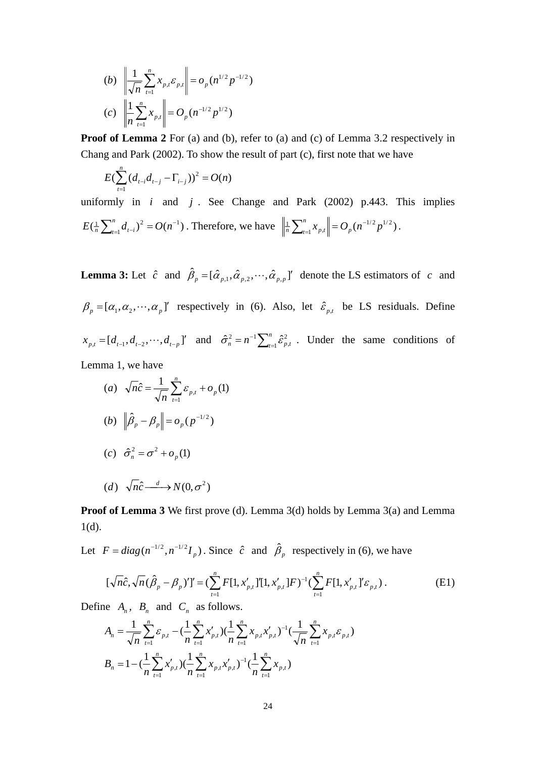$$(b) \quad \left\| \frac{1}{\sqrt{n}} \sum_{t=1}^{n} x_{p,t} \varepsilon_{p,t} \right\| = o_p(n^{1/2} p^{-1/2})$$

$$(c) \quad \left\| \frac{1}{n} \sum_{t=1}^{n} x_{p,t} \right\| = O_p(n^{-1/2} p^{1/2})$$

**Proof of Lemma 2** For (a) and (b), refer to (a) and (c) of Lemma 3.2 respectively in Chang and Park (2002). To show the result of part (c), first note that we have

$$E(\sum_{t=1}^{n} (d_{t-i} d_{t-j} - \Gamma_{i-j}))^2 = O(n)$$

uniformly in $i$ and $j$. See Change and Park (2002) p.443. This implies $E(\frac{1}{n}\sum_{t=1}^{n} d_{t-i})^2 = O(n^{-1})$. Therefore, we have $\left\| \frac{1}{n}\sum_{t=1}^{n} x_{p,t} \right\| = O_p(n^{-1/2} p^{1/2})$.

**Lemma 3:** Let $\hat{c}$ and $\hat{\beta}_p = [\hat{\alpha}_{p,1}, \hat{\alpha}_{p,2}, \cdots, \hat{\alpha}_{p,p}]'$ denote the LS estimators of $c$ and $\beta_p = [\alpha_1, \alpha_2, \cdots, \alpha_p]'$ respectively in (6). Also, let $\hat{\varepsilon}_{p,t}$ be LS residuals. Define $x_{p,t} = [d_{t-1}, d_{t-2}, \cdots, d_{t-p}]'$ and $\hat{\sigma}_n^2 = n^{-1}\sum_{t=1}^{n} \hat{\varepsilon}_{p,t}^2$. Under the same conditions of Lemma 1, we have

$$(a) \quad \sqrt{n}\hat{c} = \frac{1}{\sqrt{n}} \sum_{t=1}^{n} \varepsilon_{p,t} + o_p(1)$$

$$(b) \quad \left\| \hat{\beta}_p - \beta_p \right\| = o_p(p^{-1/2})$$

$$(c) \quad \hat{\sigma}_n^2 = \sigma^2 + o_p(1)$$

$$(d) \quad \sqrt{n}\hat{c} \xrightarrow{d} N(0, \sigma^2)$$

**Proof of Lemma 3** We first prove (d). Lemma 3(d) holds by Lemma 3(a) and Lemma 1(d).

Let $F = diag(n^{-1/2}, n^{-1/2} I_p)$. Since $\hat{c}$ and $\hat{\beta}_p$ respectively in (6), we have

$$[\sqrt{n}\hat{c}, \sqrt{n}(\hat{\beta}_p - \beta_p)']' = (\sum_{t=1}^{n} F[1, x'_{p,t}]'[1, x'_{p,t}]F)^{-1} (\sum_{t=1}^{n} F[1, x'_{p,t}]' \varepsilon_{p,t}) . \qquad \text{(E1)}$$

Define $A_n$, $B_n$ and $C_n$ as follows.

$$A_n = \frac{1}{\sqrt{n}} \sum_{t=1}^{n} \varepsilon_{p,t} - (\frac{1}{n} \sum_{t=1}^{n} x'_{p,t})(\frac{1}{n} \sum_{t=1}^{n} x_{p,t} x'_{p,t})^{-1} (\frac{1}{\sqrt{n}} \sum_{t=1}^{n} x_{p,t} \varepsilon_{p,t})$$

$$B_n = 1 - (\frac{1}{n} \sum_{t=1}^{n} x'_{p,t})(\frac{1}{n} \sum_{t=1}^{n} x_{p,t} x'_{p,t})^{-1} (\frac{1}{n} \sum_{t=1}^{n} x_{p,t})$$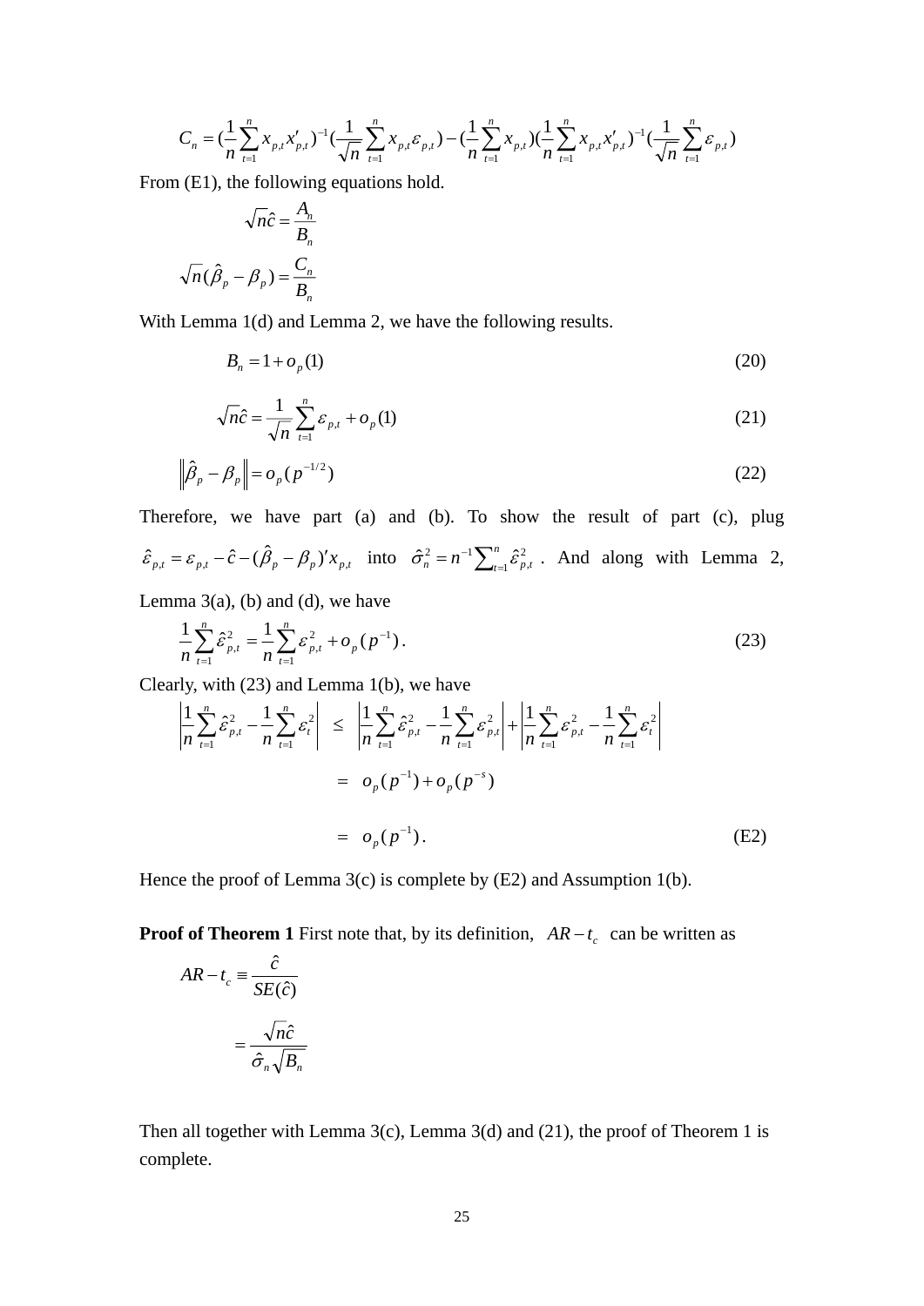$$C_n = (\frac{1}{n}\sum_{t=1}^{n} x_{p,t}x'_{p,t})^{-1}(\frac{1}{\sqrt{n}}\sum_{t=1}^{n} x_{p,t}\varepsilon_{p,t}) - (\frac{1}{n}\sum_{t=1}^{n} x_{p,t})(\frac{1}{n}\sum_{t=1}^{n} x_{p,t}x'_{p,t})^{-1}(\frac{1}{\sqrt{n}}\sum_{t=1}^{n}\varepsilon_{p,t})$$

From (E1), the following equations hold.

$$\sqrt{n}\hat{c} = \frac{A_n}{B_n}$$

$$\sqrt{n}(\hat{\beta}_p - \beta_p) = \frac{C_n}{B_n}$$

With Lemma 1(d) and Lemma 2, we have the following results.

$$B_n = 1 + o_p(1) \tag{20}$$

$$\sqrt{n}\hat{c} = \frac{1}{\sqrt{n}}\sum_{t=1}^{n}\varepsilon_{p,t} + o_p(1) \tag{21}$$

$$\left\|\hat{\beta}_p - \beta_p\right\| = o_p(p^{-1/2}) \tag{22}$$

Therefore, we have part (a) and (b). To show the result of part (c), plug $\hat{\varepsilon}_{p,t} = \varepsilon_{p,t} - \hat{c} - (\hat{\beta}_p - \beta_p)' x_{p,t}$ into $\hat{\sigma}_n^2 = n^{-1}\sum_{t=1}^{n}\hat{\varepsilon}_{p,t}^2$. And along with Lemma 2, Lemma 3(a), (b) and (d), we have

$$\frac{1}{n}\sum_{t=1}^{n}\hat{\varepsilon}_{p,t}^2 = \frac{1}{n}\sum_{t=1}^{n}\varepsilon_{p,t}^2 + o_p(p^{-1}). \tag{23}$$

Clearly, with (23) and Lemma 1(b), we have

$$\begin{aligned}
\left|\frac{1}{n}\sum_{t=1}^{n}\hat{\varepsilon}_{p,t}^2 - \frac{1}{n}\sum_{t=1}^{n}\varepsilon_t^2\right| &\leq \left|\frac{1}{n}\sum_{t=1}^{n}\hat{\varepsilon}_{p,t}^2 - \frac{1}{n}\sum_{t=1}^{n}\varepsilon_{p,t}^2\right| + \left|\frac{1}{n}\sum_{t=1}^{n}\varepsilon_{p,t}^2 - \frac{1}{n}\sum_{t=1}^{n}\varepsilon_t^2\right| \\
&= o_p(p^{-1}) + o_p(p^{-s}) \\
&= o_p(p^{-1}).
\end{aligned} \tag{E2}$$

Hence the proof of Lemma 3(c) is complete by (E2) and Assumption 1(b).

**Proof of Theorem 1** First note that, by its definition, $AR - t_c$ can be written as

$$AR - t_c \equiv \frac{\hat{c}}{SE(\hat{c})}$$

$$= \frac{\sqrt{n}\hat{c}}{\hat{\sigma}_n\sqrt{B_n}}$$

Then all together with Lemma 3(c), Lemma 3(d) and (21), the proof of Theorem 1 is complete.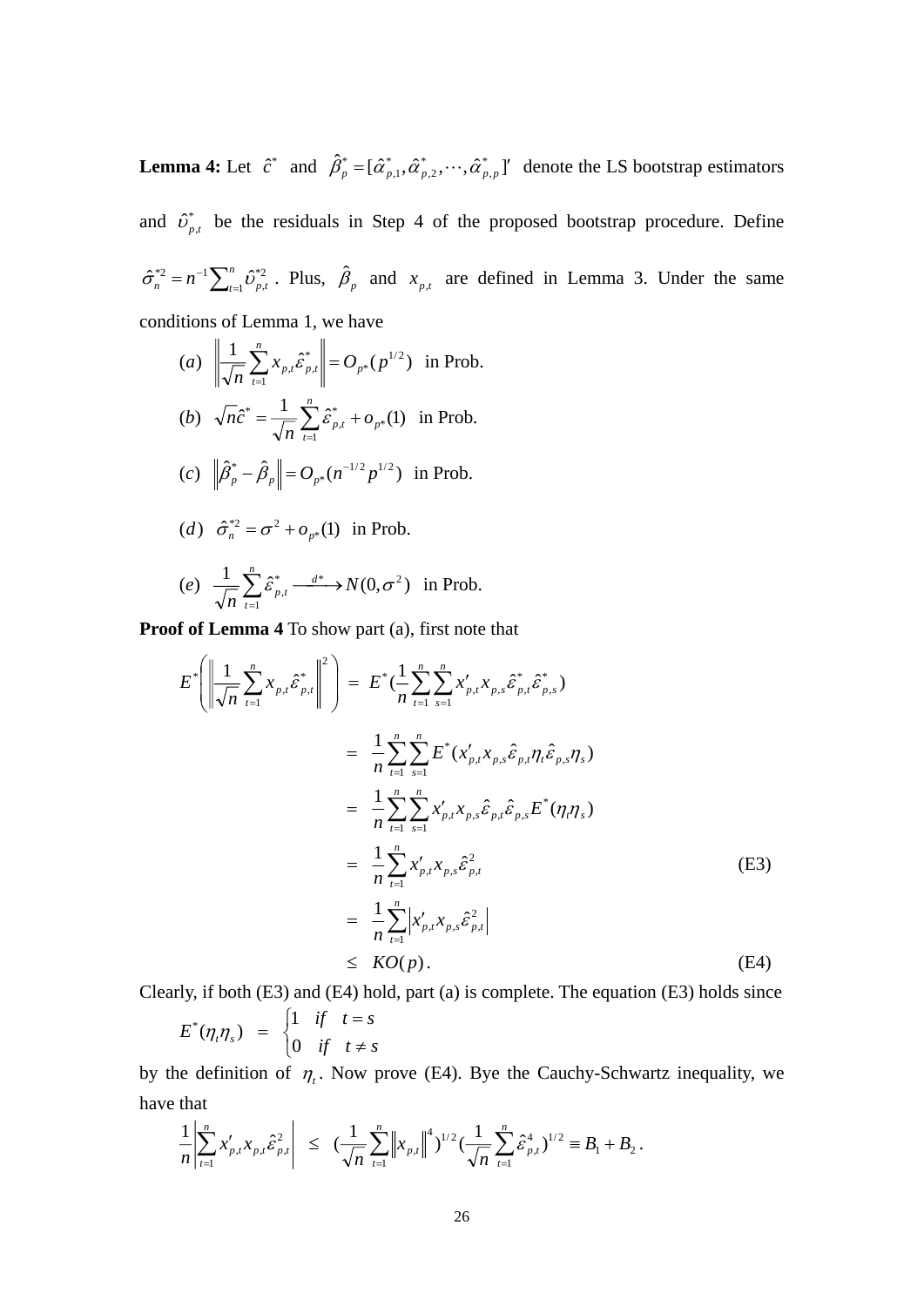**Lemma 4:** Let $\hat{c}^*$ and $\hat{\beta}^*_p = [\hat{\alpha}^*_{p,1}, \hat{\alpha}^*_{p,2}, \cdots, \hat{\alpha}^*_{p,p}]'$ denote the LS bootstrap estimators and $\hat{\upsilon}^*_{p,t}$ be the residuals in Step 4 of the proposed bootstrap procedure. Define $\hat{\sigma}^{*2}_n = n^{-1}\sum_{t=1}^n \hat{\upsilon}^{*2}_{p,t}$. Plus, $\hat{\beta}_p$ and $x_{p,t}$ are defined in Lemma 3. Under the same conditions of Lemma 1, we have

$$(a)\quad \left\| \frac{1}{\sqrt{n}} \sum_{t=1}^n x_{p,t} \hat{\varepsilon}^*_{p,t} \right\| = O_{p^*}(p^{1/2}) \text{ in Prob.}$$

$$(b)\quad \sqrt{n}\hat{c}^* = \frac{1}{\sqrt{n}} \sum_{t=1}^n \hat{\varepsilon}^*_{p,t} + o_{p^*}(1) \text{ in Prob.}$$

$$(c)\quad \left\| \hat{\beta}^*_p - \hat{\beta}_p \right\| = O_{p^*}(n^{-1/2} p^{1/2}) \text{ in Prob.}$$

$$(d)\quad \hat{\sigma}^{*2}_n = \sigma^2 + o_{p^*}(1) \text{ in Prob.}$$

$$(e)\quad \frac{1}{\sqrt{n}} \sum_{t=1}^n \hat{\varepsilon}^*_{p,t} \xrightarrow{d^*} N(0, \sigma^2) \text{ in Prob.}$$

**Proof of Lemma 4** To show part (a), first note that

$$\begin{aligned}
E^*\left( \left\| \frac{1}{\sqrt{n}} \sum_{t=1}^n x_{p,t} \hat{\varepsilon}^*_{p,t} \right\|^2 \right) &= E^*\left(\frac{1}{n} \sum_{t=1}^n \sum_{s=1}^n x'_{p,t} x_{p,s} \hat{\varepsilon}^*_{p,t} \hat{\varepsilon}^*_{p,s}\right) \\
&= \frac{1}{n} \sum_{t=1}^n \sum_{s=1}^n E^*(x'_{p,t} x_{p,s} \hat{\varepsilon}_{p,t} \eta_t \hat{\varepsilon}_{p,s} \eta_s) \\
&= \frac{1}{n} \sum_{t=1}^n \sum_{s=1}^n x'_{p,t} x_{p,s} \hat{\varepsilon}_{p,t} \hat{\varepsilon}_{p,s} E^*(\eta_t \eta_s) \\
&= \frac{1}{n} \sum_{t=1}^n x'_{p,t} x_{p,s} \hat{\varepsilon}^2_{p,t} \qquad \text{(E3)} \\
&= \frac{1}{n} \sum_{t=1}^n \left| x'_{p,t} x_{p,s} \hat{\varepsilon}^2_{p,t} \right| \\
&\leq KO(p). \qquad \text{(E4)}
\end{aligned}$$

Clearly, if both (E3) and (E4) hold, part (a) is complete. The equation (E3) holds since

$$E^*(\eta_t \eta_s) = \begin{cases} 1 & if \quad t = s \\ 0 & if \quad t \neq s \end{cases}$$

by the definition of $\eta_t$. Now prove (E4). Bye the Cauchy-Schwartz inequality, we have that

$$\frac{1}{n}\left| \sum_{t=1}^n x'_{p,t} x_{p,t} \hat{\varepsilon}^2_{p,t} \right| \leq \left(\frac{1}{\sqrt{n}} \sum_{t=1}^n \left\| x_{p,t} \right\|^4\right)^{1/2} \left(\frac{1}{\sqrt{n}} \sum_{t=1}^n \hat{\varepsilon}^4_{p,t}\right)^{1/2} \equiv B_1 + B_2.$$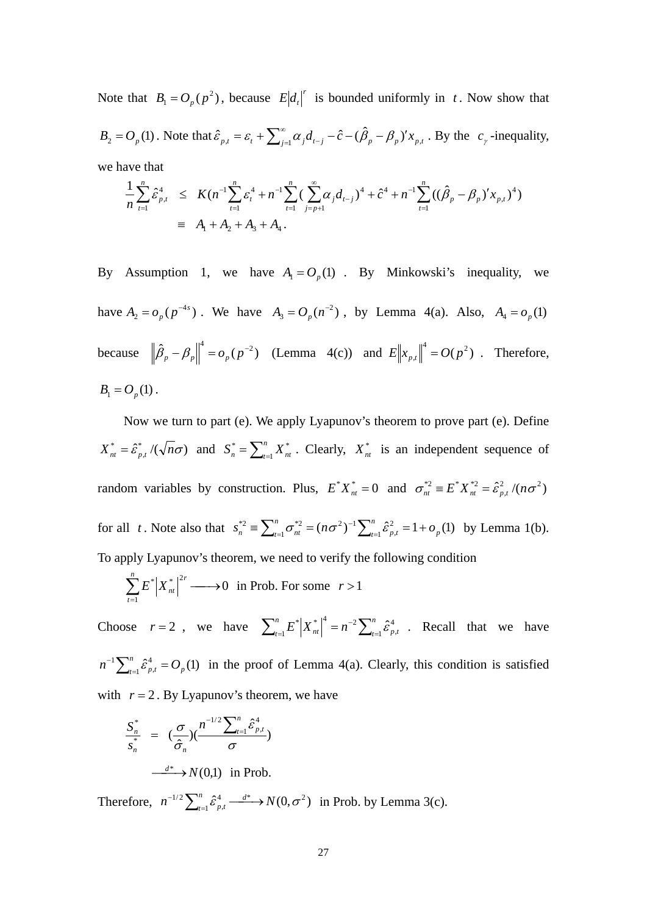Note that $B_1 = O_p(p^2)$, because $E|d_t|^r$ is bounded uniformly in $t$. Now show that $B_2 = O_p(1)$. Note that $\hat{\varepsilon}_{p,t} = \varepsilon_t + \sum_{j=1}^{\infty} \alpha_j d_{t-j} - \hat{c} - (\hat{\beta}_p - \beta_p)' x_{p,t}$. By the $c_\gamma$-inequality, we have that

$$
\begin{aligned}
\frac{1}{n}\sum_{t=1}^{n} \hat{\varepsilon}_{p,t}^4 &\leq K(n^{-1}\sum_{t=1}^{n} \varepsilon_t^4 + n^{-1}\sum_{t=1}^{n}(\sum_{j=p+1}^{\infty} \alpha_j d_{t-j})^4 + \hat{c}^4 + n^{-1}\sum_{t=1}^{n}((\hat{\beta}_p - \beta_p)' x_{p,t})^4) \\
&\equiv A_1 + A_2 + A_3 + A_4 .
\end{aligned}
$$

By Assumption 1, we have $A_1 = O_p(1)$. By Minkowski's inequality, we have $A_2 = o_p(p^{-4s})$. We have $A_3 = O_p(n^{-2})$, by Lemma 4(a). Also, $A_4 = o_p(1)$ because $\left\|\hat{\beta}_p - \beta_p\right\|^4 = o_p(p^{-2})$ (Lemma 4(c)) and $E\left\|x_{p,t}\right\|^4 = O(p^2)$. Therefore, $B_1 = O_p(1)$.

Now we turn to part (e). We apply Lyapunov's theorem to prove part (e). Define $X_{nt}^* = \hat{\varepsilon}_{p,t}^* / (\sqrt{n}\sigma)$ and $S_n^* = \sum_{t=1}^{n} X_{nt}^*$. Clearly, $X_{nt}^*$ is an independent sequence of random variables by construction. Plus, $E^* X_{nt}^* = 0$ and $\sigma_{nt}^{*2} \equiv E^* X_{nt}^{*2} = \hat{\varepsilon}_{p,t}^2 / (n\sigma^2)$ for all $t$. Note also that $s_n^{*2} \equiv \sum_{t=1}^{n} \sigma_{nt}^{*2} = (n\sigma^2)^{-1} \sum_{t=1}^{n} \hat{\varepsilon}_{p,t}^2 = 1 + o_p(1)$ by Lemma 1(b). To apply Lyapunov's theorem, we need to verify the following condition

$$
\sum_{t=1}^{n} E^* \left|X_{nt}^*\right|^{2r} \longrightarrow 0 \text{ in Prob. For some } r > 1
$$

Choose $r = 2$, we have $\sum_{t=1}^{n} E^* \left|X_{nt}^*\right|^4 = n^{-2} \sum_{t=1}^{n} \hat{\varepsilon}_{p,t}^4$. Recall that we have $n^{-1} \sum_{t=1}^{n} \hat{\varepsilon}_{p,t}^4 = O_p(1)$ in the proof of Lemma 4(a). Clearly, this condition is satisfied with $r = 2$. By Lyapunov's theorem, we have

$$
\begin{aligned}
\frac{S_n^*}{s_n^*} &= \left(\frac{\sigma}{\hat{\sigma}_n}\right)\left(\frac{n^{-1/2}\sum_{t=1}^{n} \hat{\varepsilon}_{p,t}^4}{\sigma}\right) \\
&\xrightarrow{d^*} N(0,1) \text{ in Prob.}
\end{aligned}
$$

Therefore, $n^{-1/2} \sum_{t=1}^{n} \hat{\varepsilon}_{p,t}^4 \xrightarrow{d^*} N(0, \sigma^2)$ in Prob. by Lemma 3(c).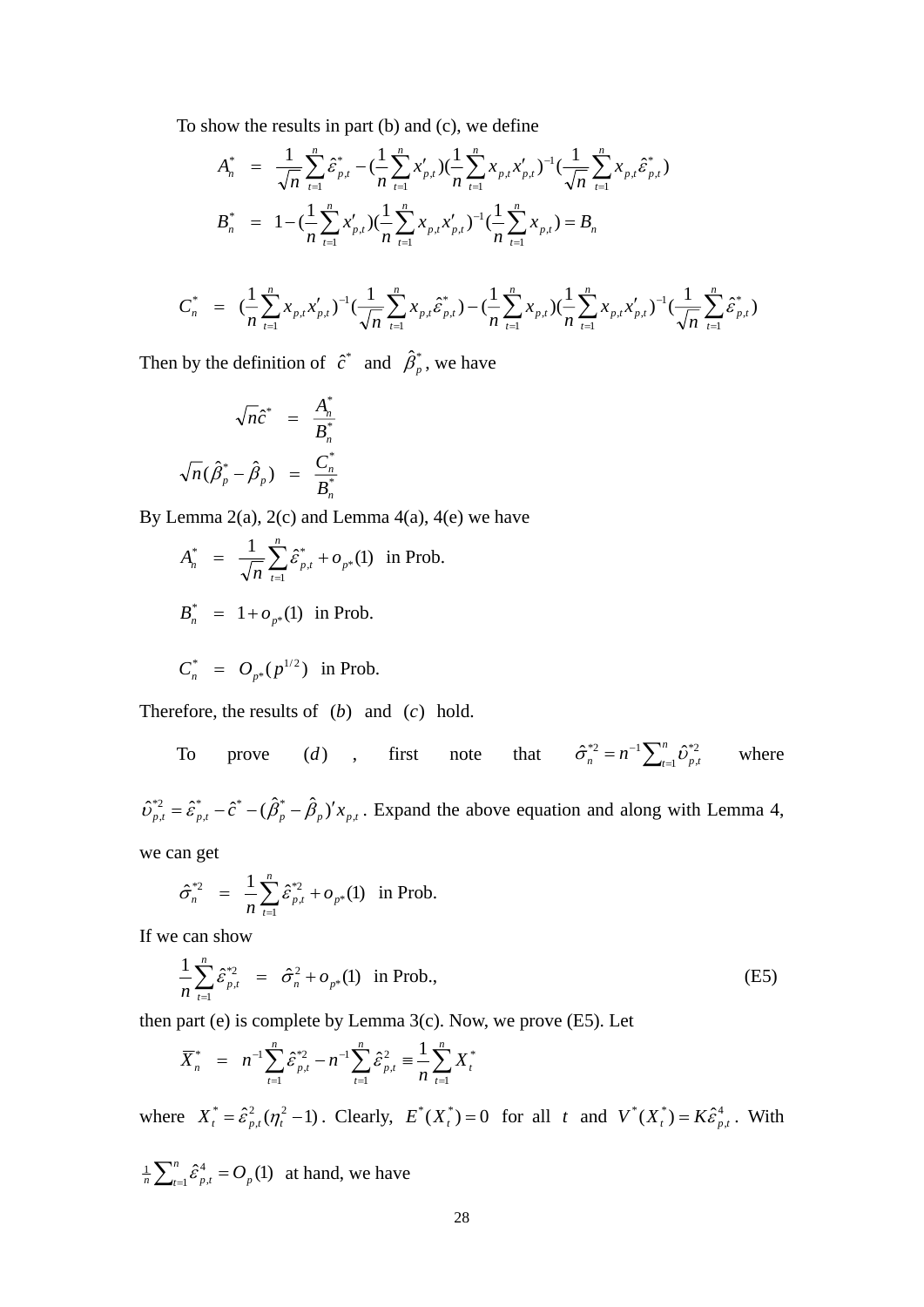To show the results in part (b) and (c), we define

$$
\begin{aligned}
A_n^* &= \frac{1}{\sqrt{n}}\sum_{t=1}^{n}\hat{\varepsilon}^*_{p,t} - (\frac{1}{n}\sum_{t=1}^{n}x'_{p,t})(\frac{1}{n}\sum_{t=1}^{n}x_{p,t}x'_{p,t})^{-1}(\frac{1}{\sqrt{n}}\sum_{t=1}^{n}x_{p,t}\hat{\varepsilon}^*_{p,t}) \\
B_n^* &= 1-(\frac{1}{n}\sum_{t=1}^{n}x'_{p,t})(\frac{1}{n}\sum_{t=1}^{n}x_{p,t}x'_{p,t})^{-1}(\frac{1}{n}\sum_{t=1}^{n}x_{p,t}) = B_n
\end{aligned}
$$

$$
C_n^* = (\frac{1}{n}\sum_{t=1}^{n}x_{p,t}x'_{p,t})^{-1}(\frac{1}{\sqrt{n}}\sum_{t=1}^{n}x_{p,t}\hat{\varepsilon}^*_{p,t}) - (\frac{1}{n}\sum_{t=1}^{n}x_{p,t})(\frac{1}{n}\sum_{t=1}^{n}x_{p,t}x'_{p,t})^{-1}(\frac{1}{\sqrt{n}}\sum_{t=1}^{n}\hat{\varepsilon}^*_{p,t})
$$

Then by the definition of $\hat{c}^*$ and $\hat{\beta}^*_p$, we have

$$
\begin{aligned}
\sqrt{n}\hat{c}^* &= \frac{A_n^*}{B_n^*} \\
\sqrt{n}(\hat{\beta}^*_p - \hat{\beta}_p) &= \frac{C_n^*}{B_n^*}
\end{aligned}
$$

By Lemma 2(a), 2(c) and Lemma 4(a), 4(e) we have

$$
\begin{aligned}
A_n^* &= \frac{1}{\sqrt{n}}\sum_{t=1}^{n}\hat{\varepsilon}^*_{p,t} + o_{p^*}(1) \ \text{ in Prob.} \\
B_n^* &= 1 + o_{p^*}(1) \ \text{ in Prob.} \\
C_n^* &= O_{p^*}(p^{1/2}) \ \text{ in Prob.}
\end{aligned}
$$

Therefore, the results of $(b)$ and $(c)$ hold.

To prove $(d)$, first note that $\hat{\sigma}_n^{*2} = n^{-1}\sum_{t=1}^{n}\hat{\upsilon}^{*2}_{p,t}$ where $\hat{\upsilon}^{*2}_{p,t} = \hat{\varepsilon}^*_{p,t} - \hat{c}^* - (\hat{\beta}^*_p - \hat{\beta}_p)'x_{p,t}$. Expand the above equation and along with Lemma 4, we can get

$$
\hat{\sigma}_n^{*2} = \frac{1}{n}\sum_{t=1}^{n}\hat{\varepsilon}^{*2}_{p,t} + o_{p^*}(1) \ \text{ in Prob.}
$$

If we can show

$$
\frac{1}{n}\sum_{t=1}^{n}\hat{\varepsilon}^{*2}_{p,t} = \hat{\sigma}_n^2 + o_{p^*}(1) \ \text{ in Prob.,} \tag{E5}
$$

then part (e) is complete by Lemma 3(c). Now, we prove (E5). Let

$$
\overline{X}_n^* = n^{-1}\sum_{t=1}^{n}\hat{\varepsilon}^{*2}_{p,t} - n^{-1}\sum_{t=1}^{n}\hat{\varepsilon}^{2}_{p,t} \equiv \frac{1}{n}\sum_{t=1}^{n}X_t^*
$$

where $X_t^* = \hat{\varepsilon}^2_{p,t}(\eta_t^2 - 1)$. Clearly, $E^*(X_t^*) = 0$ for all $t$ and $V^*(X_t^*) = K\hat{\varepsilon}^4_{p,t}$. With $\frac{1}{n}\sum_{t=1}^{n}\hat{\varepsilon}^4_{p,t} = O_p(1)$ at hand, we have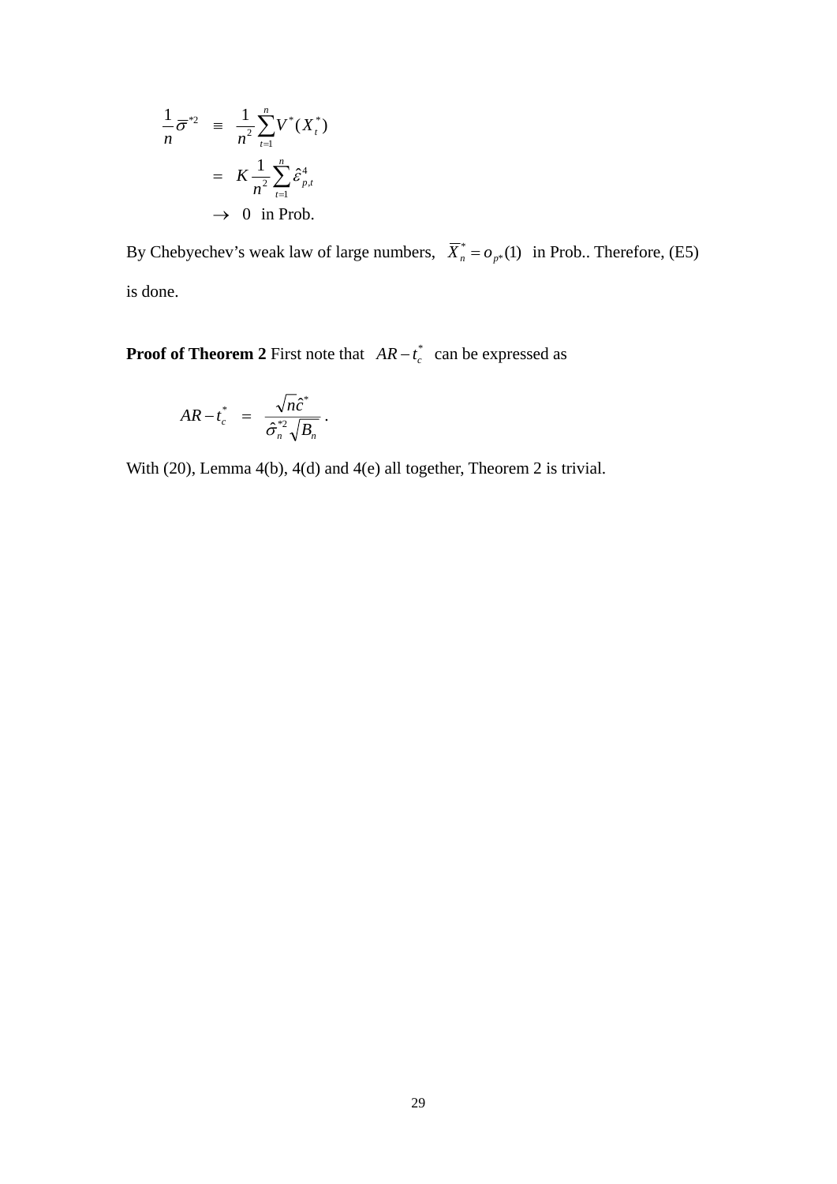$$
\begin{aligned}
\frac{1}{n}\overline{\sigma}^{*2} &\equiv \frac{1}{n^2}\sum_{t=1}^{n} V^*(X_t^*) \\
&= K\frac{1}{n^2}\sum_{t=1}^{n}\hat{\varepsilon}_{p,t}^4 \\
&\to 0 \ \text{ in Prob.}
\end{aligned}
$$

By Chebyechev's weak law of large numbers, $\overline{X}_n^* = o_{p^*}(1)$ in Prob.. Therefore, (E5) is done.

**Proof of Theorem 2** First note that $AR - t_c^*$ can be expressed as

$$
AR - t_c^* \;=\; \frac{\sqrt{n}\hat{c}^*}{\hat{\sigma}_n^{*2}\sqrt{B_n}}\,.
$$

With (20), Lemma 4(b), 4(d) and 4(e) all together, Theorem 2 is trivial.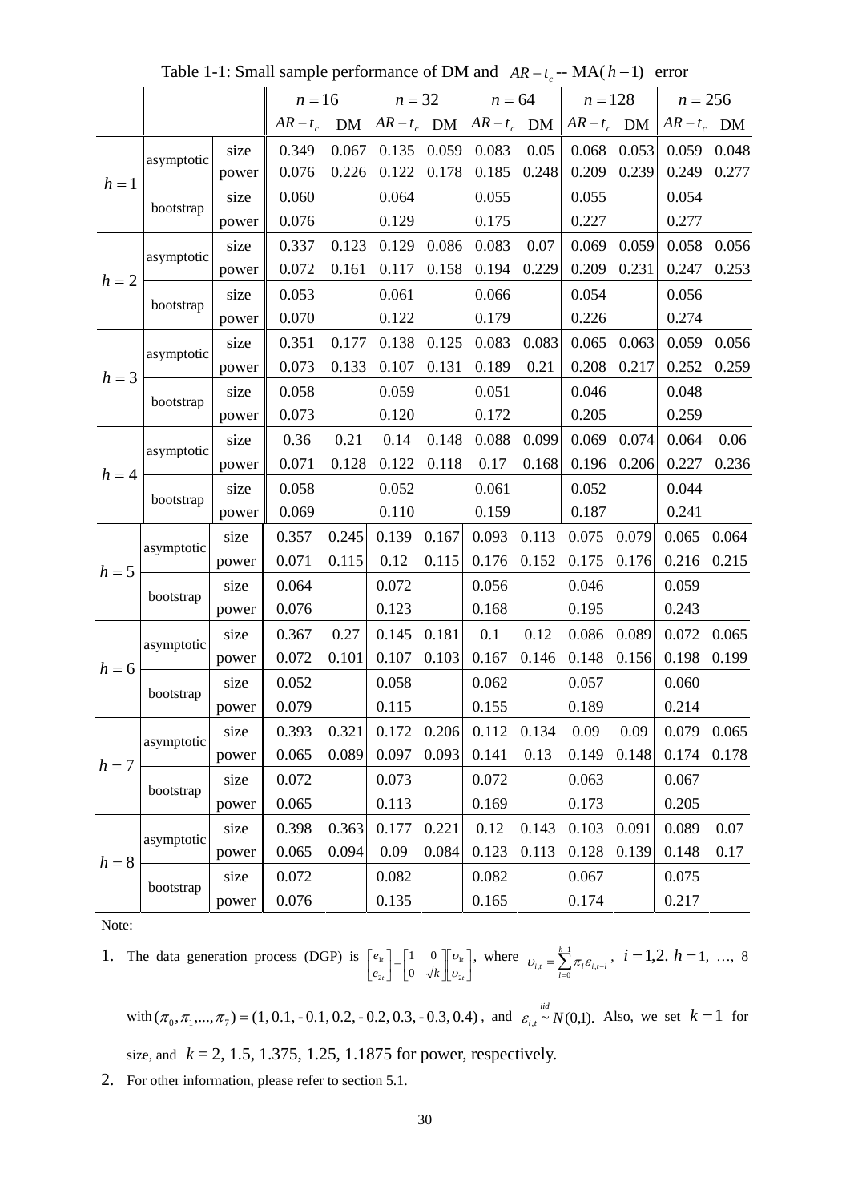Table 1-1: Small sample performance of DM and $AR-t_c$ -- MA($h-1$) error

| | | | $n=16$ | | $n=32$ | | $n=64$ | | $n=128$ | | $n=256$ | |
|---|---|---|---|---|---|---|---|---|---|---|---|---|
| | | | $AR-t_c$ | DM | $AR-t_c$ | DM | $AR-t_c$ | DM | $AR-t_c$ | DM | $AR-t_c$ | DM |
| $h=1$ | asymptotic | size | 0.349 | 0.067 | 0.135 | 0.059 | 0.083 | 0.05 | 0.068 | 0.053 | 0.059 | 0.048 |
| | | power | 0.076 | 0.226 | 0.122 | 0.178 | 0.185 | 0.248 | 0.209 | 0.239 | 0.249 | 0.277 |
| | bootstrap | size | 0.060 | | 0.064 | | 0.055 | | 0.055 | | 0.054 | |
| | | power | 0.076 | | 0.129 | | 0.175 | | 0.227 | | 0.277 | |
| $h=2$ | asymptotic | size | 0.337 | 0.123 | 0.129 | 0.086 | 0.083 | 0.07 | 0.069 | 0.059 | 0.058 | 0.056 |
| | | power | 0.072 | 0.161 | 0.117 | 0.158 | 0.194 | 0.229 | 0.209 | 0.231 | 0.247 | 0.253 |
| | bootstrap | size | 0.053 | | 0.061 | | 0.066 | | 0.054 | | 0.056 | |
| | | power | 0.070 | | 0.122 | | 0.179 | | 0.226 | | 0.274 | |
| $h=3$ | asymptotic | size | 0.351 | 0.177 | 0.138 | 0.125 | 0.083 | 0.083 | 0.065 | 0.063 | 0.059 | 0.056 |
| | | power | 0.073 | 0.133 | 0.107 | 0.131 | 0.189 | 0.21 | 0.208 | 0.217 | 0.252 | 0.259 |
| | bootstrap | size | 0.058 | | 0.059 | | 0.051 | | 0.046 | | 0.048 | |
| | | power | 0.073 | | 0.120 | | 0.172 | | 0.205 | | 0.259 | |
| $h=4$ | asymptotic | size | 0.36 | 0.21 | 0.14 | 0.148 | 0.088 | 0.099 | 0.069 | 0.074 | 0.064 | 0.06 |
| | | power | 0.071 | 0.128 | 0.122 | 0.118 | 0.17 | 0.168 | 0.196 | 0.206 | 0.227 | 0.236 |
| | bootstrap | size | 0.058 | | 0.052 | | 0.061 | | 0.052 | | 0.044 | |
| | | power | 0.069 | | 0.110 | | 0.159 | | 0.187 | | 0.241 | |
| $h=5$ | asymptotic | size | 0.357 | 0.245 | 0.139 | 0.167 | 0.093 | 0.113 | 0.075 | 0.079 | 0.065 | 0.064 |
| | | power | 0.071 | 0.115 | 0.12 | 0.115 | 0.176 | 0.152 | 0.175 | 0.176 | 0.216 | 0.215 |
| | bootstrap | size | 0.064 | | 0.072 | | 0.056 | | 0.046 | | 0.059 | |
| | | power | 0.076 | | 0.123 | | 0.168 | | 0.195 | | 0.243 | |
| $h=6$ | asymptotic | size | 0.367 | 0.27 | 0.145 | 0.181 | 0.1 | 0.12 | 0.086 | 0.089 | 0.072 | 0.065 |
| | | power | 0.072 | 0.101 | 0.107 | 0.103 | 0.167 | 0.146 | 0.148 | 0.156 | 0.198 | 0.199 |
| | bootstrap | size | 0.052 | | 0.058 | | 0.062 | | 0.057 | | 0.060 | |
| | | power | 0.079 | | 0.115 | | 0.155 | | 0.189 | | 0.214 | |
| $h=7$ | asymptotic | size | 0.393 | 0.321 | 0.172 | 0.206 | 0.112 | 0.134 | 0.09 | 0.09 | 0.079 | 0.065 |
| | | power | 0.065 | 0.089 | 0.097 | 0.093 | 0.141 | 0.13 | 0.149 | 0.148 | 0.174 | 0.178 |
| | bootstrap | size | 0.072 | | 0.073 | | 0.072 | | 0.063 | | 0.067 | |
| | | power | 0.065 | | 0.113 | | 0.169 | | 0.173 | | 0.205 | |
| $h=8$ | asymptotic | size | 0.398 | 0.363 | 0.177 | 0.221 | 0.12 | 0.143 | 0.103 | 0.091 | 0.089 | 0.07 |
| | | power | 0.065 | 0.094 | 0.09 | 0.084 | 0.123 | 0.113 | 0.128 | 0.139 | 0.148 | 0.17 |
| | bootstrap | size | 0.072 | | 0.082 | | 0.082 | | 0.067 | | 0.075 | |
| | | power | 0.076 | | 0.135 | | 0.165 | | 0.174 | | 0.217 | |

Note:

1. The data generation process (DGP) is $\begin{bmatrix} e_{1t} \\ e_{2t} \end{bmatrix} = \begin{bmatrix} 1 & 0 \\ 0 & \sqrt{k} \end{bmatrix} \begin{bmatrix} \upsilon_{1t} \\ \upsilon_{2t} \end{bmatrix}$, where $\upsilon_{i,t} = \sum_{l=0}^{h-1} \pi_l \varepsilon_{i,t-l}$, $i=1,2$. $h=1$, …, 8 with $(\pi_0, \pi_1, ..., \pi_7) = (1, 0.1, -0.1, 0.2, -0.2, 0.3, -0.3, 0.4)$, and $\varepsilon_{i,t} \overset{iid}{\sim} N(0,1)$. Also, we set $k=1$ for size, and $k = 2, 1.5, 1.375, 1.25, 1.1875$ for power, respectively.
2. For other information, please refer to section 5.1.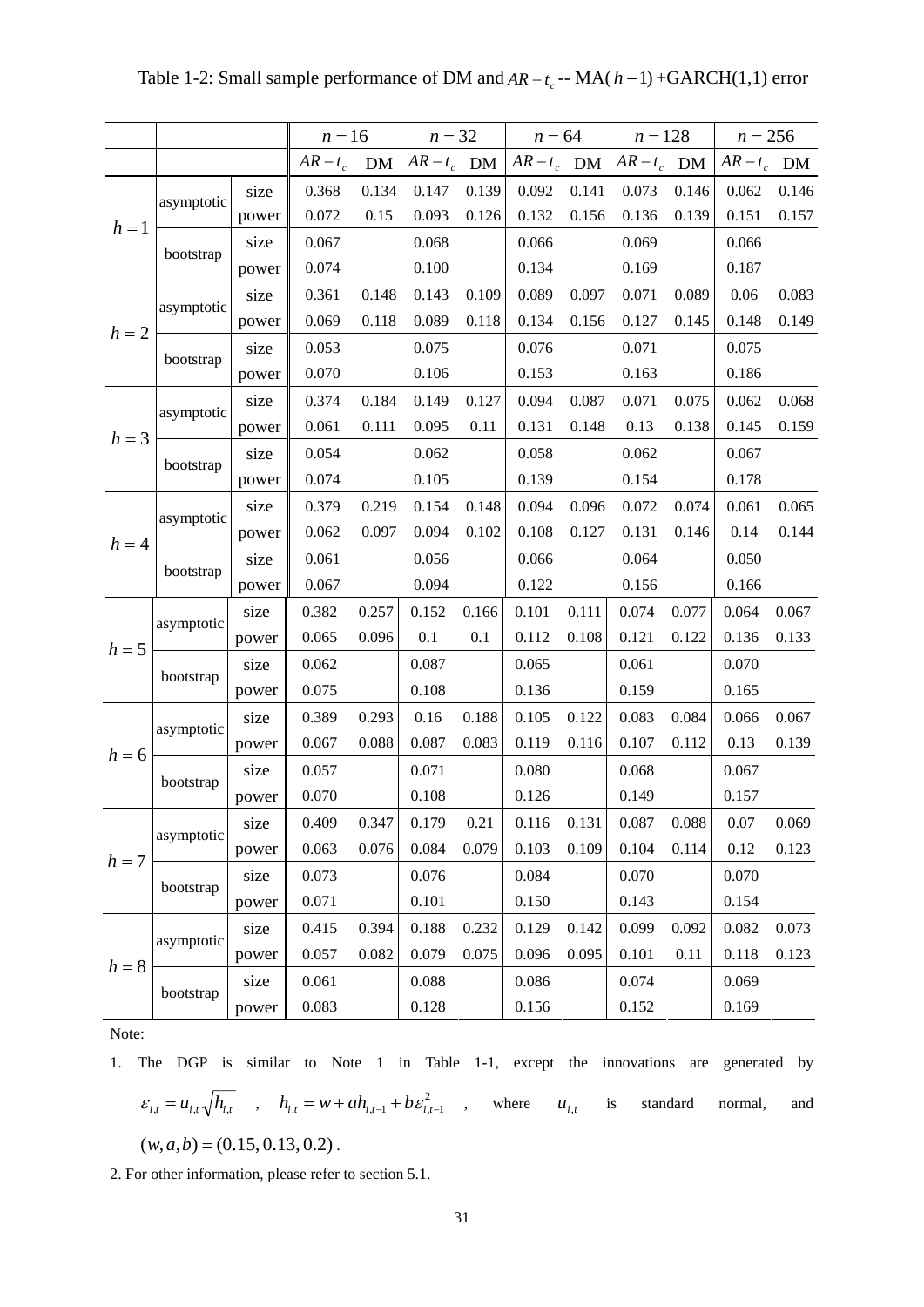Table 1-2: Small sample performance of DM and $AR-t_c$ -- MA($h-1$) +GARCH(1,1) error

| | | | $n=16$ | | $n=32$ | | $n=64$ | | $n=128$ | | $n=256$ | |
|---|---|---|---|---|---|---|---|---|---|---|---|---|
| | | | $AR-t_c$ | DM | $AR-t_c$ | DM | $AR-t_c$ | DM | $AR-t_c$ | DM | $AR-t_c$ | DM |
| $h=1$ | asymptotic | size | 0.368 | 0.134 | 0.147 | 0.139 | 0.092 | 0.141 | 0.073 | 0.146 | 0.062 | 0.146 |
| | | power | 0.072 | 0.15 | 0.093 | 0.126 | 0.132 | 0.156 | 0.136 | 0.139 | 0.151 | 0.157 |
| | bootstrap | size | 0.067 | | 0.068 | | 0.066 | | 0.069 | | 0.066 | |
| | | power | 0.074 | | 0.100 | | 0.134 | | 0.169 | | 0.187 | |
| $h=2$ | asymptotic | size | 0.361 | 0.148 | 0.143 | 0.109 | 0.089 | 0.097 | 0.071 | 0.089 | 0.06 | 0.083 |
| | | power | 0.069 | 0.118 | 0.089 | 0.118 | 0.134 | 0.156 | 0.127 | 0.145 | 0.148 | 0.149 |
| | bootstrap | size | 0.053 | | 0.075 | | 0.076 | | 0.071 | | 0.075 | |
| | | power | 0.070 | | 0.106 | | 0.153 | | 0.163 | | 0.186 | |
| $h=3$ | asymptotic | size | 0.374 | 0.184 | 0.149 | 0.127 | 0.094 | 0.087 | 0.071 | 0.075 | 0.062 | 0.068 |
| | | power | 0.061 | 0.111 | 0.095 | 0.11 | 0.131 | 0.148 | 0.13 | 0.138 | 0.145 | 0.159 |
| | bootstrap | size | 0.054 | | 0.062 | | 0.058 | | 0.062 | | 0.067 | |
| | | power | 0.074 | | 0.105 | | 0.139 | | 0.154 | | 0.178 | |
| $h=4$ | asymptotic | size | 0.379 | 0.219 | 0.154 | 0.148 | 0.094 | 0.096 | 0.072 | 0.074 | 0.061 | 0.065 |
| | | power | 0.062 | 0.097 | 0.094 | 0.102 | 0.108 | 0.127 | 0.131 | 0.146 | 0.14 | 0.144 |
| | bootstrap | size | 0.061 | | 0.056 | | 0.066 | | 0.064 | | 0.050 | |
| | | power | 0.067 | | 0.094 | | 0.122 | | 0.156 | | 0.166 | |
| $h=5$ | asymptotic | size | 0.382 | 0.257 | 0.152 | 0.166 | 0.101 | 0.111 | 0.074 | 0.077 | 0.064 | 0.067 |
| | | power | 0.065 | 0.096 | 0.1 | 0.1 | 0.112 | 0.108 | 0.121 | 0.122 | 0.136 | 0.133 |
| | bootstrap | size | 0.062 | | 0.087 | | 0.065 | | 0.061 | | 0.070 | |
| | | power | 0.075 | | 0.108 | | 0.136 | | 0.159 | | 0.165 | |
| $h=6$ | asymptotic | size | 0.389 | 0.293 | 0.16 | 0.188 | 0.105 | 0.122 | 0.083 | 0.084 | 0.066 | 0.067 |
| | | power | 0.067 | 0.088 | 0.087 | 0.083 | 0.119 | 0.116 | 0.107 | 0.112 | 0.13 | 0.139 |
| | bootstrap | size | 0.057 | | 0.071 | | 0.080 | | 0.068 | | 0.067 | |
| | | power | 0.070 | | 0.108 | | 0.126 | | 0.149 | | 0.157 | |
| $h=7$ | asymptotic | size | 0.409 | 0.347 | 0.179 | 0.21 | 0.116 | 0.131 | 0.087 | 0.088 | 0.07 | 0.069 |
| | | power | 0.063 | 0.076 | 0.084 | 0.079 | 0.103 | 0.109 | 0.104 | 0.114 | 0.12 | 0.123 |
| | bootstrap | size | 0.073 | | 0.076 | | 0.084 | | 0.070 | | 0.070 | |
| | | power | 0.071 | | 0.101 | | 0.150 | | 0.143 | | 0.154 | |
| $h=8$ | asymptotic | size | 0.415 | 0.394 | 0.188 | 0.232 | 0.129 | 0.142 | 0.099 | 0.092 | 0.082 | 0.073 |
| | | power | 0.057 | 0.082 | 0.079 | 0.075 | 0.096 | 0.095 | 0.101 | 0.11 | 0.118 | 0.123 |
| | bootstrap | size | 0.061 | | 0.088 | | 0.086 | | 0.074 | | 0.069 | |
| | | power | 0.083 | | 0.128 | | 0.156 | | 0.152 | | 0.169 | |

Note:

1. The DGP is similar to Note 1 in Table 1-1, except the innovations are generated by $\varepsilon_{i,t} = u_{i,t}\sqrt{h_{i,t}}$ , $h_{i,t} = w + ah_{i,t-1} + b\varepsilon_{i,t-1}^2$ , where $u_{i,t}$ is standard normal, and $(w,a,b) = (0.15, 0.13, 0.2)$ .
2. For other information, please refer to section 5.1.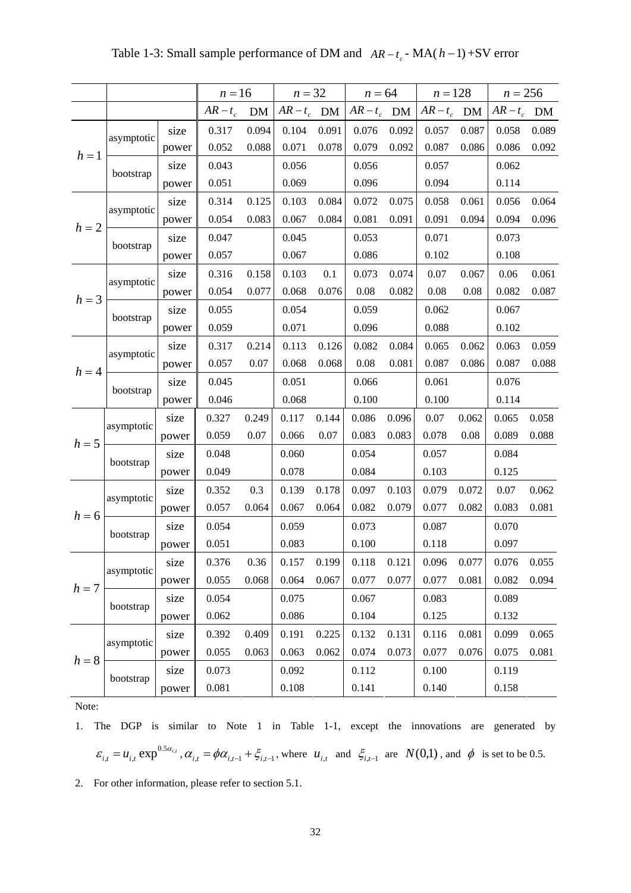Table 1-3: Small sample performance of DM and $AR-t_c$ - MA($h-1$)+SV error

| | | | $n=16$ | | $n=32$ | | $n=64$ | | $n=128$ | | $n=256$ | |
|---|---|---|---|---|---|---|---|---|---|---|---|---|
| | | | $AR-t_c$ | DM | $AR-t_c$ | DM | $AR-t_c$ | DM | $AR-t_c$ | DM | $AR-t_c$ | DM |
| $h=1$ | asymptotic | size | 0.317 | 0.094 | 0.104 | 0.091 | 0.076 | 0.092 | 0.057 | 0.087 | 0.058 | 0.089 |
| | | power | 0.052 | 0.088 | 0.071 | 0.078 | 0.079 | 0.092 | 0.087 | 0.086 | 0.086 | 0.092 |
| | bootstrap | size | 0.043 | | 0.056 | | 0.056 | | 0.057 | | 0.062 | |
| | | power | 0.051 | | 0.069 | | 0.096 | | 0.094 | | 0.114 | |
| $h=2$ | asymptotic | size | 0.314 | 0.125 | 0.103 | 0.084 | 0.072 | 0.075 | 0.058 | 0.061 | 0.056 | 0.064 |
| | | power | 0.054 | 0.083 | 0.067 | 0.084 | 0.081 | 0.091 | 0.091 | 0.094 | 0.094 | 0.096 |
| | bootstrap | size | 0.047 | | 0.045 | | 0.053 | | 0.071 | | 0.073 | |
| | | power | 0.057 | | 0.067 | | 0.086 | | 0.102 | | 0.108 | |
| $h=3$ | asymptotic | size | 0.316 | 0.158 | 0.103 | 0.1 | 0.073 | 0.074 | 0.07 | 0.067 | 0.06 | 0.061 |
| | | power | 0.054 | 0.077 | 0.068 | 0.076 | 0.08 | 0.082 | 0.08 | 0.08 | 0.082 | 0.087 |
| | bootstrap | size | 0.055 | | 0.054 | | 0.059 | | 0.062 | | 0.067 | |
| | | power | 0.059 | | 0.071 | | 0.096 | | 0.088 | | 0.102 | |
| $h=4$ | asymptotic | size | 0.317 | 0.214 | 0.113 | 0.126 | 0.082 | 0.084 | 0.065 | 0.062 | 0.063 | 0.059 |
| | | power | 0.057 | 0.07 | 0.068 | 0.068 | 0.08 | 0.081 | 0.087 | 0.086 | 0.087 | 0.088 |
| | bootstrap | size | 0.045 | | 0.051 | | 0.066 | | 0.061 | | 0.076 | |
| | | power | 0.046 | | 0.068 | | 0.100 | | 0.100 | | 0.114 | |
| $h=5$ | asymptotic | size | 0.327 | 0.249 | 0.117 | 0.144 | 0.086 | 0.096 | 0.07 | 0.062 | 0.065 | 0.058 |
| | | power | 0.059 | 0.07 | 0.066 | 0.07 | 0.083 | 0.083 | 0.078 | 0.08 | 0.089 | 0.088 |
| | bootstrap | size | 0.048 | | 0.060 | | 0.054 | | 0.057 | | 0.084 | |
| | | power | 0.049 | | 0.078 | | 0.084 | | 0.103 | | 0.125 | |
| $h=6$ | asymptotic | size | 0.352 | 0.3 | 0.139 | 0.178 | 0.097 | 0.103 | 0.079 | 0.072 | 0.07 | 0.062 |
| | | power | 0.057 | 0.064 | 0.067 | 0.064 | 0.082 | 0.079 | 0.077 | 0.082 | 0.083 | 0.081 |
| | bootstrap | size | 0.054 | | 0.059 | | 0.073 | | 0.087 | | 0.070 | |
| | | power | 0.051 | | 0.083 | | 0.100 | | 0.118 | | 0.097 | |
| $h=7$ | asymptotic | size | 0.376 | 0.36 | 0.157 | 0.199 | 0.118 | 0.121 | 0.096 | 0.077 | 0.076 | 0.055 |
| | | power | 0.055 | 0.068 | 0.064 | 0.067 | 0.077 | 0.077 | 0.077 | 0.081 | 0.082 | 0.094 |
| | bootstrap | size | 0.054 | | 0.075 | | 0.067 | | 0.083 | | 0.089 | |
| | | power | 0.062 | | 0.086 | | 0.104 | | 0.125 | | 0.132 | |
| $h=8$ | asymptotic | size | 0.392 | 0.409 | 0.191 | 0.225 | 0.132 | 0.131 | 0.116 | 0.081 | 0.099 | 0.065 |
| | | power | 0.055 | 0.063 | 0.063 | 0.062 | 0.074 | 0.073 | 0.077 | 0.076 | 0.075 | 0.081 |
| | bootstrap | size | 0.073 | | 0.092 | | 0.112 | | 0.100 | | 0.119 | |
| | | power | 0.081 | | 0.108 | | 0.141 | | 0.140 | | 0.158 | |

Note:

1. The DGP is similar to Note 1 in Table 1-1, except the innovations are generated by $\varepsilon_{i,t} = u_{i,t}\exp^{0.5\alpha_{i,t}}$, $\alpha_{i,t} = \phi\alpha_{i,t-1} + \xi_{i,t-1}$, where $u_{i,t}$ and $\xi_{i,t-1}$ are $N(0,1)$, and $\phi$ is set to be 0.5.

2. For other information, please refer to section 5.1.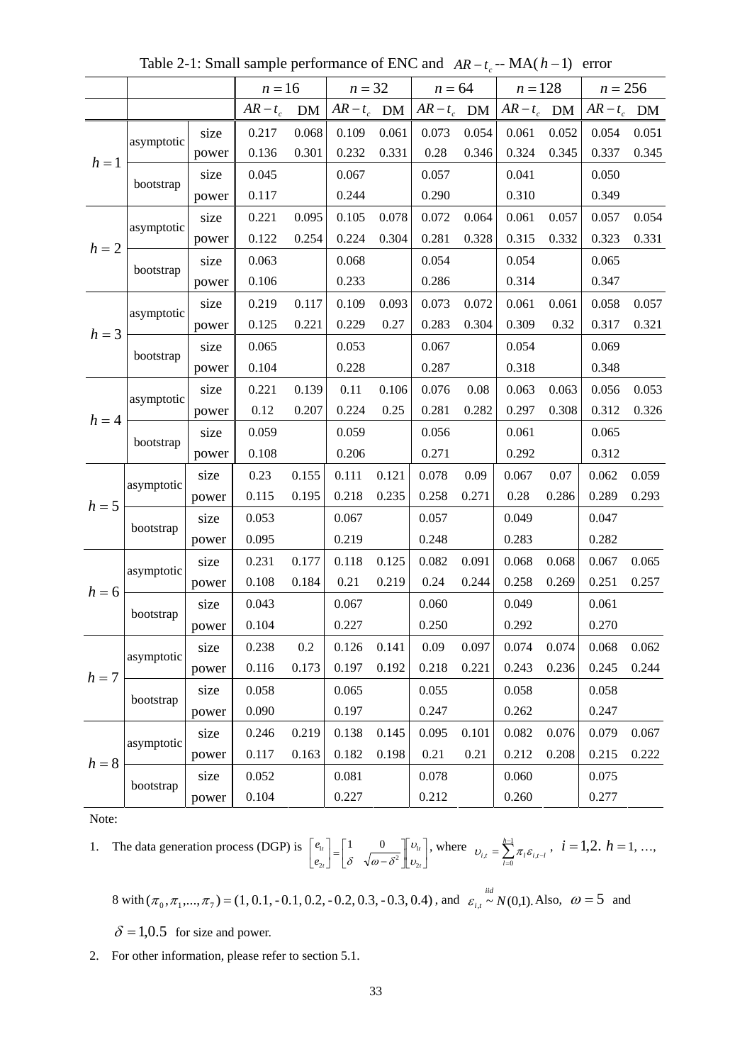Table 2-1: Small sample performance of ENC and $AR-t_c$ -- MA($h-1$) error

| | | | $n=16$ | | $n=32$ | | $n=64$ | | $n=128$ | | $n=256$ | |
|---|---|---|---|---|---|---|---|---|---|---|---|---|
| | | | $AR-t_c$ | DM | $AR-t_c$ | DM | $AR-t_c$ | DM | $AR-t_c$ | DM | $AR-t_c$ | DM |
| $h=1$ | asymptotic | size | 0.217 | 0.068 | 0.109 | 0.061 | 0.073 | 0.054 | 0.061 | 0.052 | 0.054 | 0.051 |
| | | power | 0.136 | 0.301 | 0.232 | 0.331 | 0.28 | 0.346 | 0.324 | 0.345 | 0.337 | 0.345 |
| | bootstrap | size | 0.045 | | 0.067 | | 0.057 | | 0.041 | | 0.050 | |
| | | power | 0.117 | | 0.244 | | 0.290 | | 0.310 | | 0.349 | |
| $h=2$ | asymptotic | size | 0.221 | 0.095 | 0.105 | 0.078 | 0.072 | 0.064 | 0.061 | 0.057 | 0.057 | 0.054 |
| | | power | 0.122 | 0.254 | 0.224 | 0.304 | 0.281 | 0.328 | 0.315 | 0.332 | 0.323 | 0.331 |
| | bootstrap | size | 0.063 | | 0.068 | | 0.054 | | 0.054 | | 0.065 | |
| | | power | 0.106 | | 0.233 | | 0.286 | | 0.314 | | 0.347 | |
| $h=3$ | asymptotic | size | 0.219 | 0.117 | 0.109 | 0.093 | 0.073 | 0.072 | 0.061 | 0.061 | 0.058 | 0.057 |
| | | power | 0.125 | 0.221 | 0.229 | 0.27 | 0.283 | 0.304 | 0.309 | 0.32 | 0.317 | 0.321 |
| | bootstrap | size | 0.065 | | 0.053 | | 0.067 | | 0.054 | | 0.069 | |
| | | power | 0.104 | | 0.228 | | 0.287 | | 0.318 | | 0.348 | |
| $h=4$ | asymptotic | size | 0.221 | 0.139 | 0.11 | 0.106 | 0.076 | 0.08 | 0.063 | 0.063 | 0.056 | 0.053 |
| | | power | 0.12 | 0.207 | 0.224 | 0.25 | 0.281 | 0.282 | 0.297 | 0.308 | 0.312 | 0.326 |
| | bootstrap | size | 0.059 | | 0.059 | | 0.056 | | 0.061 | | 0.065 | |
| | | power | 0.108 | | 0.206 | | 0.271 | | 0.292 | | 0.312 | |
| $h=5$ | asymptotic | size | 0.23 | 0.155 | 0.111 | 0.121 | 0.078 | 0.09 | 0.067 | 0.07 | 0.062 | 0.059 |
| | | power | 0.115 | 0.195 | 0.218 | 0.235 | 0.258 | 0.271 | 0.28 | 0.286 | 0.289 | 0.293 |
| | bootstrap | size | 0.053 | | 0.067 | | 0.057 | | 0.049 | | 0.047 | |
| | | power | 0.095 | | 0.219 | | 0.248 | | 0.283 | | 0.282 | |
| $h=6$ | asymptotic | size | 0.231 | 0.177 | 0.118 | 0.125 | 0.082 | 0.091 | 0.068 | 0.068 | 0.067 | 0.065 |
| | | power | 0.108 | 0.184 | 0.21 | 0.219 | 0.24 | 0.244 | 0.258 | 0.269 | 0.251 | 0.257 |
| | bootstrap | size | 0.043 | | 0.067 | | 0.060 | | 0.049 | | 0.061 | |
| | | power | 0.104 | | 0.227 | | 0.250 | | 0.292 | | 0.270 | |
| $h=7$ | asymptotic | size | 0.238 | 0.2 | 0.126 | 0.141 | 0.09 | 0.097 | 0.074 | 0.074 | 0.068 | 0.062 |
| | | power | 0.116 | 0.173 | 0.197 | 0.192 | 0.218 | 0.221 | 0.243 | 0.236 | 0.245 | 0.244 |
| | bootstrap | size | 0.058 | | 0.065 | | 0.055 | | 0.058 | | 0.058 | |
| | | power | 0.090 | | 0.197 | | 0.247 | | 0.262 | | 0.247 | |
| $h=8$ | asymptotic | size | 0.246 | 0.219 | 0.138 | 0.145 | 0.095 | 0.101 | 0.082 | 0.076 | 0.079 | 0.067 |
| | | power | 0.117 | 0.163 | 0.182 | 0.198 | 0.21 | 0.21 | 0.212 | 0.208 | 0.215 | 0.222 |
| | bootstrap | size | 0.052 | | 0.081 | | 0.078 | | 0.060 | | 0.075 | |
| | | power | 0.104 | | 0.227 | | 0.212 | | 0.260 | | 0.277 | |

Note:

1. The data generation process (DGP) is $\begin{bmatrix} e_{1t} \\ e_{2t} \end{bmatrix} = \begin{bmatrix} 1 & 0 \\ \delta & \sqrt{\omega-\delta^2} \end{bmatrix} \begin{bmatrix} \upsilon_{1t} \\ \upsilon_{2t} \end{bmatrix}$, where $\upsilon_{i,t} = \sum_{l=0}^{h-1} \pi_l \varepsilon_{i,t-l}$, $i=1,2.$ $h=1, \ldots,$ 8 with $(\pi_0, \pi_1, \ldots, \pi_7) = (1, 0.1, -0.1, 0.2, -0.2, 0.3, -0.3, 0.4)$, and $\varepsilon_{i,t} \overset{iid}{\sim} N(0,1)$. Also, $\omega = 5$ and $\delta = 1, 0.5$ for size and power.
2. For other information, please refer to section 5.1.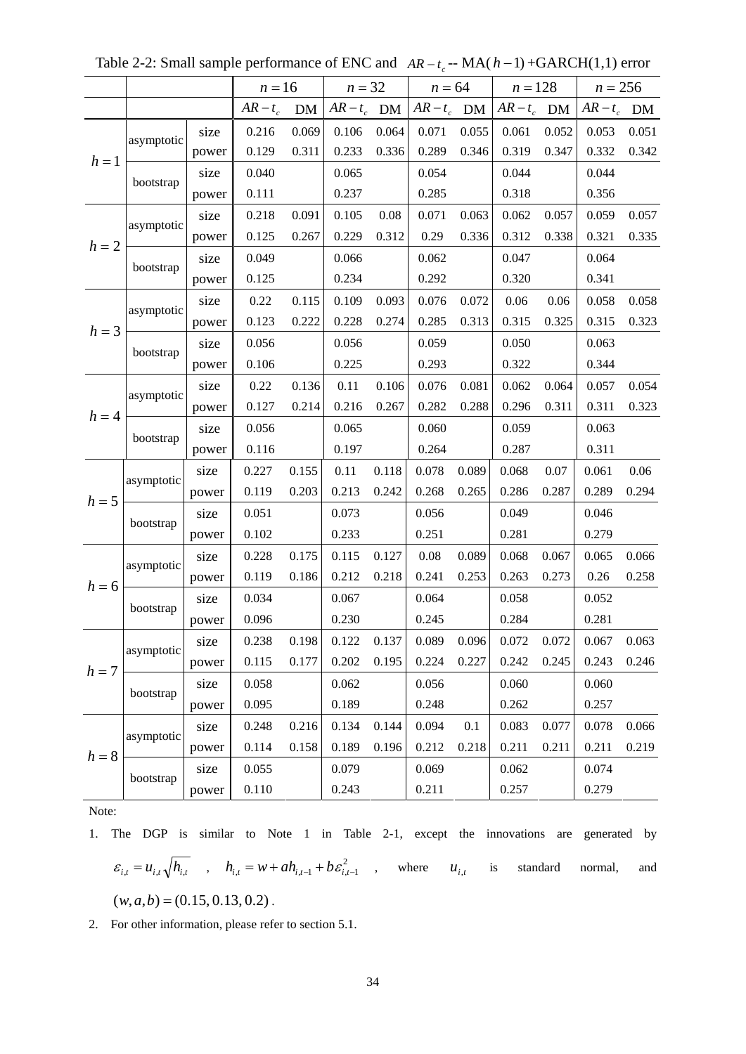Table 2-2: Small sample performance of ENC and $AR-t_c$ -- MA($h-1$)+GARCH(1,1) error

| | | | $n=16$ | | $n=32$ | | $n=64$ | | $n=128$ | | $n=256$ | |
|---|---|---|---|---|---|---|---|---|---|---|---|---|
| | | | $AR-t_c$ | DM | $AR-t_c$ | DM | $AR-t_c$ | DM | $AR-t_c$ | DM | $AR-t_c$ | DM |
| $h=1$ | asymptotic | size | 0.216 | 0.069 | 0.106 | 0.064 | 0.071 | 0.055 | 0.061 | 0.052 | 0.053 | 0.051 |
| | | power | 0.129 | 0.311 | 0.233 | 0.336 | 0.289 | 0.346 | 0.319 | 0.347 | 0.332 | 0.342 |
| | bootstrap | size | 0.040 | | 0.065 | | 0.054 | | 0.044 | | 0.044 | |
| | | power | 0.111 | | 0.237 | | 0.285 | | 0.318 | | 0.356 | |
| $h=2$ | asymptotic | size | 0.218 | 0.091 | 0.105 | 0.08 | 0.071 | 0.063 | 0.062 | 0.057 | 0.059 | 0.057 |
| | | power | 0.125 | 0.267 | 0.229 | 0.312 | 0.29 | 0.336 | 0.312 | 0.338 | 0.321 | 0.335 |
| | bootstrap | size | 0.049 | | 0.066 | | 0.062 | | 0.047 | | 0.064 | |
| | | power | 0.125 | | 0.234 | | 0.292 | | 0.320 | | 0.341 | |
| $h=3$ | asymptotic | size | 0.22 | 0.115 | 0.109 | 0.093 | 0.076 | 0.072 | 0.06 | 0.06 | 0.058 | 0.058 |
| | | power | 0.123 | 0.222 | 0.228 | 0.274 | 0.285 | 0.313 | 0.315 | 0.325 | 0.315 | 0.323 |
| | bootstrap | size | 0.056 | | 0.056 | | 0.059 | | 0.050 | | 0.063 | |
| | | power | 0.106 | | 0.225 | | 0.293 | | 0.322 | | 0.344 | |
| $h=4$ | asymptotic | size | 0.22 | 0.136 | 0.11 | 0.106 | 0.076 | 0.081 | 0.062 | 0.064 | 0.057 | 0.054 |
| | | power | 0.127 | 0.214 | 0.216 | 0.267 | 0.282 | 0.288 | 0.296 | 0.311 | 0.311 | 0.323 |
| | bootstrap | size | 0.056 | | 0.065 | | 0.060 | | 0.059 | | 0.063 | |
| | | power | 0.116 | | 0.197 | | 0.264 | | 0.287 | | 0.311 | |
| $h=5$ | asymptotic | size | 0.227 | 0.155 | 0.11 | 0.118 | 0.078 | 0.089 | 0.068 | 0.07 | 0.061 | 0.06 |
| | | power | 0.119 | 0.203 | 0.213 | 0.242 | 0.268 | 0.265 | 0.286 | 0.287 | 0.289 | 0.294 |
| | bootstrap | size | 0.051 | | 0.073 | | 0.056 | | 0.049 | | 0.046 | |
| | | power | 0.102 | | 0.233 | | 0.251 | | 0.281 | | 0.279 | |
| $h=6$ | asymptotic | size | 0.228 | 0.175 | 0.115 | 0.127 | 0.08 | 0.089 | 0.068 | 0.067 | 0.065 | 0.066 |
| | | power | 0.119 | 0.186 | 0.212 | 0.218 | 0.241 | 0.253 | 0.263 | 0.273 | 0.26 | 0.258 |
| | bootstrap | size | 0.034 | | 0.067 | | 0.064 | | 0.058 | | 0.052 | |
| | | power | 0.096 | | 0.230 | | 0.245 | | 0.284 | | 0.281 | |
| $h=7$ | asymptotic | size | 0.238 | 0.198 | 0.122 | 0.137 | 0.089 | 0.096 | 0.072 | 0.072 | 0.067 | 0.063 |
| | | power | 0.115 | 0.177 | 0.202 | 0.195 | 0.224 | 0.227 | 0.242 | 0.245 | 0.243 | 0.246 |
| | bootstrap | size | 0.058 | | 0.062 | | 0.056 | | 0.060 | | 0.060 | |
| | | power | 0.095 | | 0.189 | | 0.248 | | 0.262 | | 0.257 | |
| $h=8$ | asymptotic | size | 0.248 | 0.216 | 0.134 | 0.144 | 0.094 | 0.1 | 0.083 | 0.077 | 0.078 | 0.066 |
| | | power | 0.114 | 0.158 | 0.189 | 0.196 | 0.212 | 0.218 | 0.211 | 0.211 | 0.211 | 0.219 |
| | bootstrap | size | 0.055 | | 0.079 | | 0.069 | | 0.062 | | 0.074 | |
| | | power | 0.110 | | 0.243 | | 0.211 | | 0.257 | | 0.279 | |

Note:

1. The DGP is similar to Note 1 in Table 2-1, except the innovations are generated by $\varepsilon_{i,t} = u_{i,t}\sqrt{h_{i,t}}$ , $h_{i,t} = w + ah_{i,t-1} + b\varepsilon_{i,t-1}^2$ , where $u_{i,t}$ is standard normal, and $(w,a,b) = (0.15, 0.13, 0.2)$ .
2. For other information, please refer to section 5.1.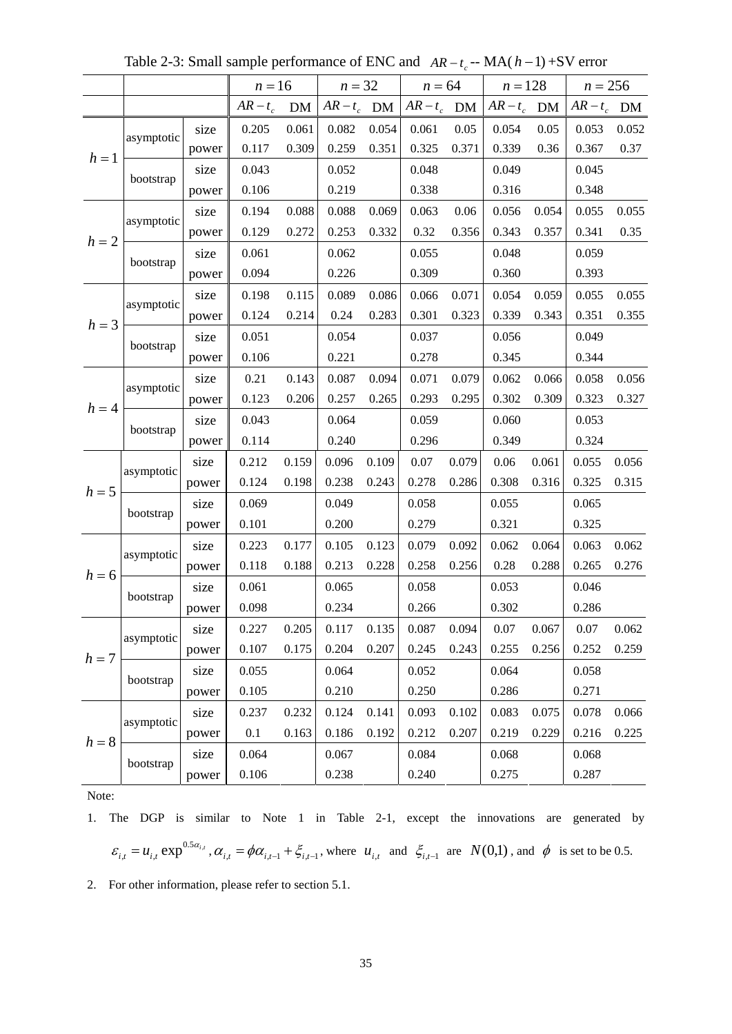Table 2-3: Small sample performance of ENC and $AR-t_c$ -- MA($h-1$)+SV error

| | | | $n=16$ | | $n=32$ | | $n=64$ | | $n=128$ | | $n=256$ | |
|---|---|---|---|---|---|---|---|---|---|---|---|---|
| | | | $AR-t_c$ | DM | $AR-t_c$ | DM | $AR-t_c$ | DM | $AR-t_c$ | DM | $AR-t_c$ | DM |
| $h=1$ | asymptotic | size | 0.205 | 0.061 | 0.082 | 0.054 | 0.061 | 0.05 | 0.054 | 0.05 | 0.053 | 0.052 |
| | | power | 0.117 | 0.309 | 0.259 | 0.351 | 0.325 | 0.371 | 0.339 | 0.36 | 0.367 | 0.37 |
| | bootstrap | size | 0.043 | | 0.052 | | 0.048 | | 0.049 | | 0.045 | |
| | | power | 0.106 | | 0.219 | | 0.338 | | 0.316 | | 0.348 | |
| $h=2$ | asymptotic | size | 0.194 | 0.088 | 0.088 | 0.069 | 0.063 | 0.06 | 0.056 | 0.054 | 0.055 | 0.055 |
| | | power | 0.129 | 0.272 | 0.253 | 0.332 | 0.32 | 0.356 | 0.343 | 0.357 | 0.341 | 0.35 |
| | bootstrap | size | 0.061 | | 0.062 | | 0.055 | | 0.048 | | 0.059 | |
| | | power | 0.094 | | 0.226 | | 0.309 | | 0.360 | | 0.393 | |
| $h=3$ | asymptotic | size | 0.198 | 0.115 | 0.089 | 0.086 | 0.066 | 0.071 | 0.054 | 0.059 | 0.055 | 0.055 |
| | | power | 0.124 | 0.214 | 0.24 | 0.283 | 0.301 | 0.323 | 0.339 | 0.343 | 0.351 | 0.355 |
| | bootstrap | size | 0.051 | | 0.054 | | 0.037 | | 0.056 | | 0.049 | |
| | | power | 0.106 | | 0.221 | | 0.278 | | 0.345 | | 0.344 | |
| $h=4$ | asymptotic | size | 0.21 | 0.143 | 0.087 | 0.094 | 0.071 | 0.079 | 0.062 | 0.066 | 0.058 | 0.056 |
| | | power | 0.123 | 0.206 | 0.257 | 0.265 | 0.293 | 0.295 | 0.302 | 0.309 | 0.323 | 0.327 |
| | bootstrap | size | 0.043 | | 0.064 | | 0.059 | | 0.060 | | 0.053 | |
| | | power | 0.114 | | 0.240 | | 0.296 | | 0.349 | | 0.324 | |
| $h=5$ | asymptotic | size | 0.212 | 0.159 | 0.096 | 0.109 | 0.07 | 0.079 | 0.06 | 0.061 | 0.055 | 0.056 |
| | | power | 0.124 | 0.198 | 0.238 | 0.243 | 0.278 | 0.286 | 0.308 | 0.316 | 0.325 | 0.315 |
| | bootstrap | size | 0.069 | | 0.049 | | 0.058 | | 0.055 | | 0.065 | |
| | | power | 0.101 | | 0.200 | | 0.279 | | 0.321 | | 0.325 | |
| $h=6$ | asymptotic | size | 0.223 | 0.177 | 0.105 | 0.123 | 0.079 | 0.092 | 0.062 | 0.064 | 0.063 | 0.062 |
| | | power | 0.118 | 0.188 | 0.213 | 0.228 | 0.258 | 0.256 | 0.28 | 0.288 | 0.265 | 0.276 |
| | bootstrap | size | 0.061 | | 0.065 | | 0.058 | | 0.053 | | 0.046 | |
| | | power | 0.098 | | 0.234 | | 0.266 | | 0.302 | | 0.286 | |
| $h=7$ | asymptotic | size | 0.227 | 0.205 | 0.117 | 0.135 | 0.087 | 0.094 | 0.07 | 0.067 | 0.07 | 0.062 |
| | | power | 0.107 | 0.175 | 0.204 | 0.207 | 0.245 | 0.243 | 0.255 | 0.256 | 0.252 | 0.259 |
| | bootstrap | size | 0.055 | | 0.064 | | 0.052 | | 0.064 | | 0.058 | |
| | | power | 0.105 | | 0.210 | | 0.250 | | 0.286 | | 0.271 | |
| $h=8$ | asymptotic | size | 0.237 | 0.232 | 0.124 | 0.141 | 0.093 | 0.102 | 0.083 | 0.075 | 0.078 | 0.066 |
| | | power | 0.1 | 0.163 | 0.186 | 0.192 | 0.212 | 0.207 | 0.219 | 0.229 | 0.216 | 0.225 |
| | bootstrap | size | 0.064 | | 0.067 | | 0.084 | | 0.068 | | 0.068 | |
| | | power | 0.106 | | 0.238 | | 0.240 | | 0.275 | | 0.287 | |

Note:

1. The DGP is similar to Note 1 in Table 2-1, except the innovations are generated by $\varepsilon_{i,t} = u_{i,t} \exp^{0.5\alpha_{i,t}}$, $\alpha_{i,t} = \phi\alpha_{i,t-1} + \xi_{i,t-1}$, where $u_{i,t}$ and $\xi_{i,t-1}$ are $N(0,1)$, and $\phi$ is set to be 0.5.
2. For other information, please refer to section 5.1.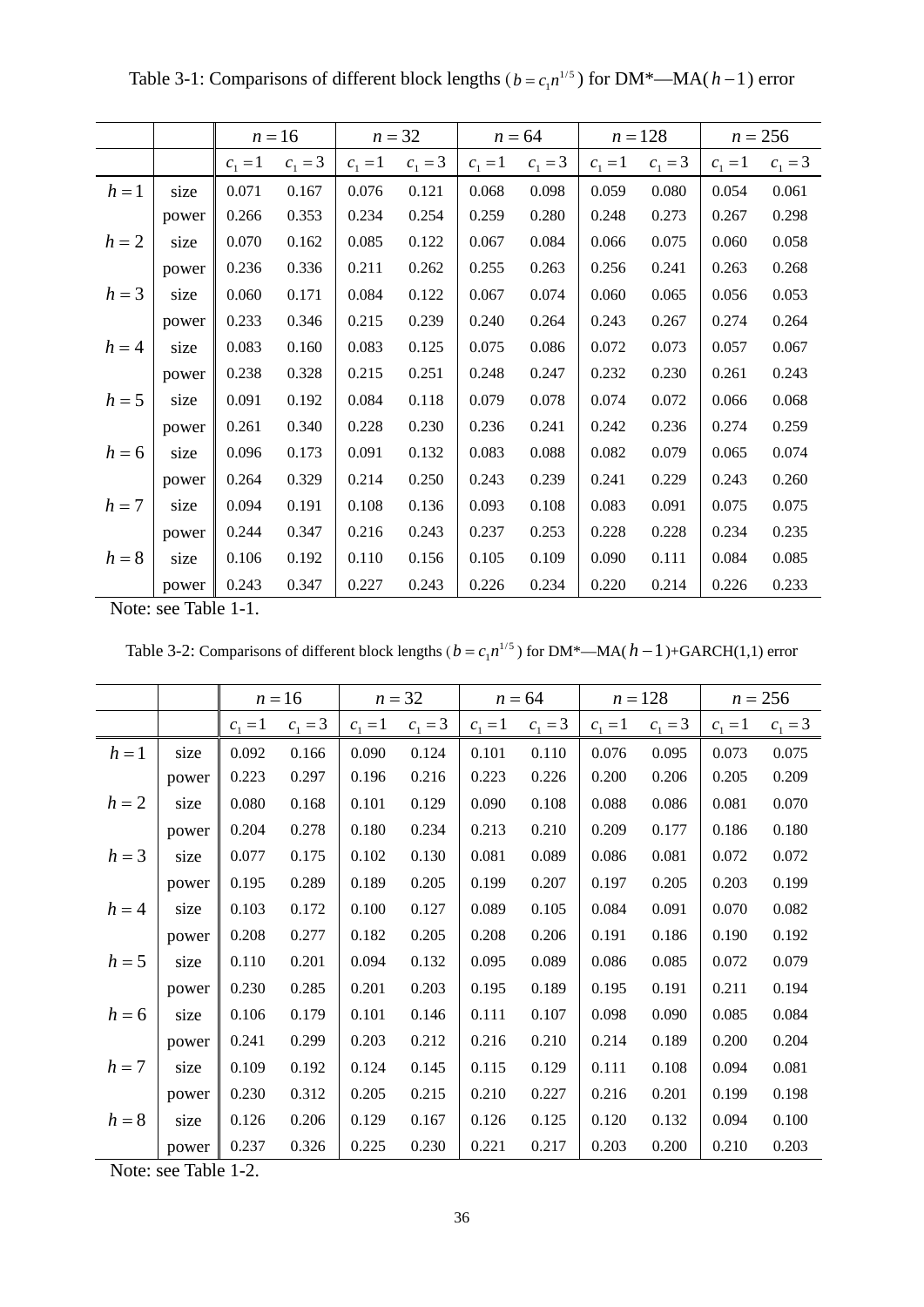Table 3-1: Comparisons of different block lengths ($b = c_1 n^{1/5}$) for DM*—MA($h-1$) error

| | | $n=16$ | | $n=32$ | | $n=64$ | | $n=128$ | | $n=256$ | |
|---|---|---|---|---|---|---|---|---|---|---|---|
| | | $c_1=1$ | $c_1=3$ | $c_1=1$ | $c_1=3$ | $c_1=1$ | $c_1=3$ | $c_1=1$ | $c_1=3$ | $c_1=1$ | $c_1=3$ |
| $h=1$ | size | 0.071 | 0.167 | 0.076 | 0.121 | 0.068 | 0.098 | 0.059 | 0.080 | 0.054 | 0.061 |
| | power | 0.266 | 0.353 | 0.234 | 0.254 | 0.259 | 0.280 | 0.248 | 0.273 | 0.267 | 0.298 |
| $h=2$ | size | 0.070 | 0.162 | 0.085 | 0.122 | 0.067 | 0.084 | 0.066 | 0.075 | 0.060 | 0.058 |
| | power | 0.236 | 0.336 | 0.211 | 0.262 | 0.255 | 0.263 | 0.256 | 0.241 | 0.263 | 0.268 |
| $h=3$ | size | 0.060 | 0.171 | 0.084 | 0.122 | 0.067 | 0.074 | 0.060 | 0.065 | 0.056 | 0.053 |
| | power | 0.233 | 0.346 | 0.215 | 0.239 | 0.240 | 0.264 | 0.243 | 0.267 | 0.274 | 0.264 |
| $h=4$ | size | 0.083 | 0.160 | 0.083 | 0.125 | 0.075 | 0.086 | 0.072 | 0.073 | 0.057 | 0.067 |
| | power | 0.238 | 0.328 | 0.215 | 0.251 | 0.248 | 0.247 | 0.232 | 0.230 | 0.261 | 0.243 |
| $h=5$ | size | 0.091 | 0.192 | 0.084 | 0.118 | 0.079 | 0.078 | 0.074 | 0.072 | 0.066 | 0.068 |
| | power | 0.261 | 0.340 | 0.228 | 0.230 | 0.236 | 0.241 | 0.242 | 0.236 | 0.274 | 0.259 |
| $h=6$ | size | 0.096 | 0.173 | 0.091 | 0.132 | 0.083 | 0.088 | 0.082 | 0.079 | 0.065 | 0.074 |
| | power | 0.264 | 0.329 | 0.214 | 0.250 | 0.243 | 0.239 | 0.241 | 0.229 | 0.243 | 0.260 |
| $h=7$ | size | 0.094 | 0.191 | 0.108 | 0.136 | 0.093 | 0.108 | 0.083 | 0.091 | 0.075 | 0.075 |
| | power | 0.244 | 0.347 | 0.216 | 0.243 | 0.237 | 0.253 | 0.228 | 0.228 | 0.234 | 0.235 |
| $h=8$ | size | 0.106 | 0.192 | 0.110 | 0.156 | 0.105 | 0.109 | 0.090 | 0.111 | 0.084 | 0.085 |
| | power | 0.243 | 0.347 | 0.227 | 0.243 | 0.226 | 0.234 | 0.220 | 0.214 | 0.226 | 0.233 |

Note: see Table 1-1.

Table 3-2: Comparisons of different block lengths ($b = c_1 n^{1/5}$) for DM*—MA($h-1$)+GARCH(1,1) error

| | | $n=16$ | | $n=32$ | | $n=64$ | | $n=128$ | | $n=256$ | |
|---|---|---|---|---|---|---|---|---|---|---|---|
| | | $c_1=1$ | $c_1=3$ | $c_1=1$ | $c_1=3$ | $c_1=1$ | $c_1=3$ | $c_1=1$ | $c_1=3$ | $c_1=1$ | $c_1=3$ |
| $h=1$ | size | 0.092 | 0.166 | 0.090 | 0.124 | 0.101 | 0.110 | 0.076 | 0.095 | 0.073 | 0.075 |
| | power | 0.223 | 0.297 | 0.196 | 0.216 | 0.223 | 0.226 | 0.200 | 0.206 | 0.205 | 0.209 |
| $h=2$ | size | 0.080 | 0.168 | 0.101 | 0.129 | 0.090 | 0.108 | 0.088 | 0.086 | 0.081 | 0.070 |
| | power | 0.204 | 0.278 | 0.180 | 0.234 | 0.213 | 0.210 | 0.209 | 0.177 | 0.186 | 0.180 |
| $h=3$ | size | 0.077 | 0.175 | 0.102 | 0.130 | 0.081 | 0.089 | 0.086 | 0.081 | 0.072 | 0.072 |
| | power | 0.195 | 0.289 | 0.189 | 0.205 | 0.199 | 0.207 | 0.197 | 0.205 | 0.203 | 0.199 |
| $h=4$ | size | 0.103 | 0.172 | 0.100 | 0.127 | 0.089 | 0.105 | 0.084 | 0.091 | 0.070 | 0.082 |
| | power | 0.208 | 0.277 | 0.182 | 0.205 | 0.208 | 0.206 | 0.191 | 0.186 | 0.190 | 0.192 |
| $h=5$ | size | 0.110 | 0.201 | 0.094 | 0.132 | 0.095 | 0.089 | 0.086 | 0.085 | 0.072 | 0.079 |
| | power | 0.230 | 0.285 | 0.201 | 0.203 | 0.195 | 0.189 | 0.195 | 0.191 | 0.211 | 0.194 |
| $h=6$ | size | 0.106 | 0.179 | 0.101 | 0.146 | 0.111 | 0.107 | 0.098 | 0.090 | 0.085 | 0.084 |
| | power | 0.241 | 0.299 | 0.203 | 0.212 | 0.216 | 0.210 | 0.214 | 0.189 | 0.200 | 0.204 |
| $h=7$ | size | 0.109 | 0.192 | 0.124 | 0.145 | 0.115 | 0.129 | 0.111 | 0.108 | 0.094 | 0.081 |
| | power | 0.230 | 0.312 | 0.205 | 0.215 | 0.210 | 0.227 | 0.216 | 0.201 | 0.199 | 0.198 |
| $h=8$ | size | 0.126 | 0.206 | 0.129 | 0.167 | 0.126 | 0.125 | 0.120 | 0.132 | 0.094 | 0.100 |
| | power | 0.237 | 0.326 | 0.225 | 0.230 | 0.221 | 0.217 | 0.203 | 0.200 | 0.210 | 0.203 |

Note: see Table 1-2.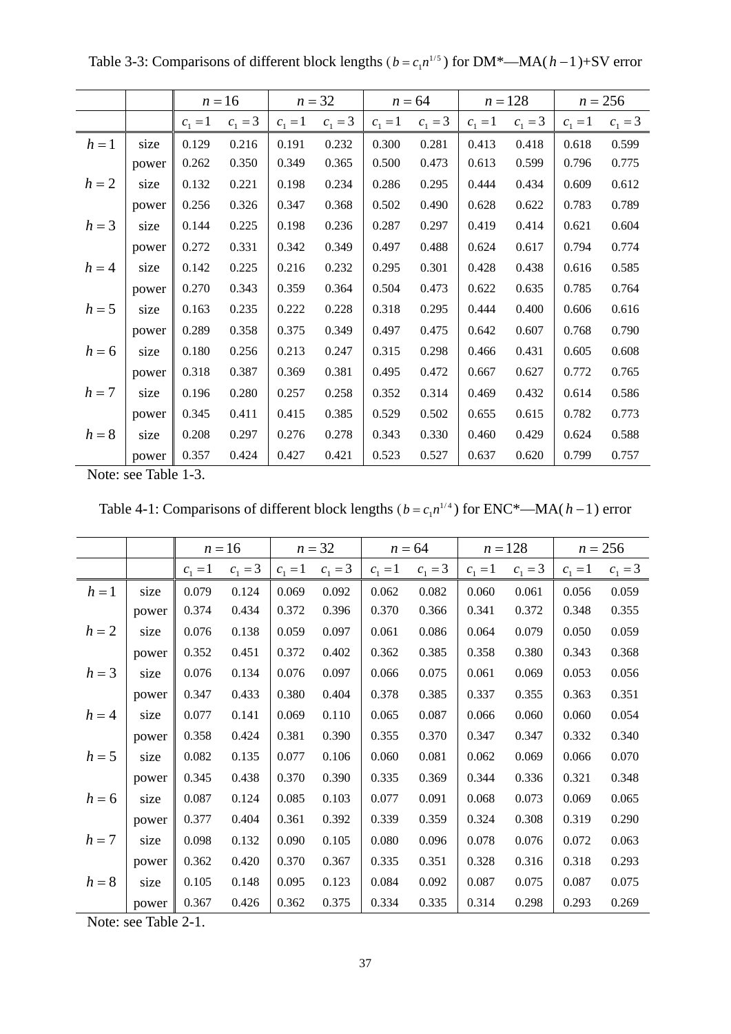Table 3-3: Comparisons of different block lengths ($b = c_1 n^{1/5}$) for DM*—MA($h-1$)+SV error

| | | $n=16$ | | $n=32$ | | $n=64$ | | $n=128$ | | $n=256$ | |
|---|---|---|---|---|---|---|---|---|---|---|---|
| | | $c_1=1$ | $c_1=3$ | $c_1=1$ | $c_1=3$ | $c_1=1$ | $c_1=3$ | $c_1=1$ | $c_1=3$ | $c_1=1$ | $c_1=3$ |
| $h=1$ | size | 0.129 | 0.216 | 0.191 | 0.232 | 0.300 | 0.281 | 0.413 | 0.418 | 0.618 | 0.599 |
| | power | 0.262 | 0.350 | 0.349 | 0.365 | 0.500 | 0.473 | 0.613 | 0.599 | 0.796 | 0.775 |
| $h=2$ | size | 0.132 | 0.221 | 0.198 | 0.234 | 0.286 | 0.295 | 0.444 | 0.434 | 0.609 | 0.612 |
| | power | 0.256 | 0.326 | 0.347 | 0.368 | 0.502 | 0.490 | 0.628 | 0.622 | 0.783 | 0.789 |
| $h=3$ | size | 0.144 | 0.225 | 0.198 | 0.236 | 0.287 | 0.297 | 0.419 | 0.414 | 0.621 | 0.604 |
| | power | 0.272 | 0.331 | 0.342 | 0.349 | 0.497 | 0.488 | 0.624 | 0.617 | 0.794 | 0.774 |
| $h=4$ | size | 0.142 | 0.225 | 0.216 | 0.232 | 0.295 | 0.301 | 0.428 | 0.438 | 0.616 | 0.585 |
| | power | 0.270 | 0.343 | 0.359 | 0.364 | 0.504 | 0.473 | 0.622 | 0.635 | 0.785 | 0.764 |
| $h=5$ | size | 0.163 | 0.235 | 0.222 | 0.228 | 0.318 | 0.295 | 0.444 | 0.400 | 0.606 | 0.616 |
| | power | 0.289 | 0.358 | 0.375 | 0.349 | 0.497 | 0.475 | 0.642 | 0.607 | 0.768 | 0.790 |
| $h=6$ | size | 0.180 | 0.256 | 0.213 | 0.247 | 0.315 | 0.298 | 0.466 | 0.431 | 0.605 | 0.608 |
| | power | 0.318 | 0.387 | 0.369 | 0.381 | 0.495 | 0.472 | 0.667 | 0.627 | 0.772 | 0.765 |
| $h=7$ | size | 0.196 | 0.280 | 0.257 | 0.258 | 0.352 | 0.314 | 0.469 | 0.432 | 0.614 | 0.586 |
| | power | 0.345 | 0.411 | 0.415 | 0.385 | 0.529 | 0.502 | 0.655 | 0.615 | 0.782 | 0.773 |
| $h=8$ | size | 0.208 | 0.297 | 0.276 | 0.278 | 0.343 | 0.330 | 0.460 | 0.429 | 0.624 | 0.588 |
| | power | 0.357 | 0.424 | 0.427 | 0.421 | 0.523 | 0.527 | 0.637 | 0.620 | 0.799 | 0.757 |

Note: see Table 1-3.

Table 4-1: Comparisons of different block lengths ($b = c_1 n^{1/4}$) for ENC*—MA($h-1$) error

| | | $n=16$ | | $n=32$ | | $n=64$ | | $n=128$ | | $n=256$ | |
|---|---|---|---|---|---|---|---|---|---|---|---|
| | | $c_1=1$ | $c_1=3$ | $c_1=1$ | $c_1=3$ | $c_1=1$ | $c_1=3$ | $c_1=1$ | $c_1=3$ | $c_1=1$ | $c_1=3$ |
| $h=1$ | size | 0.079 | 0.124 | 0.069 | 0.092 | 0.062 | 0.082 | 0.060 | 0.061 | 0.056 | 0.059 |
| | power | 0.374 | 0.434 | 0.372 | 0.396 | 0.370 | 0.366 | 0.341 | 0.372 | 0.348 | 0.355 |
| $h=2$ | size | 0.076 | 0.138 | 0.059 | 0.097 | 0.061 | 0.086 | 0.064 | 0.079 | 0.050 | 0.059 |
| | power | 0.352 | 0.451 | 0.372 | 0.402 | 0.362 | 0.385 | 0.358 | 0.380 | 0.343 | 0.368 |
| $h=3$ | size | 0.076 | 0.134 | 0.076 | 0.097 | 0.066 | 0.075 | 0.061 | 0.069 | 0.053 | 0.056 |
| | power | 0.347 | 0.433 | 0.380 | 0.404 | 0.378 | 0.385 | 0.337 | 0.355 | 0.363 | 0.351 |
| $h=4$ | size | 0.077 | 0.141 | 0.069 | 0.110 | 0.065 | 0.087 | 0.066 | 0.060 | 0.060 | 0.054 |
| | power | 0.358 | 0.424 | 0.381 | 0.390 | 0.355 | 0.370 | 0.347 | 0.347 | 0.332 | 0.340 |
| $h=5$ | size | 0.082 | 0.135 | 0.077 | 0.106 | 0.060 | 0.081 | 0.062 | 0.069 | 0.066 | 0.070 |
| | power | 0.345 | 0.438 | 0.370 | 0.390 | 0.335 | 0.369 | 0.344 | 0.336 | 0.321 | 0.348 |
| $h=6$ | size | 0.087 | 0.124 | 0.085 | 0.103 | 0.077 | 0.091 | 0.068 | 0.073 | 0.069 | 0.065 |
| | power | 0.377 | 0.404 | 0.361 | 0.392 | 0.339 | 0.359 | 0.324 | 0.308 | 0.319 | 0.290 |
| $h=7$ | size | 0.098 | 0.132 | 0.090 | 0.105 | 0.080 | 0.096 | 0.078 | 0.076 | 0.072 | 0.063 |
| | power | 0.362 | 0.420 | 0.370 | 0.367 | 0.335 | 0.351 | 0.328 | 0.316 | 0.318 | 0.293 |
| $h=8$ | size | 0.105 | 0.148 | 0.095 | 0.123 | 0.084 | 0.092 | 0.087 | 0.075 | 0.087 | 0.075 |
| | power | 0.367 | 0.426 | 0.362 | 0.375 | 0.334 | 0.335 | 0.314 | 0.298 | 0.293 | 0.269 |

Note: see Table 2-1.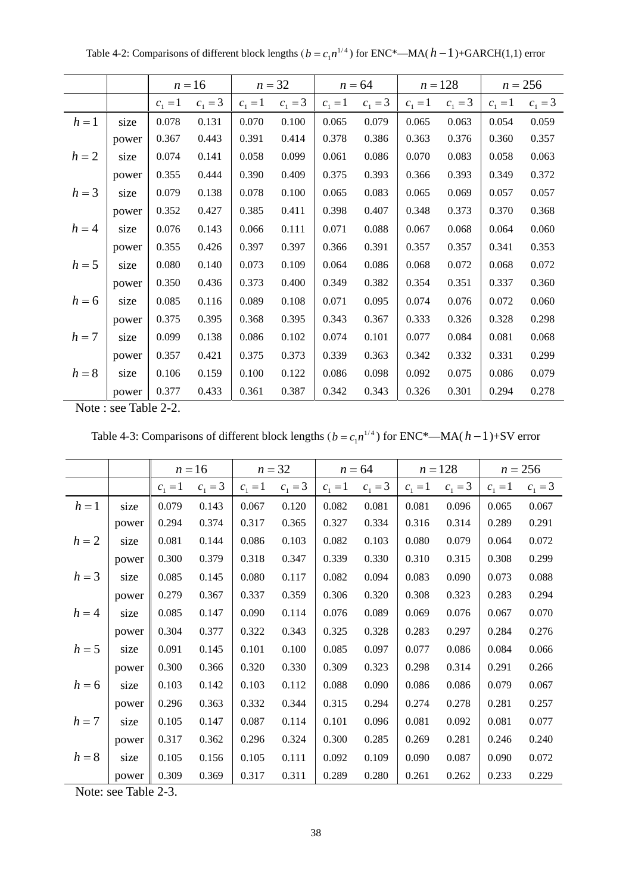Table 4-2: Comparisons of different block lengths ($b = c_1 n^{1/4}$) for ENC*—MA($h-1$)+GARCH(1,1) error

| | | $n=16$ | | $n=32$ | | $n=64$ | | $n=128$ | | $n=256$ | |
|---|---|---|---|---|---|---|---|---|---|---|---|
| | | $c_1=1$ | $c_1=3$ | $c_1=1$ | $c_1=3$ | $c_1=1$ | $c_1=3$ | $c_1=1$ | $c_1=3$ | $c_1=1$ | $c_1=3$ |
| $h=1$ | size | 0.078 | 0.131 | 0.070 | 0.100 | 0.065 | 0.079 | 0.065 | 0.063 | 0.054 | 0.059 |
| | power | 0.367 | 0.443 | 0.391 | 0.414 | 0.378 | 0.386 | 0.363 | 0.376 | 0.360 | 0.357 |
| $h=2$ | size | 0.074 | 0.141 | 0.058 | 0.099 | 0.061 | 0.086 | 0.070 | 0.083 | 0.058 | 0.063 |
| | power | 0.355 | 0.444 | 0.390 | 0.409 | 0.375 | 0.393 | 0.366 | 0.393 | 0.349 | 0.372 |
| $h=3$ | size | 0.079 | 0.138 | 0.078 | 0.100 | 0.065 | 0.083 | 0.065 | 0.069 | 0.057 | 0.057 |
| | power | 0.352 | 0.427 | 0.385 | 0.411 | 0.398 | 0.407 | 0.348 | 0.373 | 0.370 | 0.368 |
| $h=4$ | size | 0.076 | 0.143 | 0.066 | 0.111 | 0.071 | 0.088 | 0.067 | 0.068 | 0.064 | 0.060 |
| | power | 0.355 | 0.426 | 0.397 | 0.397 | 0.366 | 0.391 | 0.357 | 0.357 | 0.341 | 0.353 |
| $h=5$ | size | 0.080 | 0.140 | 0.073 | 0.109 | 0.064 | 0.086 | 0.068 | 0.072 | 0.068 | 0.072 |
| | power | 0.350 | 0.436 | 0.373 | 0.400 | 0.349 | 0.382 | 0.354 | 0.351 | 0.337 | 0.360 |
| $h=6$ | size | 0.085 | 0.116 | 0.089 | 0.108 | 0.071 | 0.095 | 0.074 | 0.076 | 0.072 | 0.060 |
| | power | 0.375 | 0.395 | 0.368 | 0.395 | 0.343 | 0.367 | 0.333 | 0.326 | 0.328 | 0.298 |
| $h=7$ | size | 0.099 | 0.138 | 0.086 | 0.102 | 0.074 | 0.101 | 0.077 | 0.084 | 0.081 | 0.068 |
| | power | 0.357 | 0.421 | 0.375 | 0.373 | 0.339 | 0.363 | 0.342 | 0.332 | 0.331 | 0.299 |
| $h=8$ | size | 0.106 | 0.159 | 0.100 | 0.122 | 0.086 | 0.098 | 0.092 | 0.075 | 0.086 | 0.079 |
| | power | 0.377 | 0.433 | 0.361 | 0.387 | 0.342 | 0.343 | 0.326 | 0.301 | 0.294 | 0.278 |

Note : see Table 2-2.

Table 4-3: Comparisons of different block lengths ($b = c_1 n^{1/4}$) for ENC*—MA($h-1$)+SV error

| | | $n=16$ | | $n=32$ | | $n=64$ | | $n=128$ | | $n=256$ | |
|---|---|---|---|---|---|---|---|---|---|---|---|
| | | $c_1=1$ | $c_1=3$ | $c_1=1$ | $c_1=3$ | $c_1=1$ | $c_1=3$ | $c_1=1$ | $c_1=3$ | $c_1=1$ | $c_1=3$ |
| $h=1$ | size | 0.079 | 0.143 | 0.067 | 0.120 | 0.082 | 0.081 | 0.081 | 0.096 | 0.065 | 0.067 |
| | power | 0.294 | 0.374 | 0.317 | 0.365 | 0.327 | 0.334 | 0.316 | 0.314 | 0.289 | 0.291 |
| $h=2$ | size | 0.081 | 0.144 | 0.086 | 0.103 | 0.082 | 0.103 | 0.080 | 0.079 | 0.064 | 0.072 |
| | power | 0.300 | 0.379 | 0.318 | 0.347 | 0.339 | 0.330 | 0.310 | 0.315 | 0.308 | 0.299 |
| $h=3$ | size | 0.085 | 0.145 | 0.080 | 0.117 | 0.082 | 0.094 | 0.083 | 0.090 | 0.073 | 0.088 |
| | power | 0.279 | 0.367 | 0.337 | 0.359 | 0.306 | 0.320 | 0.308 | 0.323 | 0.283 | 0.294 |
| $h=4$ | size | 0.085 | 0.147 | 0.090 | 0.114 | 0.076 | 0.089 | 0.069 | 0.076 | 0.067 | 0.070 |
| | power | 0.304 | 0.377 | 0.322 | 0.343 | 0.325 | 0.328 | 0.283 | 0.297 | 0.284 | 0.276 |
| $h=5$ | size | 0.091 | 0.145 | 0.101 | 0.100 | 0.085 | 0.097 | 0.077 | 0.086 | 0.084 | 0.066 |
| | power | 0.300 | 0.366 | 0.320 | 0.330 | 0.309 | 0.323 | 0.298 | 0.314 | 0.291 | 0.266 |
| $h=6$ | size | 0.103 | 0.142 | 0.103 | 0.112 | 0.088 | 0.090 | 0.086 | 0.086 | 0.079 | 0.067 |
| | power | 0.296 | 0.363 | 0.332 | 0.344 | 0.315 | 0.294 | 0.274 | 0.278 | 0.281 | 0.257 |
| $h=7$ | size | 0.105 | 0.147 | 0.087 | 0.114 | 0.101 | 0.096 | 0.081 | 0.092 | 0.081 | 0.077 |
| | power | 0.317 | 0.362 | 0.296 | 0.324 | 0.300 | 0.285 | 0.269 | 0.281 | 0.246 | 0.240 |
| $h=8$ | size | 0.105 | 0.156 | 0.105 | 0.111 | 0.092 | 0.109 | 0.090 | 0.087 | 0.090 | 0.072 |
| | power | 0.309 | 0.369 | 0.317 | 0.311 | 0.289 | 0.280 | 0.261 | 0.262 | 0.233 | 0.229 |

Note: see Table 2-3.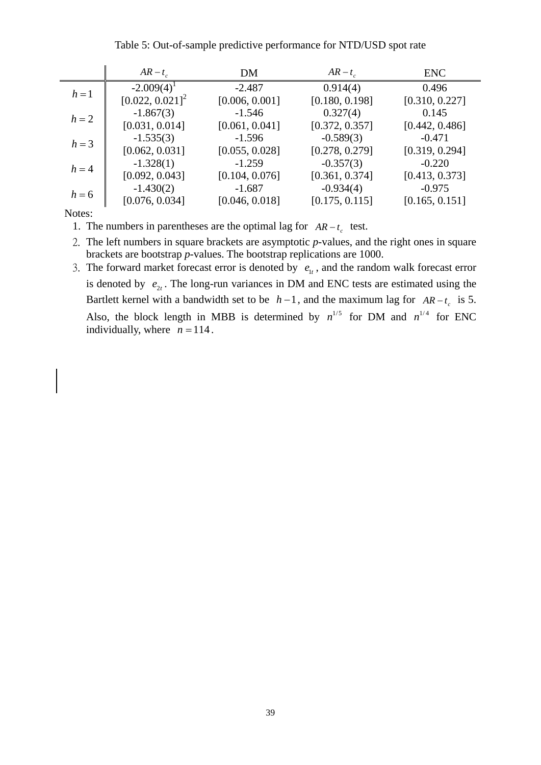Table 5: Out-of-sample predictive performance for NTD/USD spot rate

| | $AR-t_c$ | DM | $AR-t_c$ | ENC |
|---|---|---|---|---|
| $h=1$ | -2.009(4)[1] | -2.487 | 0.914(4) | 0.496 |
| | [0.022, 0.021][2] | [0.006, 0.001] | [0.180, 0.198] | [0.310, 0.227] |
| $h=2$ | -1.867(3) | -1.546 | 0.327(4) | 0.145 |
| | [0.031, 0.014] | [0.061, 0.041] | [0.372, 0.357] | [0.442, 0.486] |
| $h=3$ | -1.535(3) | -1.596 | -0.589(3) | -0.471 |
| | [0.062, 0.031] | [0.055, 0.028] | [0.278, 0.279] | [0.319, 0.294] |
| $h=4$ | -1.328(1) | -1.259 | -0.357(3) | -0.220 |
| | [0.092, 0.043] | [0.104, 0.076] | [0.361, 0.374] | [0.413, 0.373] |
| $h=6$ | -1.430(2) | -1.687 | -0.934(4) | -0.975 |
| | [0.076, 0.034] | [0.046, 0.018] | [0.175, 0.115] | [0.165, 0.151] |

Notes:

1. The numbers in parentheses are the optimal lag for $AR-t_c$ test.
2. The left numbers in square brackets are asymptotic *p*-values, and the right ones in square brackets are bootstrap *p*-values. The bootstrap replications are 1000.
3. The forward market forecast error is denoted by $e_{1t}$, and the random walk forecast error is denoted by $e_{2t}$. The long-run variances in DM and ENC tests are estimated using the Bartlett kernel with a bandwidth set to be $h-1$, and the maximum lag for $AR-t_c$ is 5. Also, the block length in MBB is determined by $n^{1/5}$ for DM and $n^{1/4}$ for ENC individually, where $n=114$.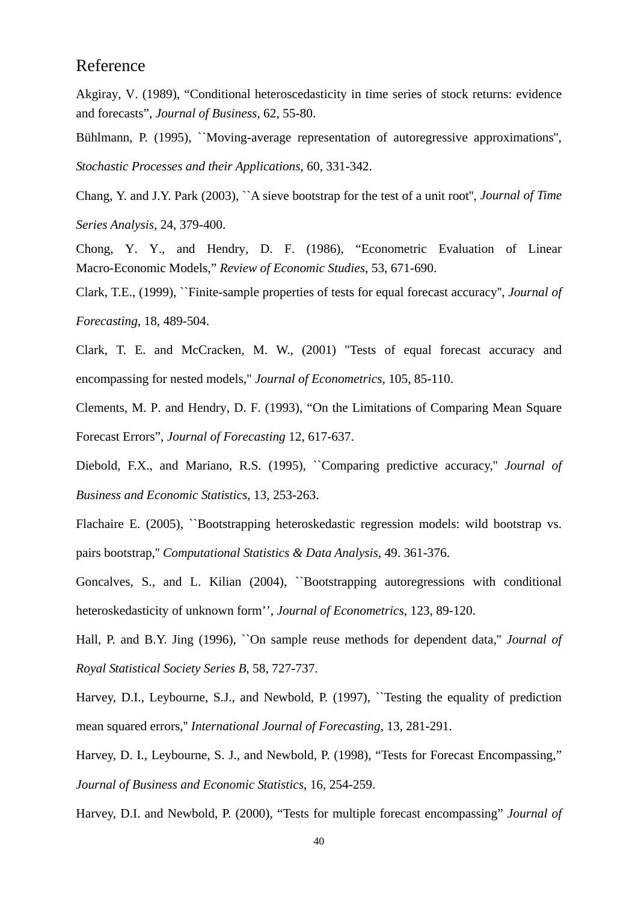# Reference

Akgiray, V. (1989), “Conditional heteroscedasticity in time series of stock returns: evidence and forecasts”, *Journal of Business*, 62, 55-80.

Bühlmann, P. (1995), ``Moving-average representation of autoregressive approximations'', *Stochastic Processes and their Applications*, 60, 331-342.

Chang, Y. and J.Y. Park (2003), ``A sieve bootstrap for the test of a unit root'', *Journal of Time Series Analysis*, 24, 379-400.

Chong, Y. Y., and Hendry, D. F. (1986), “Econometric Evaluation of Linear Macro-Economic Models,” *Review of Economic Studies*, 53, 671-690.

Clark, T.E., (1999), ``Finite-sample properties of tests for equal forecast accuracy'', *Journal of Forecasting*, 18, 489-504.

Clark, T. E. and McCracken, M. W., (2001) "Tests of equal forecast accuracy and encompassing for nested models," *Journal of Econometrics*, 105, 85-110.

Clements, M. P. and Hendry, D. F. (1993), “On the Limitations of Comparing Mean Square Forecast Errors”, *Journal of Forecasting* 12, 617-637.

Diebold, F.X., and Mariano, R.S. (1995), ``Comparing predictive accuracy,'' *Journal of Business and Economic Statistics*, 13, 253-263.

Flachaire E. (2005), ``Bootstrapping heteroskedastic regression models: wild bootstrap vs. pairs bootstrap,'' *Computational Statistics & Data Analysis*, 49. 361-376.

Goncalves, S., and L. Kilian (2004), ``Bootstrapping autoregressions with conditional heteroskedasticity of unknown form’’, *Journal of Econometrics*, 123, 89-120.

Hall, P. and B.Y. Jing (1996), ``On sample reuse methods for dependent data,'' *Journal of Royal Statistical Society Series B*, 58, 727-737.

Harvey, D.I., Leybourne, S.J., and Newbold, P. (1997), ``Testing the equality of prediction mean squared errors,'' *International Journal of Forecasting*, 13, 281-291.

Harvey, D. I., Leybourne, S. J., and Newbold, P. (1998), “Tests for Forecast Encompassing,” *Journal of Business and Economic Statistics*, 16, 254-259.

Harvey, D.I. and Newbold, P. (2000), “Tests for multiple forecast encompassing” *Journal of*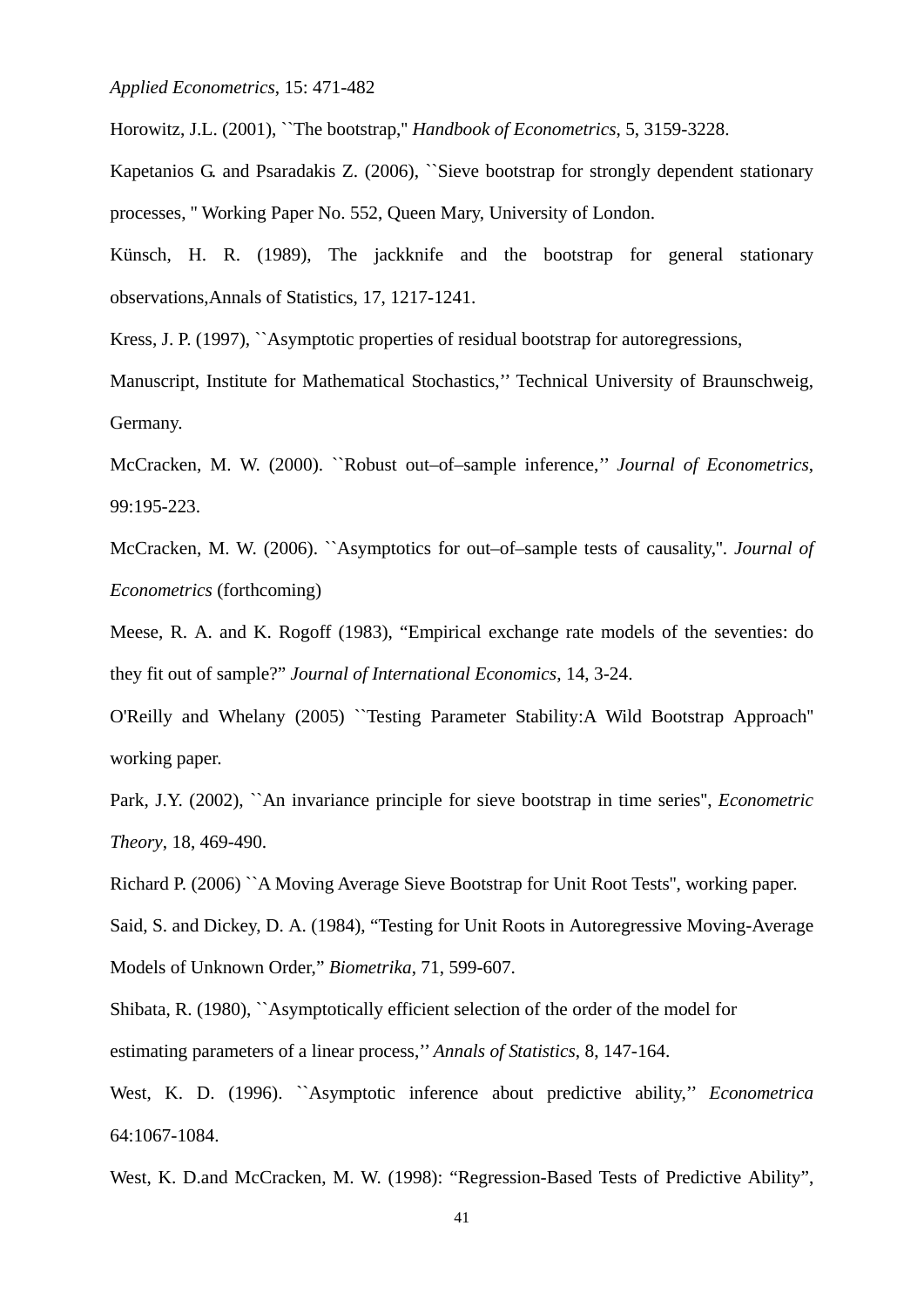*Applied Econometrics*, 15: 471-482

Horowitz, J.L. (2001), ``The bootstrap,'' *Handbook of Econometrics*, 5, 3159-3228.

Kapetanios G. and Psaradakis Z. (2006), ``Sieve bootstrap for strongly dependent stationary processes, '' Working Paper No. 552, Queen Mary, University of London.

Künsch, H. R. (1989), The jackknife and the bootstrap for general stationary observations,Annals of Statistics, 17, 1217-1241.

Kress, J. P. (1997), ``Asymptotic properties of residual bootstrap for autoregressions, Manuscript, Institute for Mathematical Stochastics,'' Technical University of Braunschweig, Germany.

McCracken, M. W. (2000). ``Robust out–of–sample inference,'' *Journal of Econometrics*, 99:195-223.

McCracken, M. W. (2006). ``Asymptotics for out–of–sample tests of causality,''. *Journal of Econometrics* (forthcoming)

Meese, R. A. and K. Rogoff (1983), "Empirical exchange rate models of the seventies: do they fit out of sample?" *Journal of International Economics*, 14, 3-24.

O'Reilly and Whelany (2005) ``Testing Parameter Stability:A Wild Bootstrap Approach'' working paper.

Park, J.Y. (2002), ``An invariance principle for sieve bootstrap in time series'', *Econometric Theory*, 18, 469-490.

Richard P. (2006) ``A Moving Average Sieve Bootstrap for Unit Root Tests'', working paper.

Said, S. and Dickey, D. A. (1984), "Testing for Unit Roots in Autoregressive Moving-Average Models of Unknown Order," *Biometrika*, 71, 599-607.

Shibata, R. (1980), ``Asymptotically efficient selection of the order of the model for estimating parameters of a linear process,'' *Annals of Statistics*, 8, 147-164.

West, K. D. (1996). ``Asymptotic inference about predictive ability,'' *Econometrica* 64:1067-1084.

West, K. D.and McCracken, M. W. (1998): "Regression-Based Tests of Predictive Ability",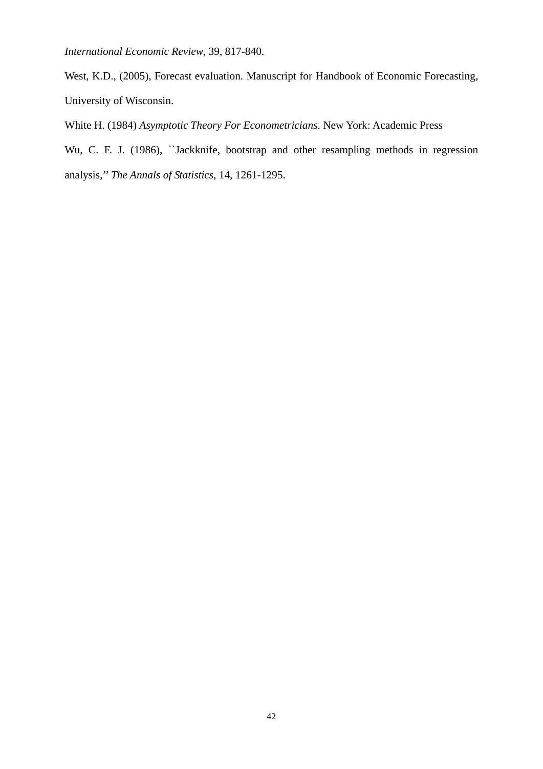*International Economic Review*, 39, 817-840.

West, K.D., (2005), Forecast evaluation. Manuscript for Handbook of Economic Forecasting, University of Wisconsin.

White H. (1984) *Asymptotic Theory For Econometricians*. New York: Academic Press

Wu, C. F. J. (1986), ``Jackknife, bootstrap and other resampling methods in regression analysis,'' *The Annals of Statistics*, 14, 1261-1295.